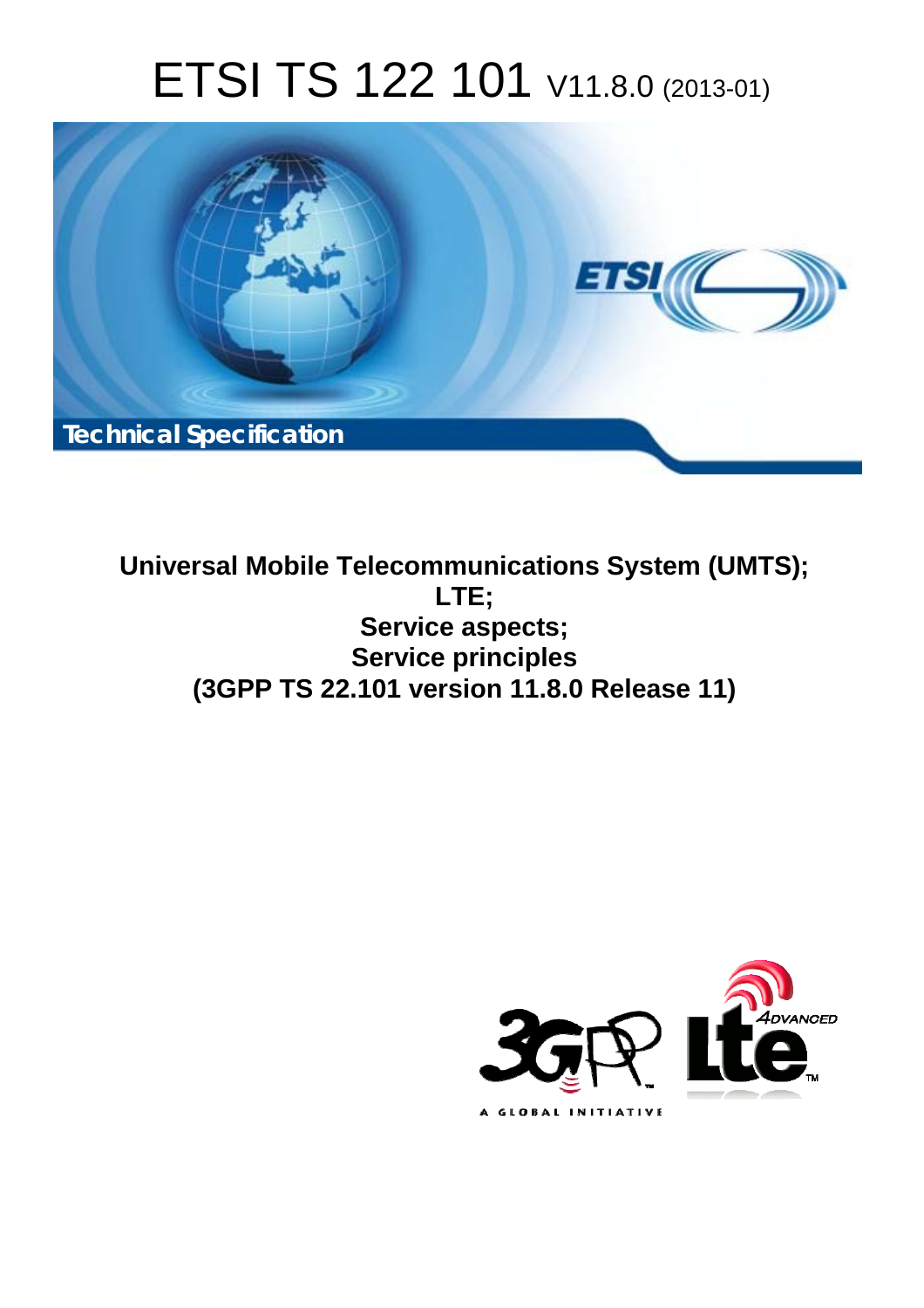# ETSI TS 122 101 V11.8.0 (2013-01)

Technical Specification

**Universal Mobile Telecommunications System (UMTS); LTE; Service aspects; Service principles (3GPP TS 22.101 version 11.8.0 Release 11)**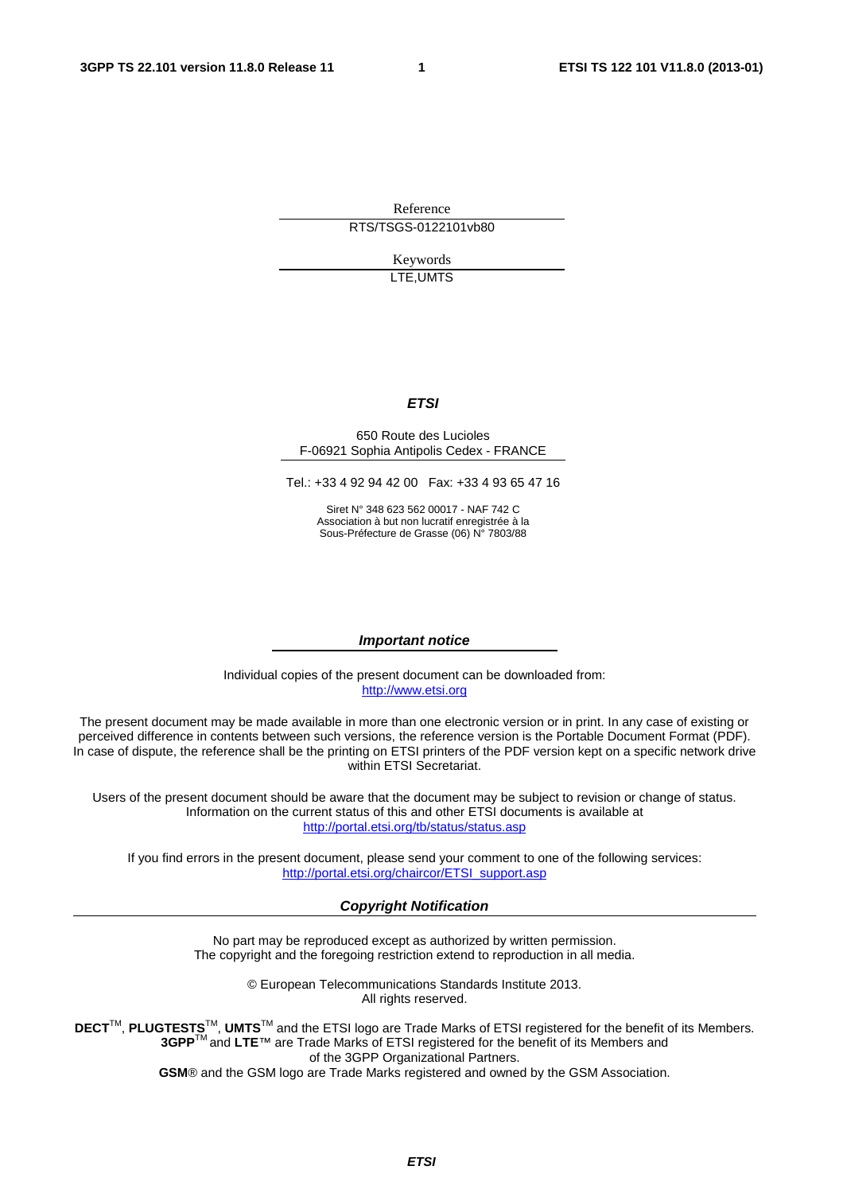Reference

RTS/TSGS-0122101vb80

Keywords

LTE,UMTS

***ETSI***

650 Route des Lucioles
F-06921 Sophia Antipolis Cedex - FRANCE

Tel.: +33 4 92 94 42 00 Fax: +33 4 93 65 47 16

Siret N° 348 623 562 00017 - NAF 742 C
Association à but non lucratif enregistrée à la
Sous-Préfecture de Grasse (06) N° 7803/88

***Important notice***

Individual copies of the present document can be downloaded from:
http://www.etsi.org

The present document may be made available in more than one electronic version or in print. In any case of existing or perceived difference in contents between such versions, the reference version is the Portable Document Format (PDF). In case of dispute, the reference shall be the printing on ETSI printers of the PDF version kept on a specific network drive within ETSI Secretariat.

Users of the present document should be aware that the document may be subject to revision or change of status. Information on the current status of this and other ETSI documents is available at
http://portal.etsi.org/tb/status/status.asp

If you find errors in the present document, please send your comment to one of the following services:
http://portal.etsi.org/chaircor/ETSI_support.asp

***Copyright Notification***

No part may be reproduced except as authorized by written permission.
The copyright and the foregoing restriction extend to reproduction in all media.

© European Telecommunications Standards Institute 2013.
All rights reserved.

**DECT**™, **PLUGTESTS**™, **UMTS**™ and the ETSI logo are Trade Marks of ETSI registered for the benefit of its Members.
**3GPP**™ and **LTE**™ are Trade Marks of ETSI registered for the benefit of its Members and of the 3GPP Organizational Partners.
**GSM**® and the GSM logo are Trade Marks registered and owned by the GSM Association.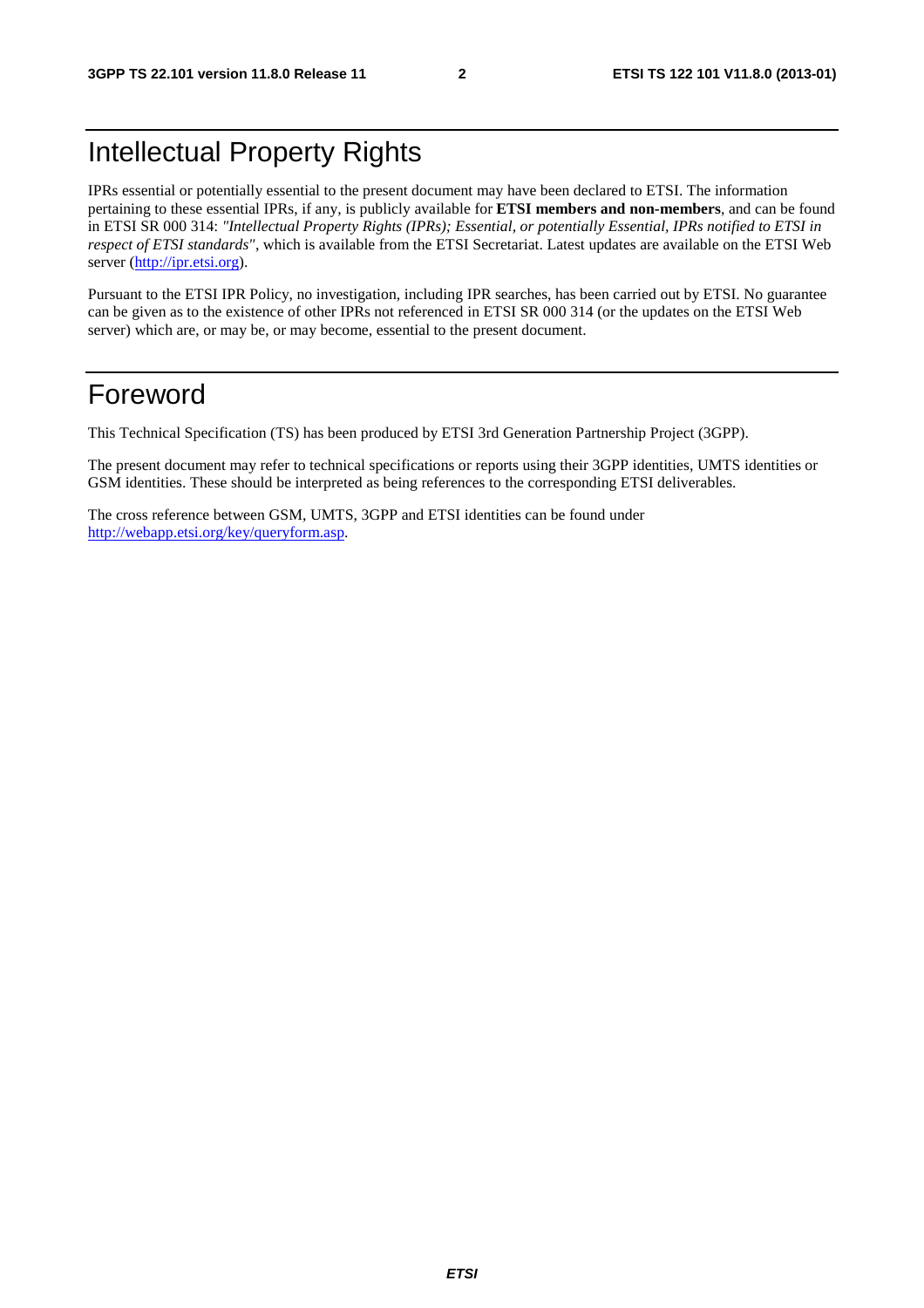# Intellectual Property Rights

IPRs essential or potentially essential to the present document may have been declared to ETSI. The information pertaining to these essential IPRs, if any, is publicly available for **ETSI members and non-members**, and can be found in ETSI SR 000 314: *"Intellectual Property Rights (IPRs); Essential, or potentially Essential, IPRs notified to ETSI in respect of ETSI standards"*, which is available from the ETSI Secretariat. Latest updates are available on the ETSI Web server (http://ipr.etsi.org).

Pursuant to the ETSI IPR Policy, no investigation, including IPR searches, has been carried out by ETSI. No guarantee can be given as to the existence of other IPRs not referenced in ETSI SR 000 314 (or the updates on the ETSI Web server) which are, or may be, or may become, essential to the present document.

# Foreword

This Technical Specification (TS) has been produced by ETSI 3rd Generation Partnership Project (3GPP).

The present document may refer to technical specifications or reports using their 3GPP identities, UMTS identities or GSM identities. These should be interpreted as being references to the corresponding ETSI deliverables.

The cross reference between GSM, UMTS, 3GPP and ETSI identities can be found under http://webapp.etsi.org/key/queryform.asp.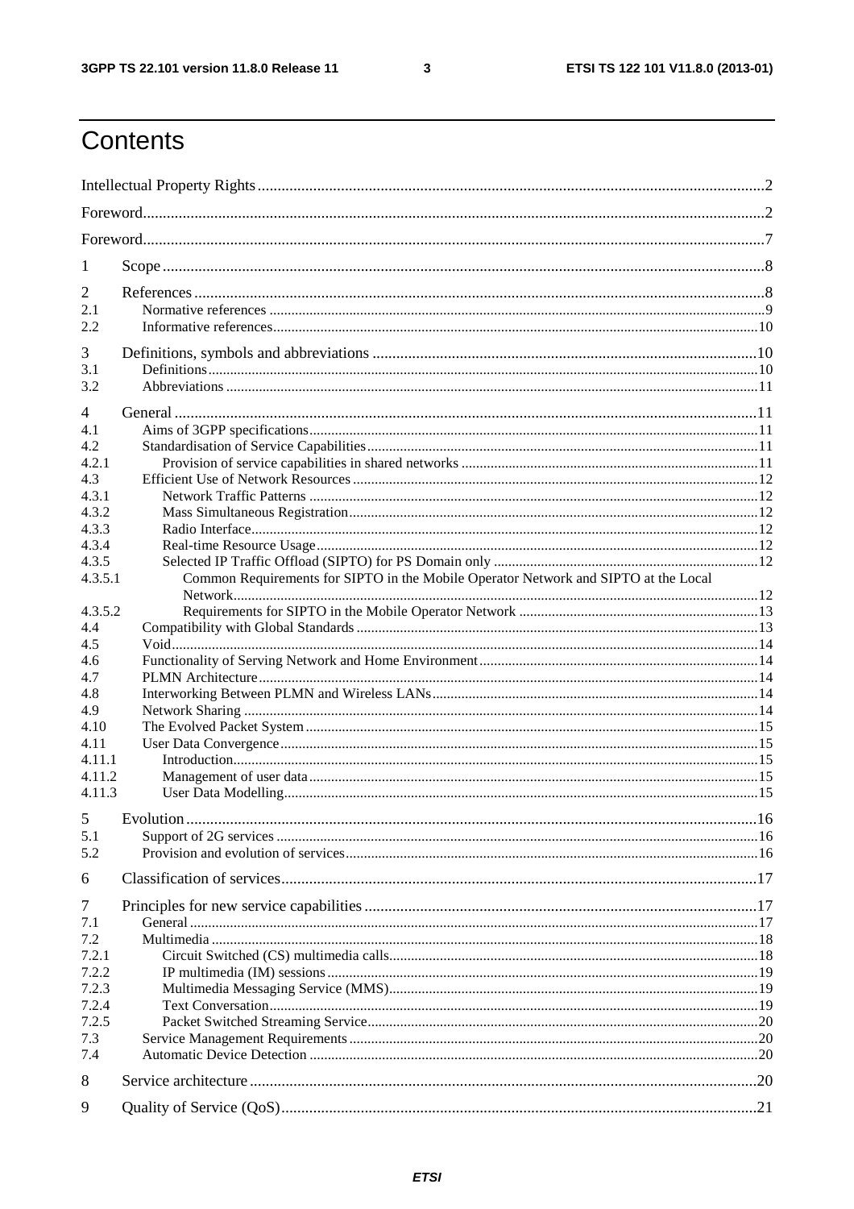# Contents

Intellectual Property Rights ..... 2

Foreword ..... 2

Foreword ..... 7

1 Scope ..... 8

2 References ..... 8
- 2.1 Normative references ..... 9
- 2.2 Informative references ..... 10

3 Definitions, symbols and abbreviations ..... 10
- 3.1 Definitions ..... 10
- 3.2 Abbreviations ..... 11

4 General ..... 11
- 4.1 Aims of 3GPP specifications ..... 11
- 4.2 Standardisation of Service Capabilities ..... 11
  - 4.2.1 Provision of service capabilities in shared networks ..... 11
- 4.3 Efficient Use of Network Resources ..... 12
  - 4.3.1 Network Traffic Patterns ..... 12
  - 4.3.2 Mass Simultaneous Registration ..... 12
  - 4.3.3 Radio Interface ..... 12
  - 4.3.4 Real-time Resource Usage ..... 12
  - 4.3.5 Selected IP Traffic Offload (SIPTO) for PS Domain only ..... 12
    - 4.3.5.1 Common Requirements for SIPTO in the Mobile Operator Network and SIPTO at the Local Network ..... 12
    - 4.3.5.2 Requirements for SIPTO in the Mobile Operator Network ..... 13
- 4.4 Compatibility with Global Standards ..... 13
- 4.5 Void ..... 14
- 4.6 Functionality of Serving Network and Home Environment ..... 14
- 4.7 PLMN Architecture ..... 14
- 4.8 Interworking Between PLMN and Wireless LANs ..... 14
- 4.9 Network Sharing ..... 14
- 4.10 The Evolved Packet System ..... 15
- 4.11 User Data Convergence ..... 15
  - 4.11.1 Introduction ..... 15
  - 4.11.2 Management of user data ..... 15
  - 4.11.3 User Data Modelling ..... 15

5 Evolution ..... 16
- 5.1 Support of 2G services ..... 16
- 5.2 Provision and evolution of services ..... 16

6 Classification of services ..... 17

7 Principles for new service capabilities ..... 17
- 7.1 General ..... 17
- 7.2 Multimedia ..... 18
  - 7.2.1 Circuit Switched (CS) multimedia calls ..... 18
  - 7.2.2 IP multimedia (IM) sessions ..... 19
  - 7.2.3 Multimedia Messaging Service (MMS) ..... 19
  - 7.2.4 Text Conversation ..... 19
  - 7.2.5 Packet Switched Streaming Service ..... 20
- 7.3 Service Management Requirements ..... 20
- 7.4 Automatic Device Detection ..... 20

8 Service architecture ..... 20

9 Quality of Service (QoS) ..... 21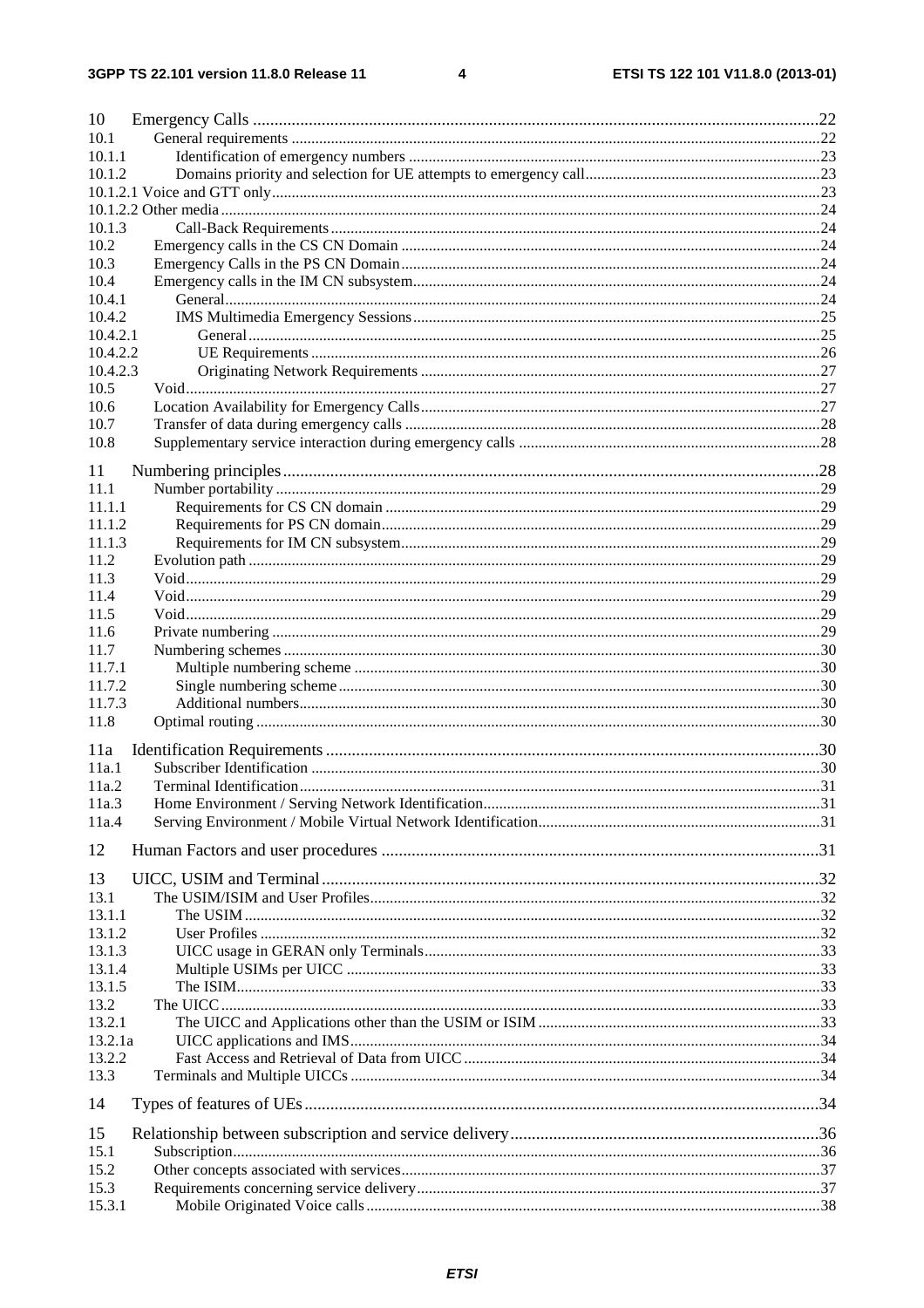10 Emergency Calls ....................................................................................................................................22
10.1 General requirements ......................................................................................................................22
10.1.1 Identification of emergency numbers .........................................................................................23
10.1.2 Domains priority and selection for UE attempts to emergency call...........................................................23
10.1.2.1 Voice and GTT only...........................................................................................................................23
10.1.2.2 Other media ......................................................................................................................................24
10.1.3 Call-Back Requirements ............................................................................................................24
10.2 Emergency calls in the CS CN Domain ...........................................................................................24
10.3 Emergency Calls in the PS CN Domain...........................................................................................24
10.4 Emergency calls in the IM CN subsystem........................................................................................24
10.4.1 General.......................................................................................................................................24
10.4.2 IMS Multimedia Emergency Sessions.......................................................................................25
10.4.2.1 General.................................................................................................................................25
10.4.2.2 UE Requirements .................................................................................................................26
10.4.2.3 Originating Network Requirements .....................................................................................27
10.5 Void..................................................................................................................................................27
10.6 Location Availability for Emergency Calls.......................................................................................27
10.7 Transfer of data during emergency calls ..........................................................................................28
10.8 Supplementary service interaction during emergency calls .............................................................28

11 Numbering principles...........................................................................................................................28
11.1 Number portability ...........................................................................................................................29
11.1.1 Requirements for CS CN domain ..............................................................................................29
11.1.2 Requirements for PS CN domain...............................................................................................29
11.1.3 Requirements for IM CN subsystem..........................................................................................29
11.2 Evolution path ..................................................................................................................................29
11.3 Void..................................................................................................................................................29
11.4 Void..................................................................................................................................................29
11.5 Void..................................................................................................................................................29
11.6 Private numbering ............................................................................................................................29
11.7 Numbering schemes .........................................................................................................................30
11.7.1 Multiple numbering scheme ......................................................................................................30
11.7.2 Single numbering scheme ..........................................................................................................30
11.7.3 Additional numbers....................................................................................................................30
11.8 Optimal routing ................................................................................................................................30

11a Identification Requirements .................................................................................................................30
11a.1 Subscriber Identification ..................................................................................................................30
11a.2 Terminal Identification.....................................................................................................................31
11a.3 Home Environment / Serving Network Identification......................................................................31
11a.4 Serving Environment / Mobile Virtual Network Identification........................................................31

12 Human Factors and user procedures ....................................................................................................31

13 UICC, USIM and Terminal..................................................................................................................32
13.1 The USIM/ISIM and User Profiles...................................................................................................32
13.1.1 The USIM ..................................................................................................................................32
13.1.2 User Profiles ..............................................................................................................................32
13.1.3 UICC usage in GERAN only Terminals....................................................................................33
13.1.4 Multiple USIMs per UICC ........................................................................................................33
13.1.5 The ISIM....................................................................................................................................33
13.2 The UICC .........................................................................................................................................33
13.2.1 The UICC and Applications other than the USIM or ISIM .......................................................33
13.2.1a UICC applications and IMS.......................................................................................................34
13.2.2 Fast Access and Retrieval of Data from UICC ..........................................................................34
13.3 Terminals and Multiple UICCs ........................................................................................................34

14 Types of features of UEs......................................................................................................................34

15 Relationship between subscription and service delivery......................................................................36
15.1 Subscription......................................................................................................................................36
15.2 Other concepts associated with services...........................................................................................37
15.3 Requirements concerning service delivery.......................................................................................37
15.3.1 Mobile Originated Voice calls ...................................................................................................38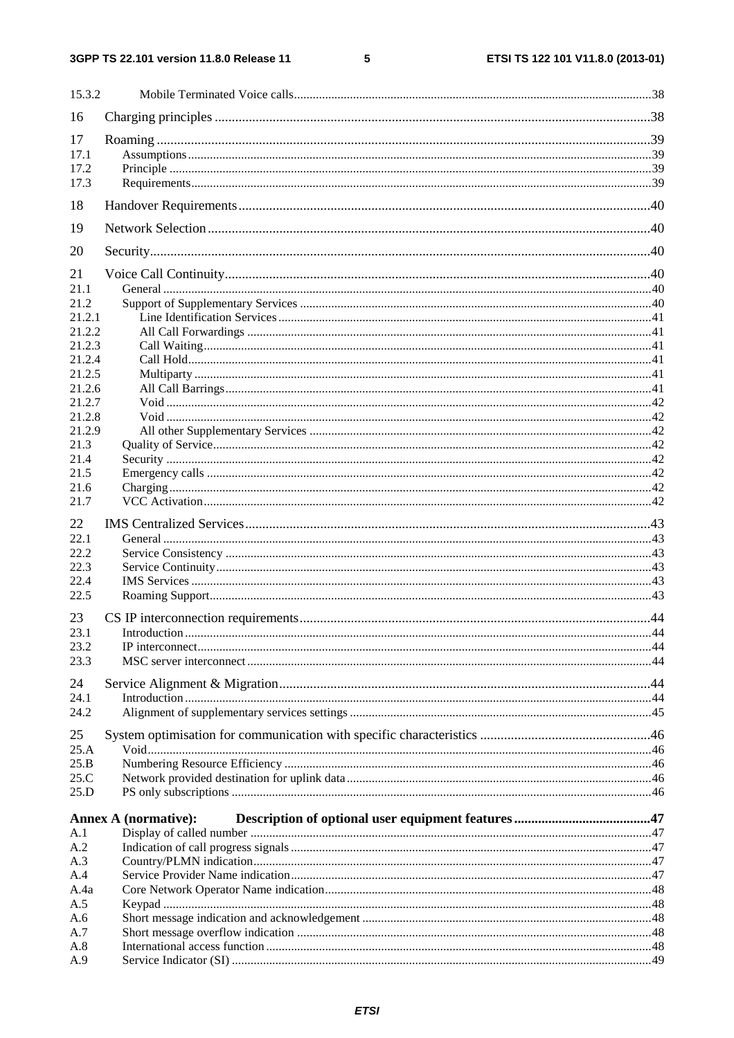15.3.2 Mobile Terminated Voice calls ... 38

16 Charging principles ... 38

17 Roaming ... 39
17.1 Assumptions ... 39
17.2 Principle ... 39
17.3 Requirements ... 39

18 Handover Requirements ... 40

19 Network Selection ... 40

20 Security ... 40

21 Voice Call Continuity ... 40
21.1 General ... 40
21.2 Support of Supplementary Services ... 40
21.2.1 Line Identification Services ... 41
21.2.2 All Call Forwardings ... 41
21.2.3 Call Waiting ... 41
21.2.4 Call Hold ... 41
21.2.5 Multiparty ... 41
21.2.6 All Call Barrings ... 41
21.2.7 Void ... 42
21.2.8 Void ... 42
21.2.9 All other Supplementary Services ... 42
21.3 Quality of Service ... 42
21.4 Security ... 42
21.5 Emergency calls ... 42
21.6 Charging ... 42
21.7 VCC Activation ... 42

22 IMS Centralized Services ... 43
22.1 General ... 43
22.2 Service Consistency ... 43
22.3 Service Continuity ... 43
22.4 IMS Services ... 43
22.5 Roaming Support ... 43

23 CS IP interconnection requirements ... 44
23.1 Introduction ... 44
23.2 IP interconnect ... 44
23.3 MSC server interconnect ... 44

24 Service Alignment & Migration ... 44
24.1 Introduction ... 44
24.2 Alignment of supplementary services settings ... 45

25 System optimisation for communication with specific characteristics ... 46
25.A Void ... 46
25.B Numbering Resource Efficiency ... 46
25.C Network provided destination for uplink data ... 46
25.D PS only subscriptions ... 46

**Annex A (normative): Description of optional user equipment features ... 47**
A.1 Display of called number ... 47
A.2 Indication of call progress signals ... 47
A.3 Country/PLMN indication ... 47
A.4 Service Provider Name indication ... 47
A.4a Core Network Operator Name indication ... 48
A.5 Keypad ... 48
A.6 Short message indication and acknowledgement ... 48
A.7 Short message overflow indication ... 48
A.8 International access function ... 48
A.9 Service Indicator (SI) ... 49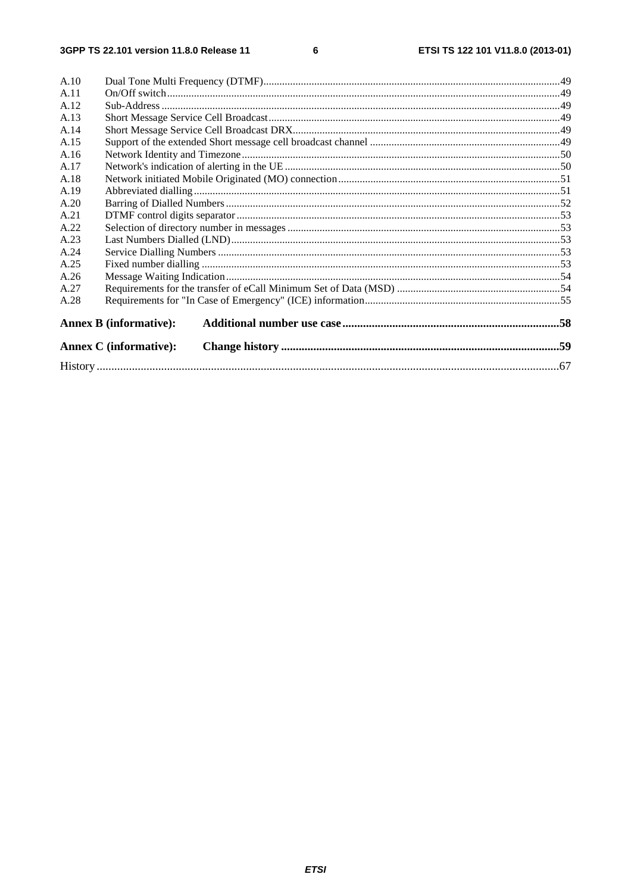A.10 Dual Tone Multi Frequency (DTMF) ... 49
A.11 On/Off switch ... 49
A.12 Sub-Address ... 49
A.13 Short Message Service Cell Broadcast ... 49
A.14 Short Message Service Cell Broadcast DRX ... 49
A.15 Support of the extended Short message cell broadcast channel ... 49
A.16 Network Identity and Timezone ... 50
A.17 Network's indication of alerting in the UE ... 50
A.18 Network initiated Mobile Originated (MO) connection ... 51
A.19 Abbreviated dialling ... 51
A.20 Barring of Dialled Numbers ... 52
A.21 DTMF control digits separator ... 53
A.22 Selection of directory number in messages ... 53
A.23 Last Numbers Dialled (LND) ... 53
A.24 Service Dialling Numbers ... 53
A.25 Fixed number dialling ... 53
A.26 Message Waiting Indication ... 54
A.27 Requirements for the transfer of eCall Minimum Set of Data (MSD) ... 54
A.28 Requirements for "In Case of Emergency" (ICE) information ... 55

**Annex B (informative): Additional number use case ... 58**

**Annex C (informative): Change history ... 59**

History ... 67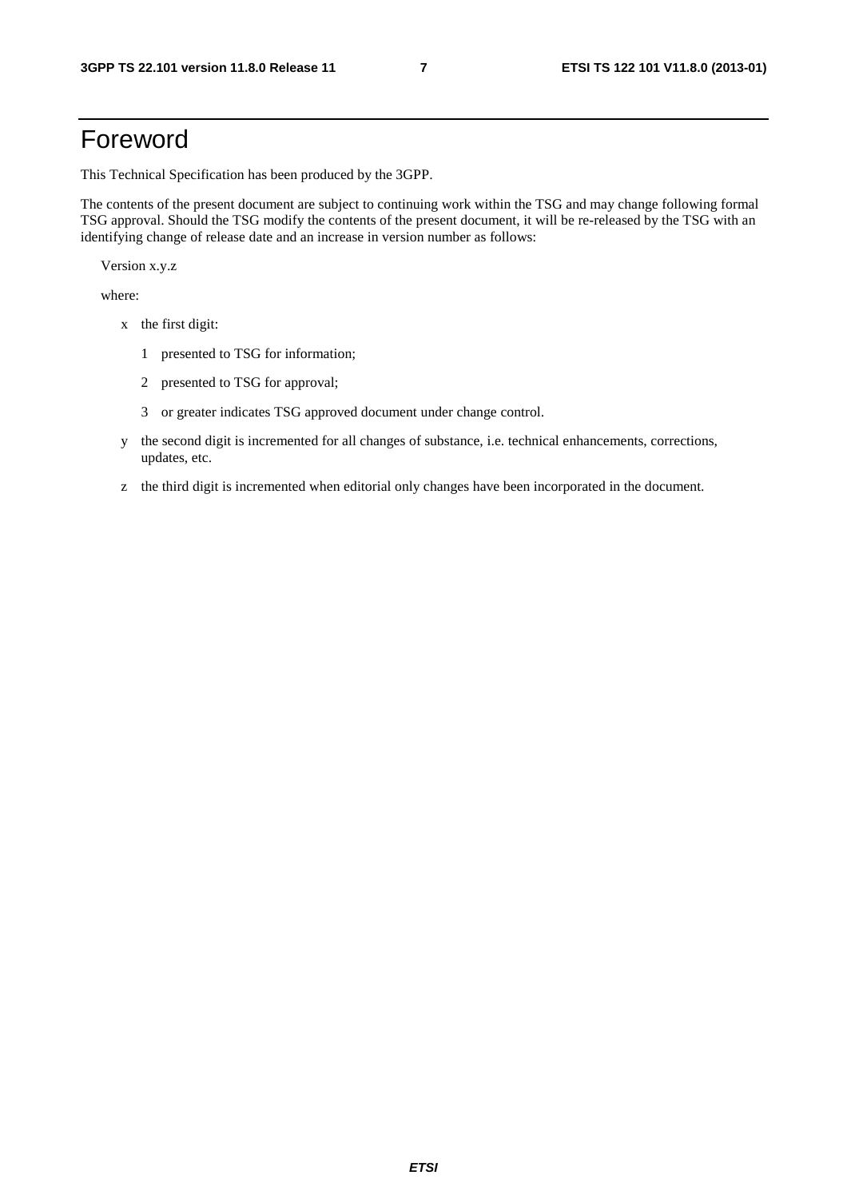# Foreword

This Technical Specification has been produced by the 3GPP.

The contents of the present document are subject to continuing work within the TSG and may change following formal TSG approval. Should the TSG modify the contents of the present document, it will be re-released by the TSG with an identifying change of release date and an increase in version number as follows:

Version x.y.z

where:

- x the first digit:
  - 1 presented to TSG for information;
  - 2 presented to TSG for approval;
  - 3 or greater indicates TSG approved document under change control.
- y the second digit is incremented for all changes of substance, i.e. technical enhancements, corrections, updates, etc.
- z the third digit is incremented when editorial only changes have been incorporated in the document.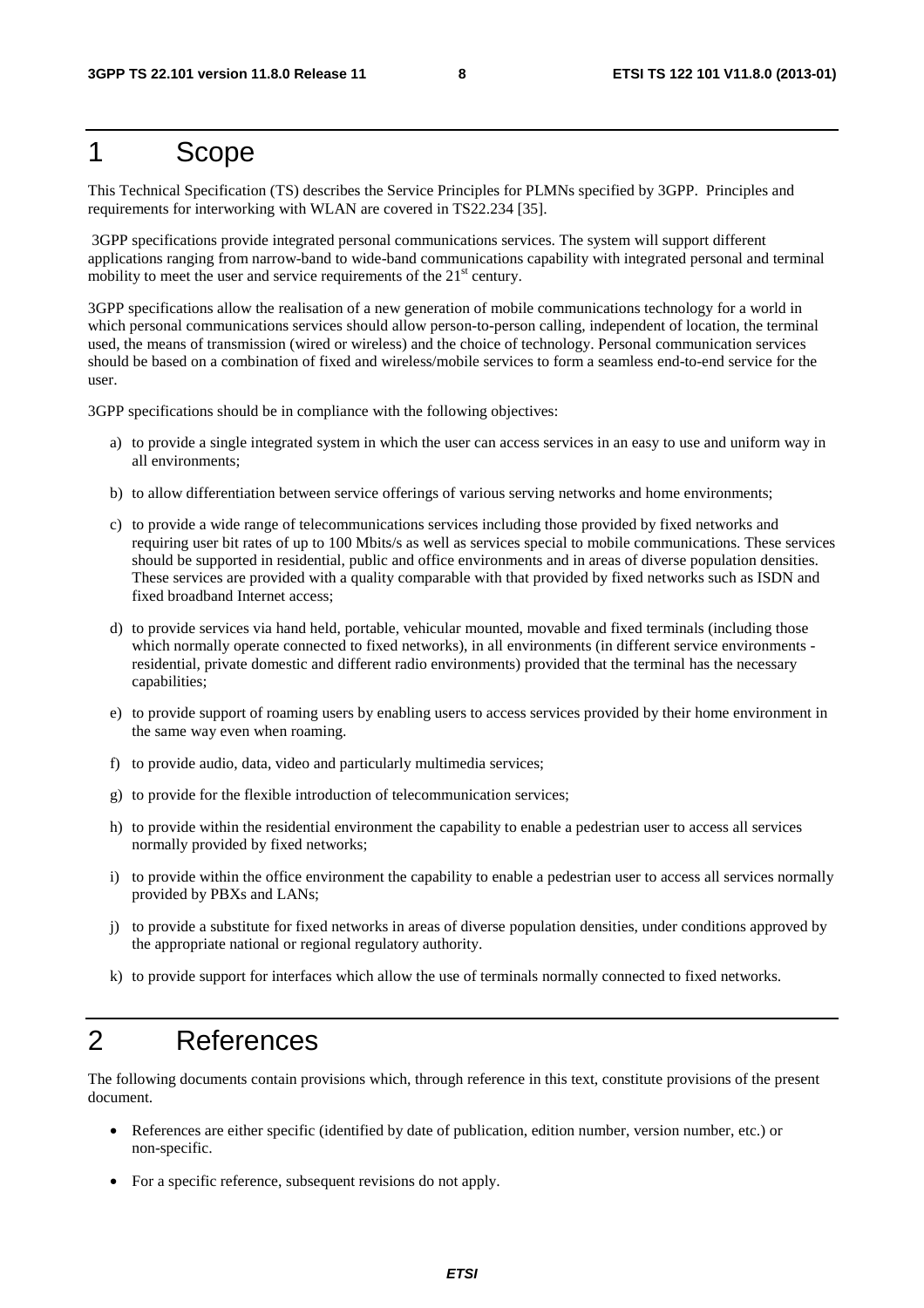# 1 Scope

This Technical Specification (TS) describes the Service Principles for PLMNs specified by 3GPP. Principles and requirements for interworking with WLAN are covered in TS22.234 [35].

3GPP specifications provide integrated personal communications services. The system will support different applications ranging from narrow-band to wide-band communications capability with integrated personal and terminal mobility to meet the user and service requirements of the 21st century.

3GPP specifications allow the realisation of a new generation of mobile communications technology for a world in which personal communications services should allow person-to-person calling, independent of location, the terminal used, the means of transmission (wired or wireless) and the choice of technology. Personal communication services should be based on a combination of fixed and wireless/mobile services to form a seamless end-to-end service for the user.

3GPP specifications should be in compliance with the following objectives:

a) to provide a single integrated system in which the user can access services in an easy to use and uniform way in all environments;

b) to allow differentiation between service offerings of various serving networks and home environments;

c) to provide a wide range of telecommunications services including those provided by fixed networks and requiring user bit rates of up to 100 Mbits/s as well as services special to mobile communications. These services should be supported in residential, public and office environments and in areas of diverse population densities. These services are provided with a quality comparable with that provided by fixed networks such as ISDN and fixed broadband Internet access;

d) to provide services via hand held, portable, vehicular mounted, movable and fixed terminals (including those which normally operate connected to fixed networks), in all environments (in different service environments - residential, private domestic and different radio environments) provided that the terminal has the necessary capabilities;

e) to provide support of roaming users by enabling users to access services provided by their home environment in the same way even when roaming.

f) to provide audio, data, video and particularly multimedia services;

g) to provide for the flexible introduction of telecommunication services;

h) to provide within the residential environment the capability to enable a pedestrian user to access all services normally provided by fixed networks;

i) to provide within the office environment the capability to enable a pedestrian user to access all services normally provided by PBXs and LANs;

j) to provide a substitute for fixed networks in areas of diverse population densities, under conditions approved by the appropriate national or regional regulatory authority.

k) to provide support for interfaces which allow the use of terminals normally connected to fixed networks.

# 2 References

The following documents contain provisions which, through reference in this text, constitute provisions of the present document.

- References are either specific (identified by date of publication, edition number, version number, etc.) or non-specific.
- For a specific reference, subsequent revisions do not apply.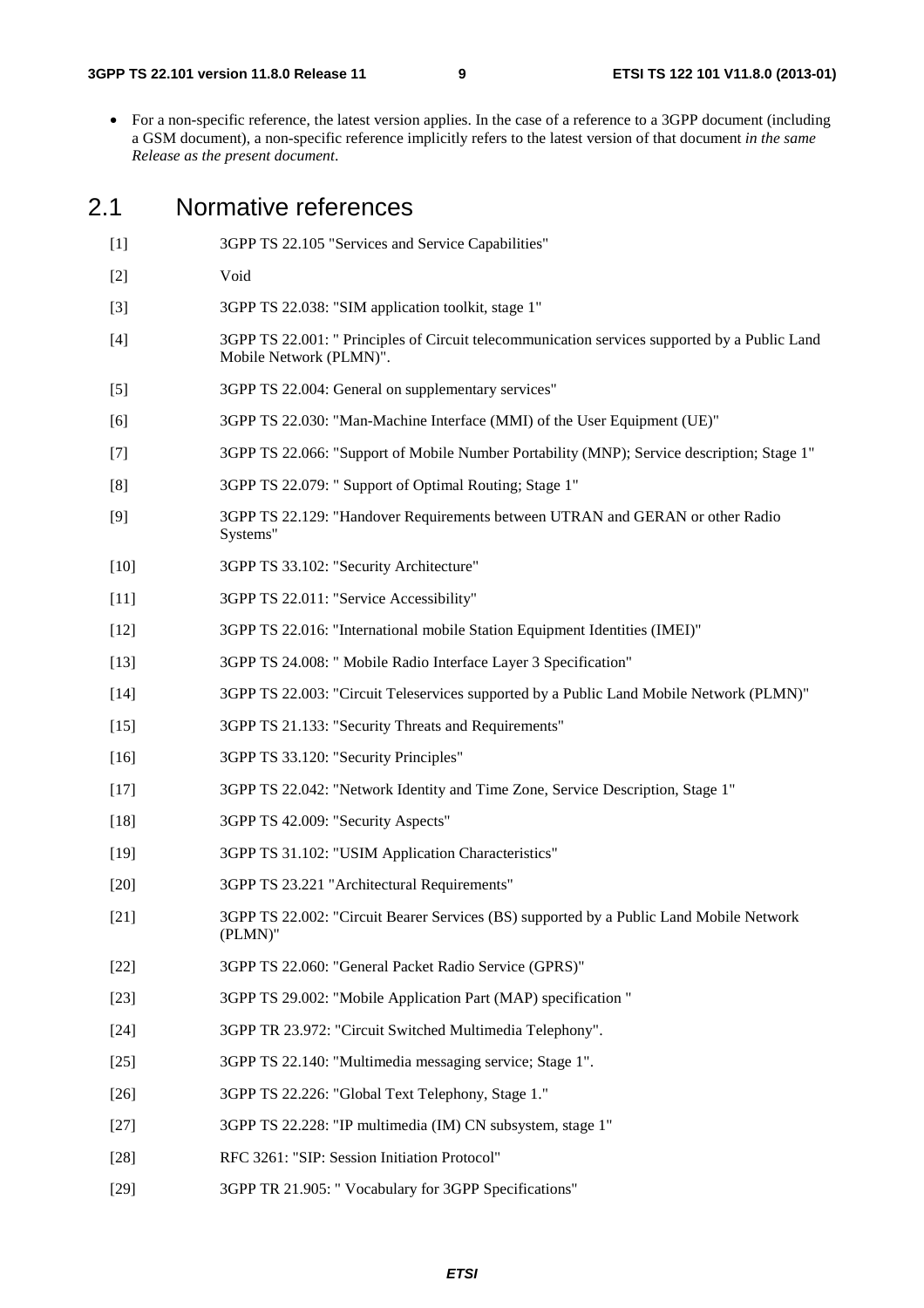- For a non-specific reference, the latest version applies. In the case of a reference to a 3GPP document (including a GSM document), a non-specific reference implicitly refers to the latest version of that document *in the same Release as the present document*.

## 2.1 Normative references

[1] 3GPP TS 22.105 "Services and Service Capabilities"

[2] Void

[3] 3GPP TS 22.038: "SIM application toolkit, stage 1"

[4] 3GPP TS 22.001: " Principles of Circuit telecommunication services supported by a Public Land Mobile Network (PLMN)".

[5] 3GPP TS 22.004: General on supplementary services"

[6] 3GPP TS 22.030: "Man-Machine Interface (MMI) of the User Equipment (UE)"

[7] 3GPP TS 22.066: "Support of Mobile Number Portability (MNP); Service description; Stage 1"

[8] 3GPP TS 22.079: " Support of Optimal Routing; Stage 1"

[9] 3GPP TS 22.129: "Handover Requirements between UTRAN and GERAN or other Radio Systems"

[10] 3GPP TS 33.102: "Security Architecture"

[11] 3GPP TS 22.011: "Service Accessibility"

[12] 3GPP TS 22.016: "International mobile Station Equipment Identities (IMEI)"

[13] 3GPP TS 24.008: " Mobile Radio Interface Layer 3 Specification"

[14] 3GPP TS 22.003: "Circuit Teleservices supported by a Public Land Mobile Network (PLMN)"

[15] 3GPP TS 21.133: "Security Threats and Requirements"

[16] 3GPP TS 33.120: "Security Principles"

[17] 3GPP TS 22.042: "Network Identity and Time Zone, Service Description, Stage 1"

[18] 3GPP TS 42.009: "Security Aspects"

[19] 3GPP TS 31.102: "USIM Application Characteristics"

[20] 3GPP TS 23.221 "Architectural Requirements"

[21] 3GPP TS 22.002: "Circuit Bearer Services (BS) supported by a Public Land Mobile Network (PLMN)"

[22] 3GPP TS 22.060: "General Packet Radio Service (GPRS)"

[23] 3GPP TS 29.002: "Mobile Application Part (MAP) specification "

[24] 3GPP TR 23.972: "Circuit Switched Multimedia Telephony".

[25] 3GPP TS 22.140: "Multimedia messaging service; Stage 1".

[26] 3GPP TS 22.226: "Global Text Telephony, Stage 1."

[27] 3GPP TS 22.228: "IP multimedia (IM) CN subsystem, stage 1"

[28] RFC 3261: "SIP: Session Initiation Protocol"

[29] 3GPP TR 21.905: " Vocabulary for 3GPP Specifications"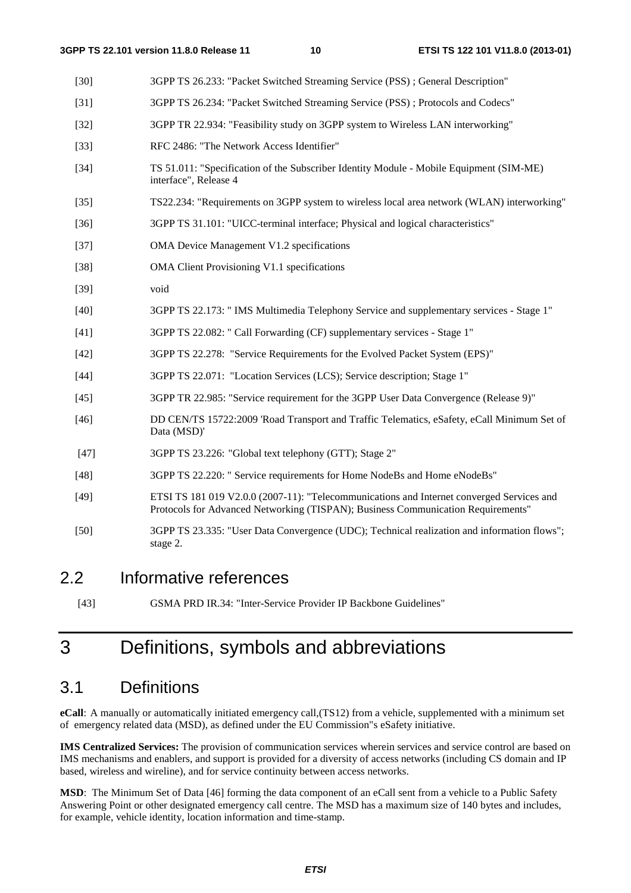[30] 3GPP TS 26.233: "Packet Switched Streaming Service (PSS) ; General Description"

[31] 3GPP TS 26.234: "Packet Switched Streaming Service (PSS) ; Protocols and Codecs"

[32] 3GPP TR 22.934: "Feasibility study on 3GPP system to Wireless LAN interworking"

[33] RFC 2486: "The Network Access Identifier"

[34] TS 51.011: "Specification of the Subscriber Identity Module - Mobile Equipment (SIM-ME) interface", Release 4

[35] TS22.234: "Requirements on 3GPP system to wireless local area network (WLAN) interworking"

[36] 3GPP TS 31.101: "UICC-terminal interface; Physical and logical characteristics"

[37] OMA Device Management V1.2 specifications

[38] OMA Client Provisioning V1.1 specifications

[39] void

[40] 3GPP TS 22.173: " IMS Multimedia Telephony Service and supplementary services - Stage 1"

[41] 3GPP TS 22.082: " Call Forwarding (CF) supplementary services - Stage 1"

[42] 3GPP TS 22.278: "Service Requirements for the Evolved Packet System (EPS)"

[44] 3GPP TS 22.071: "Location Services (LCS); Service description; Stage 1"

[45] 3GPP TR 22.985: "Service requirement for the 3GPP User Data Convergence (Release 9)"

[46] DD CEN/TS 15722:2009 'Road Transport and Traffic Telematics, eSafety, eCall Minimum Set of Data (MSD)'

[47] 3GPP TS 23.226: "Global text telephony (GTT); Stage 2"

[48] 3GPP TS 22.220: " Service requirements for Home NodeBs and Home eNodeBs"

[49] ETSI TS 181 019 V2.0.0 (2007-11): "Telecommunications and Internet converged Services and Protocols for Advanced Networking (TISPAN); Business Communication Requirements"

[50] 3GPP TS 23.335: "User Data Convergence (UDC); Technical realization and information flows"; stage 2.

## 2.2 Informative references

[43] GSMA PRD IR.34: "Inter-Service Provider IP Backbone Guidelines"

# 3 Definitions, symbols and abbreviations

## 3.1 Definitions

**eCall**: A manually or automatically initiated emergency call,(TS12) from a vehicle, supplemented with a minimum set of emergency related data (MSD), as defined under the EU Commission"s eSafety initiative.

**IMS Centralized Services:** The provision of communication services wherein services and service control are based on IMS mechanisms and enablers, and support is provided for a diversity of access networks (including CS domain and IP based, wireless and wireline), and for service continuity between access networks.

**MSD**: The Minimum Set of Data [46] forming the data component of an eCall sent from a vehicle to a Public Safety Answering Point or other designated emergency call centre. The MSD has a maximum size of 140 bytes and includes, for example, vehicle identity, location information and time-stamp.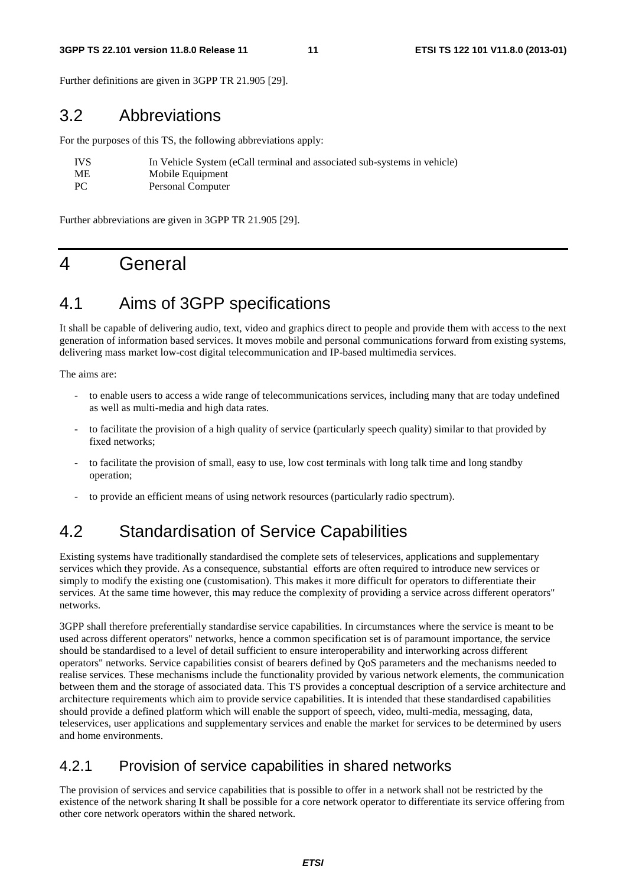Further definitions are given in 3GPP TR 21.905 [29].

## 3.2 Abbreviations

For the purposes of this TS, the following abbreviations apply:

| | |
|---|---|
| IVS | In Vehicle System (eCall terminal and associated sub-systems in vehicle) |
| ME | Mobile Equipment |
| PC | Personal Computer |

Further abbreviations are given in 3GPP TR 21.905 [29].

# 4 General

## 4.1 Aims of 3GPP specifications

It shall be capable of delivering audio, text, video and graphics direct to people and provide them with access to the next generation of information based services. It moves mobile and personal communications forward from existing systems, delivering mass market low-cost digital telecommunication and IP-based multimedia services.

The aims are:

- to enable users to access a wide range of telecommunications services, including many that are today undefined as well as multi-media and high data rates.
- to facilitate the provision of a high quality of service (particularly speech quality) similar to that provided by fixed networks;
- to facilitate the provision of small, easy to use, low cost terminals with long talk time and long standby operation;
- to provide an efficient means of using network resources (particularly radio spectrum).

## 4.2 Standardisation of Service Capabilities

Existing systems have traditionally standardised the complete sets of teleservices, applications and supplementary services which they provide. As a consequence, substantial efforts are often required to introduce new services or simply to modify the existing one (customisation). This makes it more difficult for operators to differentiate their services. At the same time however, this may reduce the complexity of providing a service across different operators" networks.

3GPP shall therefore preferentially standardise service capabilities. In circumstances where the service is meant to be used across different operators" networks, hence a common specification set is of paramount importance, the service should be standardised to a level of detail sufficient to ensure interoperability and interworking across different operators" networks. Service capabilities consist of bearers defined by QoS parameters and the mechanisms needed to realise services. These mechanisms include the functionality provided by various network elements, the communication between them and the storage of associated data. This TS provides a conceptual description of a service architecture and architecture requirements which aim to provide service capabilities. It is intended that these standardised capabilities should provide a defined platform which will enable the support of speech, video, multi-media, messaging, data, teleservices, user applications and supplementary services and enable the market for services to be determined by users and home environments.

### 4.2.1 Provision of service capabilities in shared networks

The provision of services and service capabilities that is possible to offer in a network shall not be restricted by the existence of the network sharing It shall be possible for a core network operator to differentiate its service offering from other core network operators within the shared network.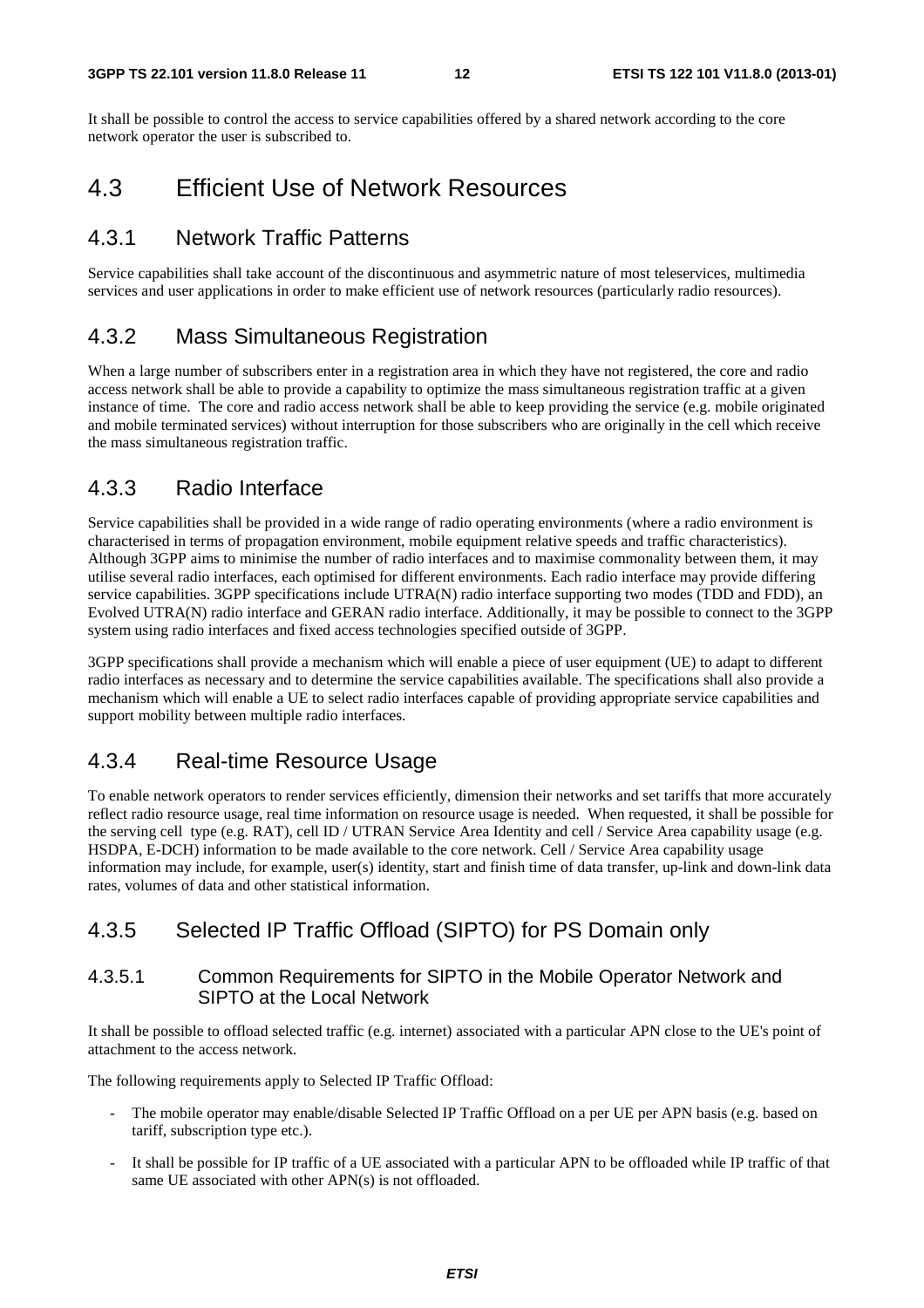It shall be possible to control the access to service capabilities offered by a shared network according to the core network operator the user is subscribed to.

## 4.3 Efficient Use of Network Resources

### 4.3.1 Network Traffic Patterns

Service capabilities shall take account of the discontinuous and asymmetric nature of most teleservices, multimedia services and user applications in order to make efficient use of network resources (particularly radio resources).

### 4.3.2 Mass Simultaneous Registration

When a large number of subscribers enter in a registration area in which they have not registered, the core and radio access network shall be able to provide a capability to optimize the mass simultaneous registration traffic at a given instance of time. The core and radio access network shall be able to keep providing the service (e.g. mobile originated and mobile terminated services) without interruption for those subscribers who are originally in the cell which receive the mass simultaneous registration traffic.

### 4.3.3 Radio Interface

Service capabilities shall be provided in a wide range of radio operating environments (where a radio environment is characterised in terms of propagation environment, mobile equipment relative speeds and traffic characteristics). Although 3GPP aims to minimise the number of radio interfaces and to maximise commonality between them, it may utilise several radio interfaces, each optimised for different environments. Each radio interface may provide differing service capabilities. 3GPP specifications include UTRA(N) radio interface supporting two modes (TDD and FDD), an Evolved UTRA(N) radio interface and GERAN radio interface. Additionally, it may be possible to connect to the 3GPP system using radio interfaces and fixed access technologies specified outside of 3GPP.

3GPP specifications shall provide a mechanism which will enable a piece of user equipment (UE) to adapt to different radio interfaces as necessary and to determine the service capabilities available. The specifications shall also provide a mechanism which will enable a UE to select radio interfaces capable of providing appropriate service capabilities and support mobility between multiple radio interfaces.

### 4.3.4 Real-time Resource Usage

To enable network operators to render services efficiently, dimension their networks and set tariffs that more accurately reflect radio resource usage, real time information on resource usage is needed. When requested, it shall be possible for the serving cell type (e.g. RAT), cell ID / UTRAN Service Area Identity and cell / Service Area capability usage (e.g. HSDPA, E-DCH) information to be made available to the core network. Cell / Service Area capability usage information may include, for example, user(s) identity, start and finish time of data transfer, up-link and down-link data rates, volumes of data and other statistical information.

### 4.3.5 Selected IP Traffic Offload (SIPTO) for PS Domain only

#### 4.3.5.1 Common Requirements for SIPTO in the Mobile Operator Network and SIPTO at the Local Network

It shall be possible to offload selected traffic (e.g. internet) associated with a particular APN close to the UE's point of attachment to the access network.

The following requirements apply to Selected IP Traffic Offload:

- The mobile operator may enable/disable Selected IP Traffic Offload on a per UE per APN basis (e.g. based on tariff, subscription type etc.).
- It shall be possible for IP traffic of a UE associated with a particular APN to be offloaded while IP traffic of that same UE associated with other APN(s) is not offloaded.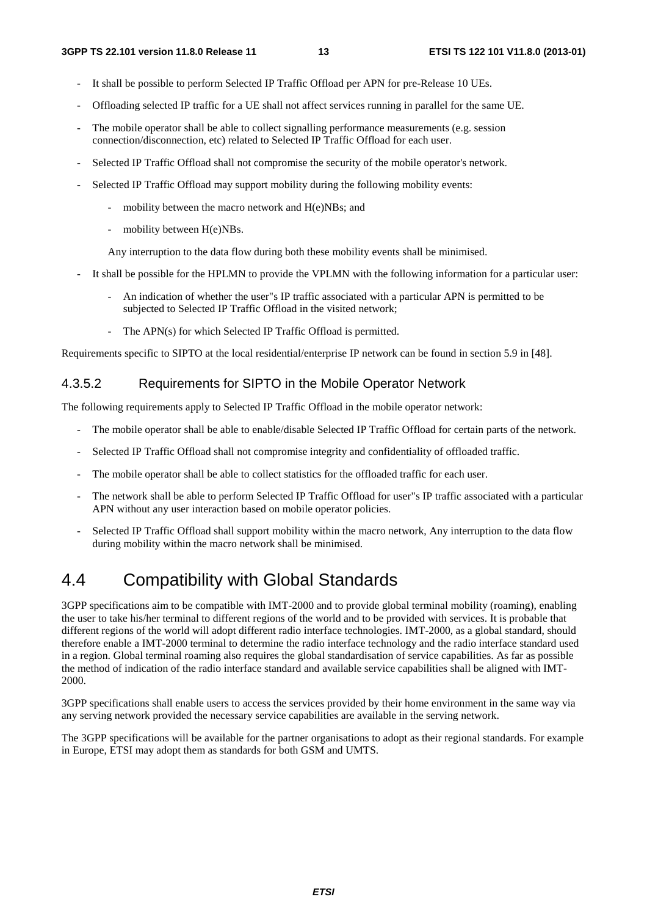- It shall be possible to perform Selected IP Traffic Offload per APN for pre-Release 10 UEs.
- Offloading selected IP traffic for a UE shall not affect services running in parallel for the same UE.
- The mobile operator shall be able to collect signalling performance measurements (e.g. session connection/disconnection, etc) related to Selected IP Traffic Offload for each user.
- Selected IP Traffic Offload shall not compromise the security of the mobile operator's network.
- Selected IP Traffic Offload may support mobility during the following mobility events:
    - mobility between the macro network and H(e)NBs; and
    - mobility between H(e)NBs.

  Any interruption to the data flow during both these mobility events shall be minimised.
- It shall be possible for the HPLMN to provide the VPLMN with the following information for a particular user:
    - An indication of whether the user"s IP traffic associated with a particular APN is permitted to be subjected to Selected IP Traffic Offload in the visited network;
    - The APN(s) for which Selected IP Traffic Offload is permitted.

Requirements specific to SIPTO at the local residential/enterprise IP network can be found in section 5.9 in [48].

#### 4.3.5.2 Requirements for SIPTO in the Mobile Operator Network

The following requirements apply to Selected IP Traffic Offload in the mobile operator network:

- The mobile operator shall be able to enable/disable Selected IP Traffic Offload for certain parts of the network.
- Selected IP Traffic Offload shall not compromise integrity and confidentiality of offloaded traffic.
- The mobile operator shall be able to collect statistics for the offloaded traffic for each user.
- The network shall be able to perform Selected IP Traffic Offload for user"s IP traffic associated with a particular APN without any user interaction based on mobile operator policies.
- Selected IP Traffic Offload shall support mobility within the macro network, Any interruption to the data flow during mobility within the macro network shall be minimised.

## 4.4 Compatibility with Global Standards

3GPP specifications aim to be compatible with IMT-2000 and to provide global terminal mobility (roaming), enabling the user to take his/her terminal to different regions of the world and to be provided with services. It is probable that different regions of the world will adopt different radio interface technologies. IMT-2000, as a global standard, should therefore enable a IMT-2000 terminal to determine the radio interface technology and the radio interface standard used in a region. Global terminal roaming also requires the global standardisation of service capabilities. As far as possible the method of indication of the radio interface standard and available service capabilities shall be aligned with IMT-2000.

3GPP specifications shall enable users to access the services provided by their home environment in the same way via any serving network provided the necessary service capabilities are available in the serving network.

The 3GPP specifications will be available for the partner organisations to adopt as their regional standards. For example in Europe, ETSI may adopt them as standards for both GSM and UMTS.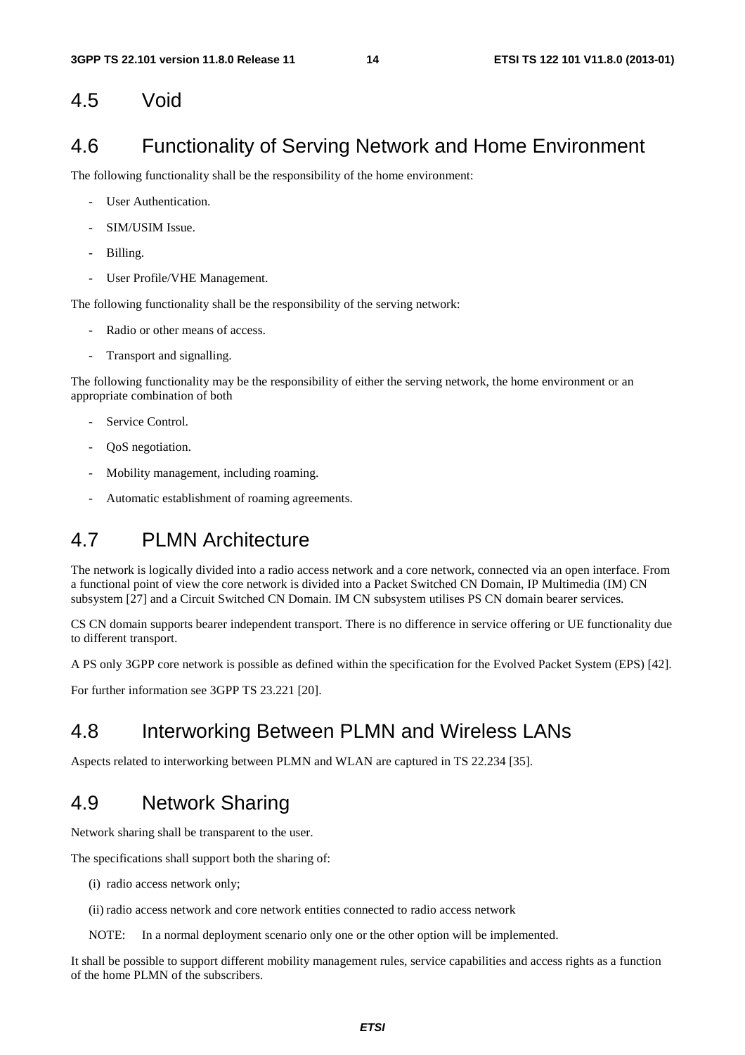## 4.5 Void

## 4.6 Functionality of Serving Network and Home Environment

The following functionality shall be the responsibility of the home environment:

- User Authentication.
- SIM/USIM Issue.
- Billing.
- User Profile/VHE Management.

The following functionality shall be the responsibility of the serving network:

- Radio or other means of access.
- Transport and signalling.

The following functionality may be the responsibility of either the serving network, the home environment or an appropriate combination of both

- Service Control.
- QoS negotiation.
- Mobility management, including roaming.
- Automatic establishment of roaming agreements.

## 4.7 PLMN Architecture

The network is logically divided into a radio access network and a core network, connected via an open interface. From a functional point of view the core network is divided into a Packet Switched CN Domain, IP Multimedia (IM) CN subsystem [27] and a Circuit Switched CN Domain. IM CN subsystem utilises PS CN domain bearer services.

CS CN domain supports bearer independent transport. There is no difference in service offering or UE functionality due to different transport.

A PS only 3GPP core network is possible as defined within the specification for the Evolved Packet System (EPS) [42].

For further information see 3GPP TS 23.221 [20].

## 4.8 Interworking Between PLMN and Wireless LANs

Aspects related to interworking between PLMN and WLAN are captured in TS 22.234 [35].

## 4.9 Network Sharing

Network sharing shall be transparent to the user.

The specifications shall support both the sharing of:

(i) radio access network only;

(ii) radio access network and core network entities connected to radio access network

NOTE: In a normal deployment scenario only one or the other option will be implemented.

It shall be possible to support different mobility management rules, service capabilities and access rights as a function of the home PLMN of the subscribers.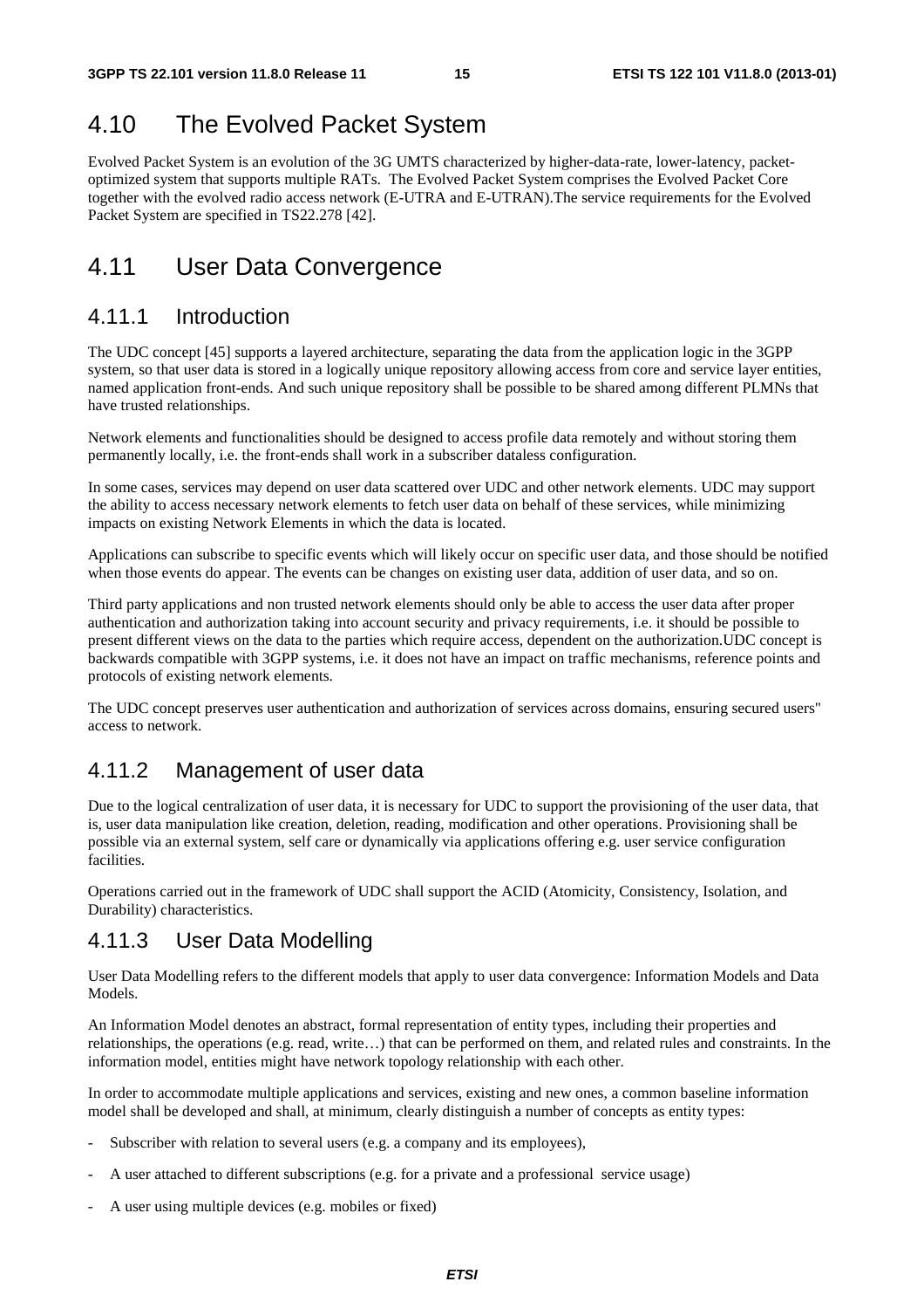## 4.10 The Evolved Packet System

Evolved Packet System is an evolution of the 3G UMTS characterized by higher-data-rate, lower-latency, packet-optimized system that supports multiple RATs. The Evolved Packet System comprises the Evolved Packet Core together with the evolved radio access network (E-UTRA and E-UTRAN).The service requirements for the Evolved Packet System are specified in TS22.278 [42].

## 4.11 User Data Convergence

### 4.11.1 Introduction

The UDC concept [45] supports a layered architecture, separating the data from the application logic in the 3GPP system, so that user data is stored in a logically unique repository allowing access from core and service layer entities, named application front-ends. And such unique repository shall be possible to be shared among different PLMNs that have trusted relationships.

Network elements and functionalities should be designed to access profile data remotely and without storing them permanently locally, i.e. the front-ends shall work in a subscriber dataless configuration.

In some cases, services may depend on user data scattered over UDC and other network elements. UDC may support the ability to access necessary network elements to fetch user data on behalf of these services, while minimizing impacts on existing Network Elements in which the data is located.

Applications can subscribe to specific events which will likely occur on specific user data, and those should be notified when those events do appear. The events can be changes on existing user data, addition of user data, and so on.

Third party applications and non trusted network elements should only be able to access the user data after proper authentication and authorization taking into account security and privacy requirements, i.e. it should be possible to present different views on the data to the parties which require access, dependent on the authorization.UDC concept is backwards compatible with 3GPP systems, i.e. it does not have an impact on traffic mechanisms, reference points and protocols of existing network elements.

The UDC concept preserves user authentication and authorization of services across domains, ensuring secured users'' access to network.

### 4.11.2 Management of user data

Due to the logical centralization of user data, it is necessary for UDC to support the provisioning of the user data, that is, user data manipulation like creation, deletion, reading, modification and other operations. Provisioning shall be possible via an external system, self care or dynamically via applications offering e.g. user service configuration facilities.

Operations carried out in the framework of UDC shall support the ACID (Atomicity, Consistency, Isolation, and Durability) characteristics.

### 4.11.3 User Data Modelling

User Data Modelling refers to the different models that apply to user data convergence: Information Models and Data Models.

An Information Model denotes an abstract, formal representation of entity types, including their properties and relationships, the operations (e.g. read, write…) that can be performed on them, and related rules and constraints. In the information model, entities might have network topology relationship with each other.

In order to accommodate multiple applications and services, existing and new ones, a common baseline information model shall be developed and shall, at minimum, clearly distinguish a number of concepts as entity types:

- Subscriber with relation to several users (e.g. a company and its employees),
- A user attached to different subscriptions (e.g. for a private and a professional service usage)
- A user using multiple devices (e.g. mobiles or fixed)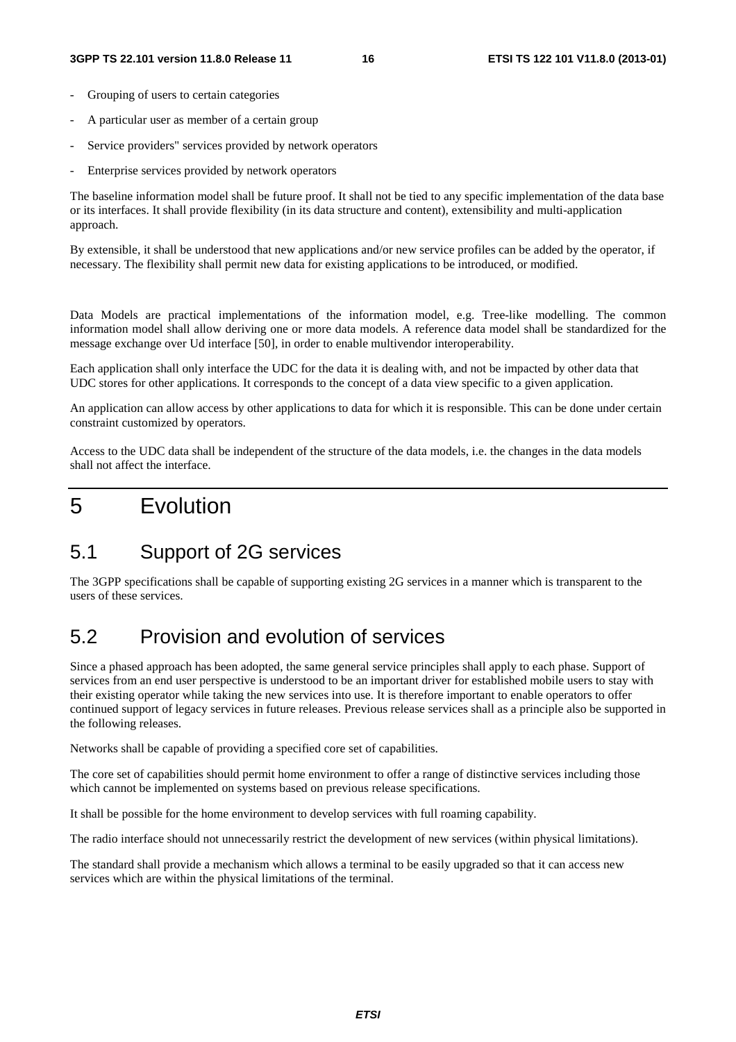- Grouping of users to certain categories
- A particular user as member of a certain group
- Service providers" services provided by network operators
- Enterprise services provided by network operators

The baseline information model shall be future proof. It shall not be tied to any specific implementation of the data base or its interfaces. It shall provide flexibility (in its data structure and content), extensibility and multi-application approach.

By extensible, it shall be understood that new applications and/or new service profiles can be added by the operator, if necessary. The flexibility shall permit new data for existing applications to be introduced, or modified.

Data Models are practical implementations of the information model, e.g. Tree-like modelling. The common information model shall allow deriving one or more data models. A reference data model shall be standardized for the message exchange over Ud interface [50], in order to enable multivendor interoperability.

Each application shall only interface the UDC for the data it is dealing with, and not be impacted by other data that UDC stores for other applications. It corresponds to the concept of a data view specific to a given application.

An application can allow access by other applications to data for which it is responsible. This can be done under certain constraint customized by operators.

Access to the UDC data shall be independent of the structure of the data models, i.e. the changes in the data models shall not affect the interface.

# 5 Evolution

## 5.1 Support of 2G services

The 3GPP specifications shall be capable of supporting existing 2G services in a manner which is transparent to the users of these services.

## 5.2 Provision and evolution of services

Since a phased approach has been adopted, the same general service principles shall apply to each phase. Support of services from an end user perspective is understood to be an important driver for established mobile users to stay with their existing operator while taking the new services into use. It is therefore important to enable operators to offer continued support of legacy services in future releases. Previous release services shall as a principle also be supported in the following releases.

Networks shall be capable of providing a specified core set of capabilities.

The core set of capabilities should permit home environment to offer a range of distinctive services including those which cannot be implemented on systems based on previous release specifications.

It shall be possible for the home environment to develop services with full roaming capability.

The radio interface should not unnecessarily restrict the development of new services (within physical limitations).

The standard shall provide a mechanism which allows a terminal to be easily upgraded so that it can access new services which are within the physical limitations of the terminal.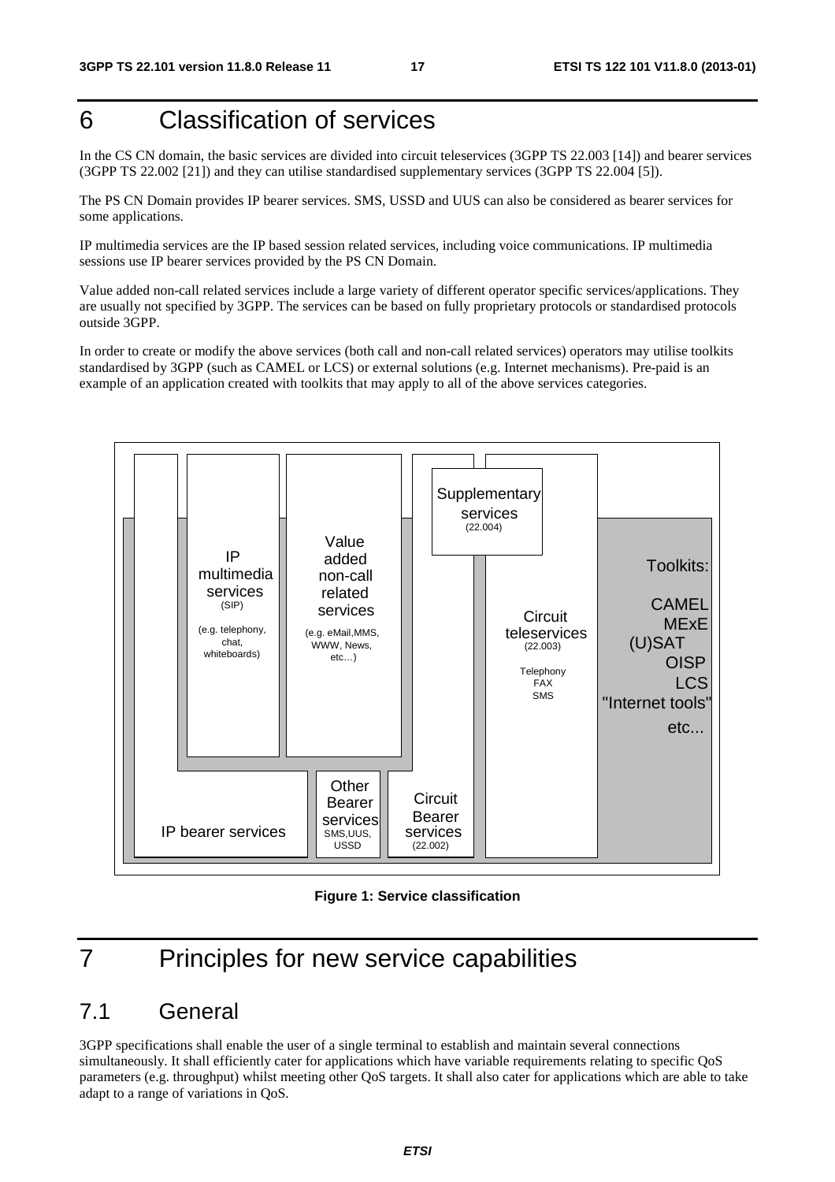# 6 Classification of services

In the CS CN domain, the basic services are divided into circuit teleservices (3GPP TS 22.003 [14]) and bearer services (3GPP TS 22.002 [21]) and they can utilise standardised supplementary services (3GPP TS 22.004 [5]).

The PS CN Domain provides IP bearer services. SMS, USSD and UUS can also be considered as bearer services for some applications.

IP multimedia services are the IP based session related services, including voice communications. IP multimedia sessions use IP bearer services provided by the PS CN Domain.

Value added non-call related services include a large variety of different operator specific services/applications. They are usually not specified by 3GPP. The services can be based on fully proprietary protocols or standardised protocols outside 3GPP.

In order to create or modify the above services (both call and non-call related services) operators may utilise toolkits standardised by 3GPP (such as CAMEL or LCS) or external solutions (e.g. Internet mechanisms). Pre-paid is an example of an application created with toolkits that may apply to all of the above services categories.

IP multimedia services (SIP) (e.g. telephony, chat, whiteboards)

Value added non-call related services (e.g. eMail, MMS, WWW, News, etc…)

Supplementary services (22.004)

Circuit teleservices (22.003) Telephony FAX SMS

Toolkits: CAMEL MExE (U)SAT OISP LCS "Internet tools" etc...

IP bearer services

Other Bearer services SMS, UUS, USSD

Circuit Bearer services (22.002)

**Figure 1: Service classification**

# 7 Principles for new service capabilities

## 7.1 General

3GPP specifications shall enable the user of a single terminal to establish and maintain several connections simultaneously. It shall efficiently cater for applications which have variable requirements relating to specific QoS parameters (e.g. throughput) whilst meeting other QoS targets. It shall also cater for applications which are able to take adapt to a range of variations in QoS.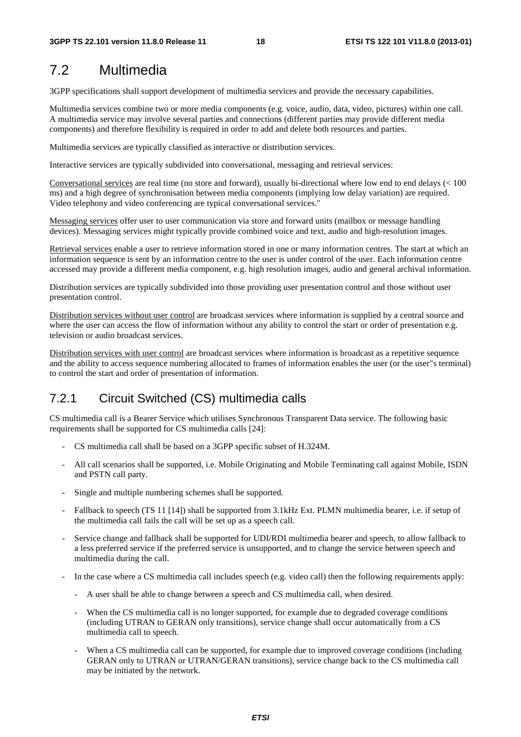## 7.2 Multimedia

3GPP specifications shall support development of multimedia services and provide the necessary capabilities.

Multimedia services combine two or more media components (e.g. voice, audio, data, video, pictures) within one call. A multimedia service may involve several parties and connections (different parties may provide different media components) and therefore flexibility is required in order to add and delete both resources and parties.

Multimedia services are typically classified as interactive or distribution services.

Interactive services are typically subdivided into conversational, messaging and retrieval services:

<u>Conversational services</u> are real time (no store and forward), usually bi-directional where low end to end delays (< 100 ms) and a high degree of synchronisation between media components (implying low delay variation) are required. Video telephony and video conferencing are typical conversational services."

<u>Messaging services</u> offer user to user communication via store and forward units (mailbox or message handling devices). Messaging services might typically provide combined voice and text, audio and high-resolution images.

<u>Retrieval services</u> enable a user to retrieve information stored in one or many information centres. The start at which an information sequence is sent by an information centre to the user is under control of the user. Each information centre accessed may provide a different media component, e.g. high resolution images, audio and general archival information.

Distribution services are typically subdivided into those providing user presentation control and those without user presentation control.

<u>Distribution services without user control</u> are broadcast services where information is supplied by a central source and where the user can access the flow of information without any ability to control the start or order of presentation e.g. television or audio broadcast services.

<u>Distribution services with user control</u> are broadcast services where information is broadcast as a repetitive sequence and the ability to access sequence numbering allocated to frames of information enables the user (or the user"s terminal) to control the start and order of presentation of information.

### 7.2.1 Circuit Switched (CS) multimedia calls

CS multimedia call is a Bearer Service which utilises Synchronous Transparent Data service. The following basic requirements shall be supported for CS multimedia calls [24]:

- CS multimedia call shall be based on a 3GPP specific subset of H.324M.
- All call scenarios shall be supported, i.e. Mobile Originating and Mobile Terminating call against Mobile, ISDN and PSTN call party.
- Single and multiple numbering schemes shall be supported.
- Fallback to speech (TS 11 [14]) shall be supported from 3.1kHz Ext. PLMN multimedia bearer, i.e. if setup of the multimedia call fails the call will be set up as a speech call.
- Service change and fallback shall be supported for UDI/RDI multimedia bearer and speech, to allow fallback to a less preferred service if the preferred service is unsupported, and to change the service between speech and multimedia during the call.
- In the case where a CS multimedia call includes speech (e.g. video call) then the following requirements apply:
  - A user shall be able to change between a speech and CS multimedia call, when desired.
  - When the CS multimedia call is no longer supported, for example due to degraded coverage conditions (including UTRAN to GERAN only transitions), service change shall occur automatically from a CS multimedia call to speech.
  - When a CS multimedia call can be supported, for example due to improved coverage conditions (including GERAN only to UTRAN or UTRAN/GERAN transitions), service change back to the CS multimedia call may be initiated by the network.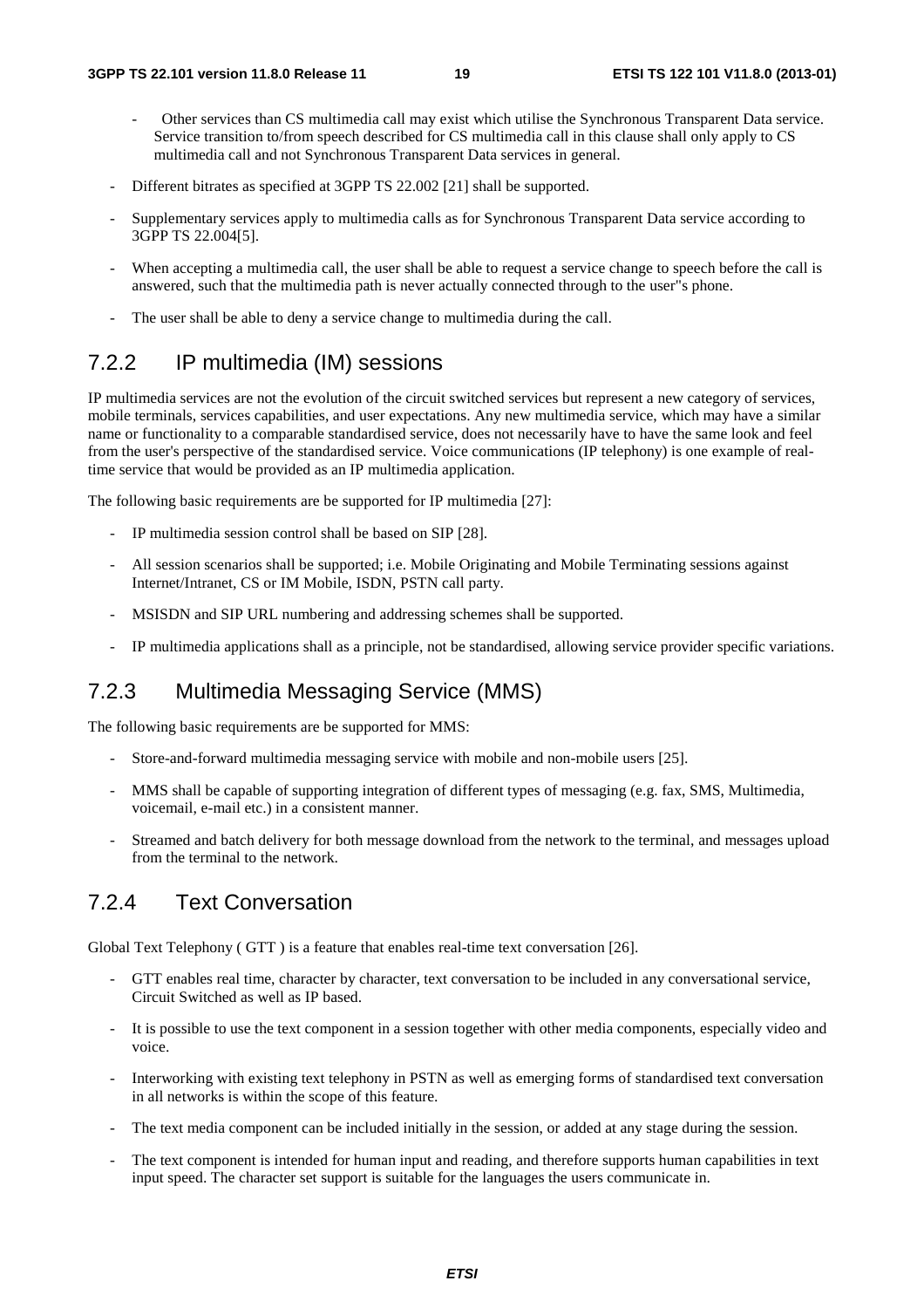- Other services than CS multimedia call may exist which utilise the Synchronous Transparent Data service. Service transition to/from speech described for CS multimedia call in this clause shall only apply to CS multimedia call and not Synchronous Transparent Data services in general.

- Different bitrates as specified at 3GPP TS 22.002 [21] shall be supported.

- Supplementary services apply to multimedia calls as for Synchronous Transparent Data service according to 3GPP TS 22.004[5].

- When accepting a multimedia call, the user shall be able to request a service change to speech before the call is answered, such that the multimedia path is never actually connected through to the user"s phone.

- The user shall be able to deny a service change to multimedia during the call.

### 7.2.2 IP multimedia (IM) sessions

IP multimedia services are not the evolution of the circuit switched services but represent a new category of services, mobile terminals, services capabilities, and user expectations. Any new multimedia service, which may have a similar name or functionality to a comparable standardised service, does not necessarily have to have the same look and feel from the user's perspective of the standardised service. Voice communications (IP telephony) is one example of real-time service that would be provided as an IP multimedia application.

The following basic requirements are be supported for IP multimedia [27]:

- IP multimedia session control shall be based on SIP [28].

- All session scenarios shall be supported; i.e. Mobile Originating and Mobile Terminating sessions against Internet/Intranet, CS or IM Mobile, ISDN, PSTN call party.

- MSISDN and SIP URL numbering and addressing schemes shall be supported.

- IP multimedia applications shall as a principle, not be standardised, allowing service provider specific variations.

### 7.2.3 Multimedia Messaging Service (MMS)

The following basic requirements are be supported for MMS:

- Store-and-forward multimedia messaging service with mobile and non-mobile users [25].

- MMS shall be capable of supporting integration of different types of messaging (e.g. fax, SMS, Multimedia, voicemail, e-mail etc.) in a consistent manner.

- Streamed and batch delivery for both message download from the network to the terminal, and messages upload from the terminal to the network.

### 7.2.4 Text Conversation

Global Text Telephony ( GTT ) is a feature that enables real-time text conversation [26].

- GTT enables real time, character by character, text conversation to be included in any conversational service, Circuit Switched as well as IP based.

- It is possible to use the text component in a session together with other media components, especially video and voice.

- Interworking with existing text telephony in PSTN as well as emerging forms of standardised text conversation in all networks is within the scope of this feature.

- The text media component can be included initially in the session, or added at any stage during the session.

- The text component is intended for human input and reading, and therefore supports human capabilities in text input speed. The character set support is suitable for the languages the users communicate in.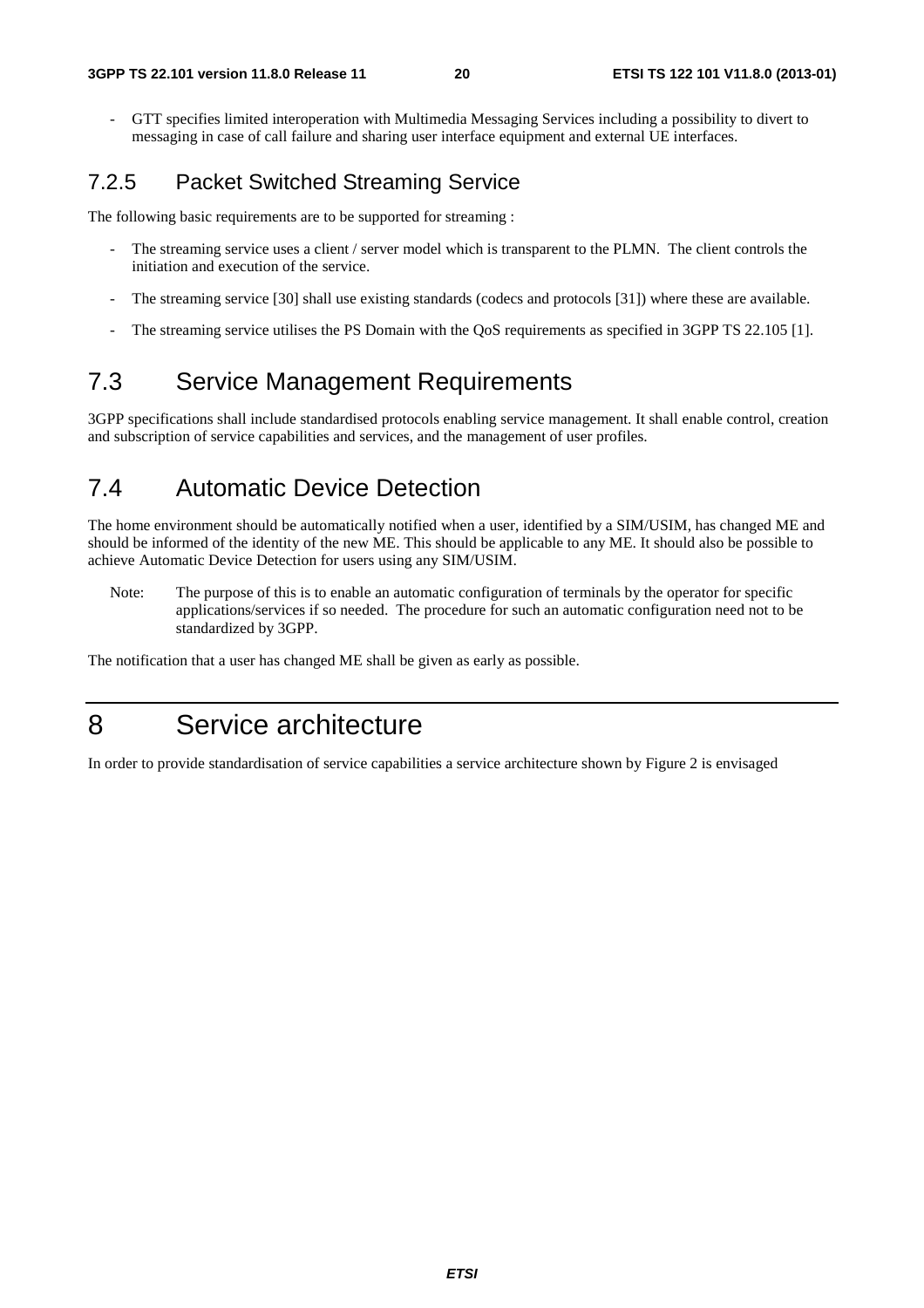- GTT specifies limited interoperation with Multimedia Messaging Services including a possibility to divert to messaging in case of call failure and sharing user interface equipment and external UE interfaces.

### 7.2.5 Packet Switched Streaming Service

The following basic requirements are to be supported for streaming :

- The streaming service uses a client / server model which is transparent to the PLMN. The client controls the initiation and execution of the service.
- The streaming service [30] shall use existing standards (codecs and protocols [31]) where these are available.
- The streaming service utilises the PS Domain with the QoS requirements as specified in 3GPP TS 22.105 [1].

## 7.3 Service Management Requirements

3GPP specifications shall include standardised protocols enabling service management. It shall enable control, creation and subscription of service capabilities and services, and the management of user profiles.

## 7.4 Automatic Device Detection

The home environment should be automatically notified when a user, identified by a SIM/USIM, has changed ME and should be informed of the identity of the new ME. This should be applicable to any ME. It should also be possible to achieve Automatic Device Detection for users using any SIM/USIM.

Note: The purpose of this is to enable an automatic configuration of terminals by the operator for specific applications/services if so needed. The procedure for such an automatic configuration need not to be standardized by 3GPP.

The notification that a user has changed ME shall be given as early as possible.

# 8 Service architecture

In order to provide standardisation of service capabilities a service architecture shown by Figure 2 is envisaged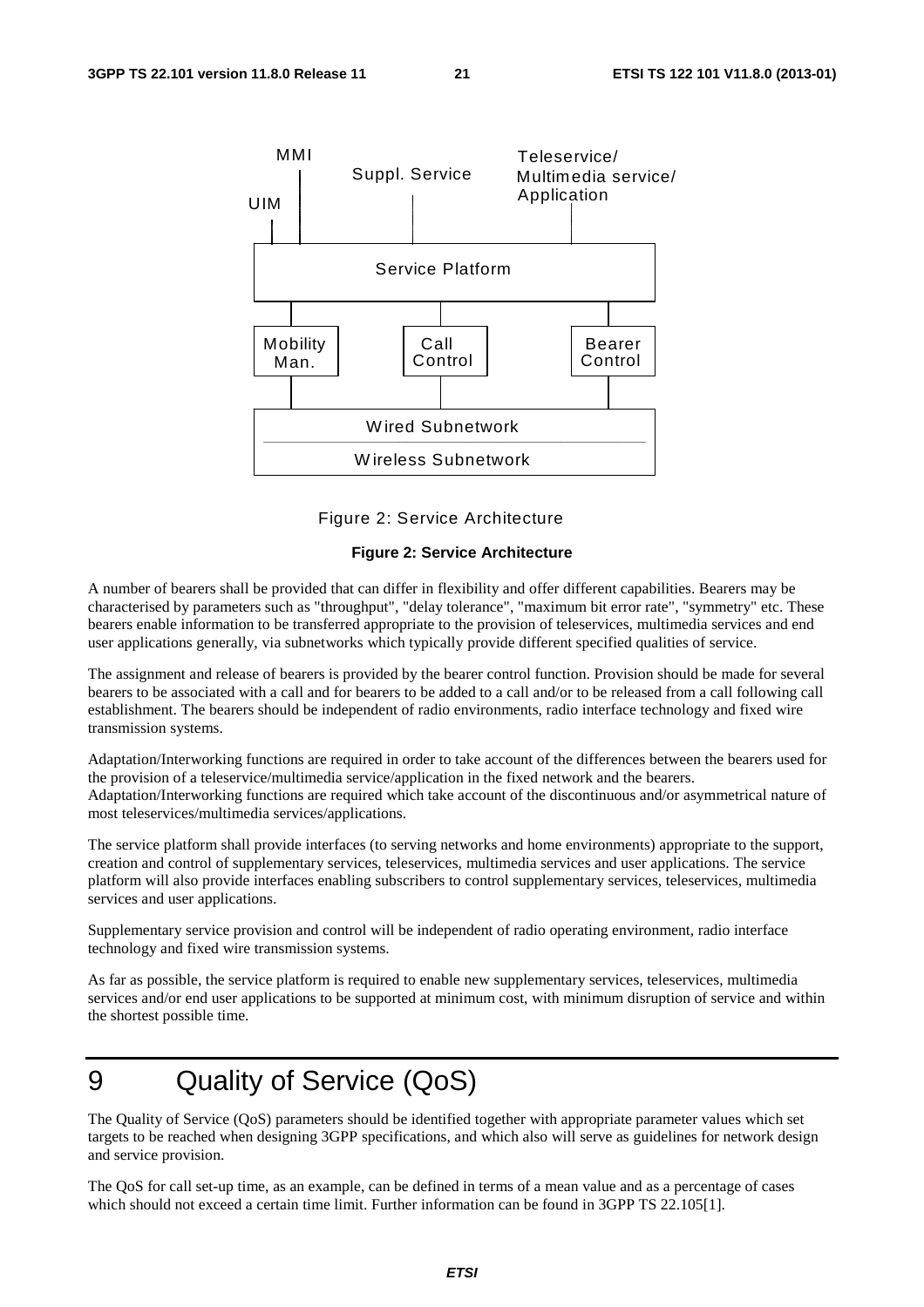**Figure 2: Service Architecture**

A number of bearers shall be provided that can differ in flexibility and offer different capabilities. Bearers may be characterised by parameters such as "throughput", "delay tolerance", "maximum bit error rate", "symmetry" etc. These bearers enable information to be transferred appropriate to the provision of teleservices, multimedia services and end user applications generally, via subnetworks which typically provide different specified qualities of service.

The assignment and release of bearers is provided by the bearer control function. Provision should be made for several bearers to be associated with a call and for bearers to be added to a call and/or to be released from a call following call establishment. The bearers should be independent of radio environments, radio interface technology and fixed wire transmission systems.

Adaptation/Interworking functions are required in order to take account of the differences between the bearers used for the provision of a teleservice/multimedia service/application in the fixed network and the bearers. Adaptation/Interworking functions are required which take account of the discontinuous and/or asymmetrical nature of most teleservices/multimedia services/applications.

The service platform shall provide interfaces (to serving networks and home environments) appropriate to the support, creation and control of supplementary services, teleservices, multimedia services and user applications. The service platform will also provide interfaces enabling subscribers to control supplementary services, teleservices, multimedia services and user applications.

Supplementary service provision and control will be independent of radio operating environment, radio interface technology and fixed wire transmission systems.

As far as possible, the service platform is required to enable new supplementary services, teleservices, multimedia services and/or end user applications to be supported at minimum cost, with minimum disruption of service and within the shortest possible time.

# 9 Quality of Service (QoS)

The Quality of Service (QoS) parameters should be identified together with appropriate parameter values which set targets to be reached when designing 3GPP specifications, and which also will serve as guidelines for network design and service provision.

The QoS for call set-up time, as an example, can be defined in terms of a mean value and as a percentage of cases which should not exceed a certain time limit. Further information can be found in 3GPP TS 22.105[1].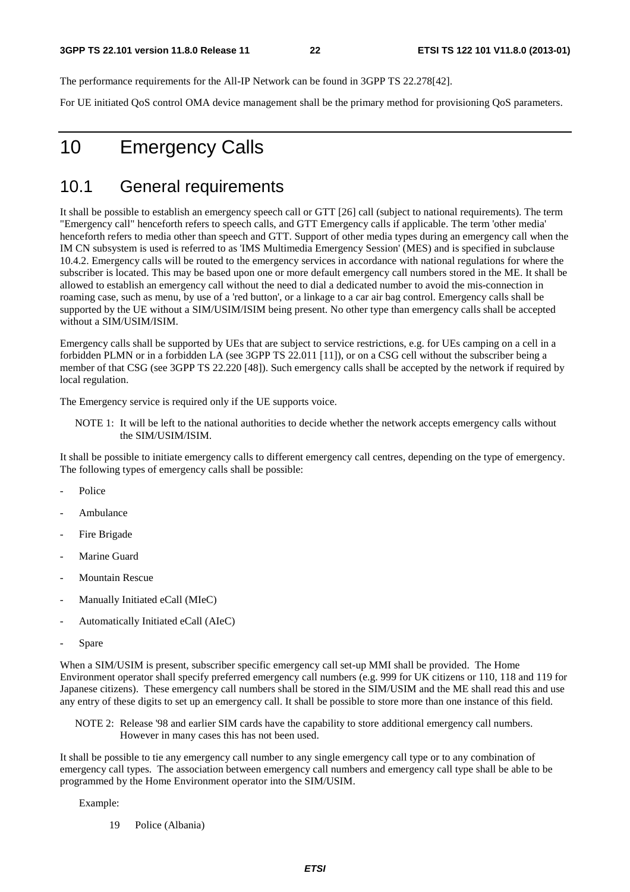The performance requirements for the All-IP Network can be found in 3GPP TS 22.278[42].

For UE initiated QoS control OMA device management shall be the primary method for provisioning QoS parameters.

# 10 Emergency Calls

## 10.1 General requirements

It shall be possible to establish an emergency speech call or GTT [26] call (subject to national requirements). The term "Emergency call" henceforth refers to speech calls, and GTT Emergency calls if applicable. The term 'other media' henceforth refers to media other than speech and GTT. Support of other media types during an emergency call when the IM CN subsystem is used is referred to as 'IMS Multimedia Emergency Session' (MES) and is specified in subclause 10.4.2. Emergency calls will be routed to the emergency services in accordance with national regulations for where the subscriber is located. This may be based upon one or more default emergency call numbers stored in the ME. It shall be allowed to establish an emergency call without the need to dial a dedicated number to avoid the mis-connection in roaming case, such as menu, by use of a 'red button', or a linkage to a car air bag control. Emergency calls shall be supported by the UE without a SIM/USIM/ISIM being present. No other type than emergency calls shall be accepted without a SIM/USIM/ISIM.

Emergency calls shall be supported by UEs that are subject to service restrictions, e.g. for UEs camping on a cell in a forbidden PLMN or in a forbidden LA (see 3GPP TS 22.011 [11]), or on a CSG cell without the subscriber being a member of that CSG (see 3GPP TS 22.220 [48]). Such emergency calls shall be accepted by the network if required by local regulation.

The Emergency service is required only if the UE supports voice.

NOTE 1: It will be left to the national authorities to decide whether the network accepts emergency calls without the SIM/USIM/ISIM.

It shall be possible to initiate emergency calls to different emergency call centres, depending on the type of emergency. The following types of emergency calls shall be possible:

- Police
- Ambulance
- Fire Brigade
- Marine Guard
- Mountain Rescue
- Manually Initiated eCall (MIeC)
- Automatically Initiated eCall (AIeC)
- Spare

When a SIM/USIM is present, subscriber specific emergency call set-up MMI shall be provided. The Home Environment operator shall specify preferred emergency call numbers (e.g. 999 for UK citizens or 110, 118 and 119 for Japanese citizens). These emergency call numbers shall be stored in the SIM/USIM and the ME shall read this and use any entry of these digits to set up an emergency call. It shall be possible to store more than one instance of this field.

NOTE 2: Release '98 and earlier SIM cards have the capability to store additional emergency call numbers. However in many cases this has not been used.

It shall be possible to tie any emergency call number to any single emergency call type or to any combination of emergency call types. The association between emergency call numbers and emergency call type shall be able to be programmed by the Home Environment operator into the SIM/USIM.

Example:

19 Police (Albania)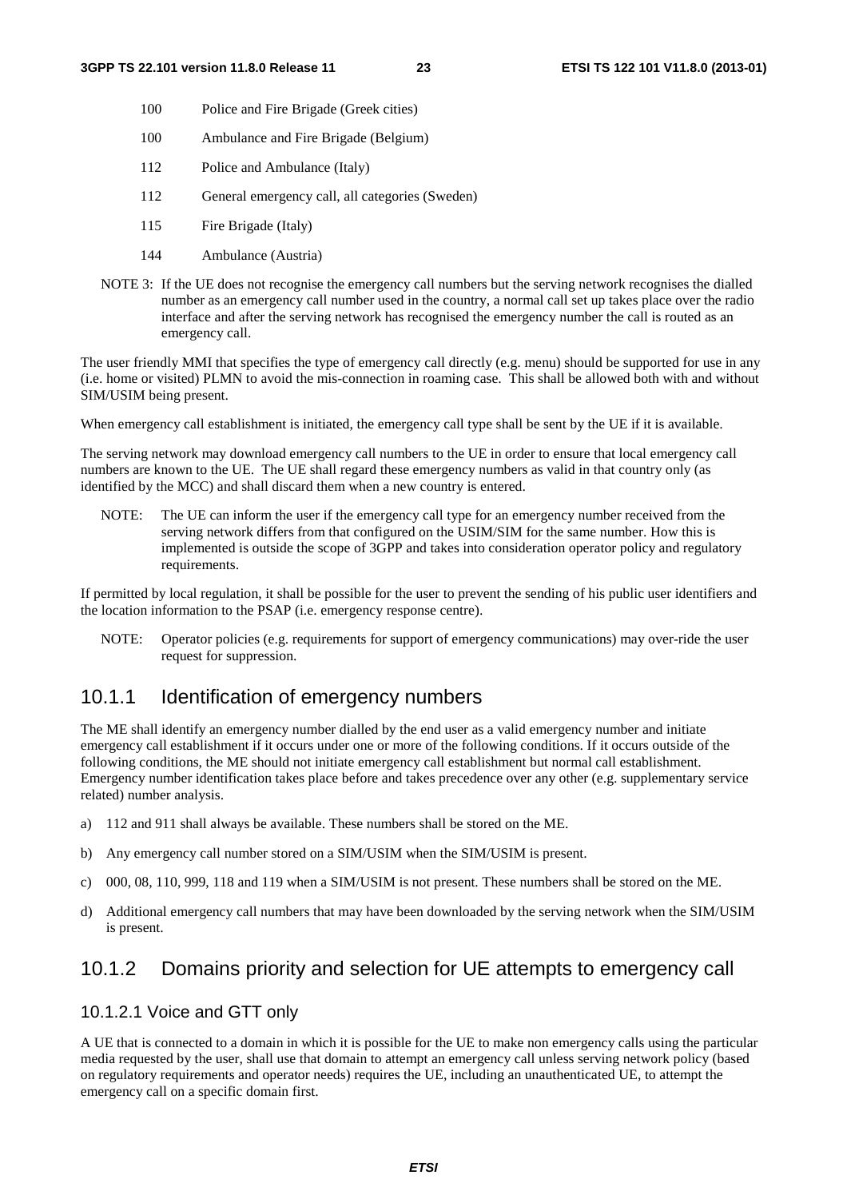| | |
|---|---|
| 100 | Police and Fire Brigade (Greek cities) |
| 100 | Ambulance and Fire Brigade (Belgium) |
| 112 | Police and Ambulance (Italy) |
| 112 | General emergency call, all categories (Sweden) |
| 115 | Fire Brigade (Italy) |
| 144 | Ambulance (Austria) |

NOTE 3: If the UE does not recognise the emergency call numbers but the serving network recognises the dialled number as an emergency call number used in the country, a normal call set up takes place over the radio interface and after the serving network has recognised the emergency number the call is routed as an emergency call.

The user friendly MMI that specifies the type of emergency call directly (e.g. menu) should be supported for use in any (i.e. home or visited) PLMN to avoid the mis-connection in roaming case. This shall be allowed both with and without SIM/USIM being present.

When emergency call establishment is initiated, the emergency call type shall be sent by the UE if it is available.

The serving network may download emergency call numbers to the UE in order to ensure that local emergency call numbers are known to the UE. The UE shall regard these emergency numbers as valid in that country only (as identified by the MCC) and shall discard them when a new country is entered.

NOTE: The UE can inform the user if the emergency call type for an emergency number received from the serving network differs from that configured on the USIM/SIM for the same number. How this is implemented is outside the scope of 3GPP and takes into consideration operator policy and regulatory requirements.

If permitted by local regulation, it shall be possible for the user to prevent the sending of his public user identifiers and the location information to the PSAP (i.e. emergency response centre).

NOTE: Operator policies (e.g. requirements for support of emergency communications) may over-ride the user request for suppression.

## 10.1.1 Identification of emergency numbers

The ME shall identify an emergency number dialled by the end user as a valid emergency number and initiate emergency call establishment if it occurs under one or more of the following conditions. If it occurs outside of the following conditions, the ME should not initiate emergency call establishment but normal call establishment. Emergency number identification takes place before and takes precedence over any other (e.g. supplementary service related) number analysis.

a) 112 and 911 shall always be available. These numbers shall be stored on the ME.

b) Any emergency call number stored on a SIM/USIM when the SIM/USIM is present.

c) 000, 08, 110, 999, 118 and 119 when a SIM/USIM is not present. These numbers shall be stored on the ME.

d) Additional emergency call numbers that may have been downloaded by the serving network when the SIM/USIM is present.

## 10.1.2 Domains priority and selection for UE attempts to emergency call

### 10.1.2.1 Voice and GTT only

A UE that is connected to a domain in which it is possible for the UE to make non emergency calls using the particular media requested by the user, shall use that domain to attempt an emergency call unless serving network policy (based on regulatory requirements and operator needs) requires the UE, including an unauthenticated UE, to attempt the emergency call on a specific domain first.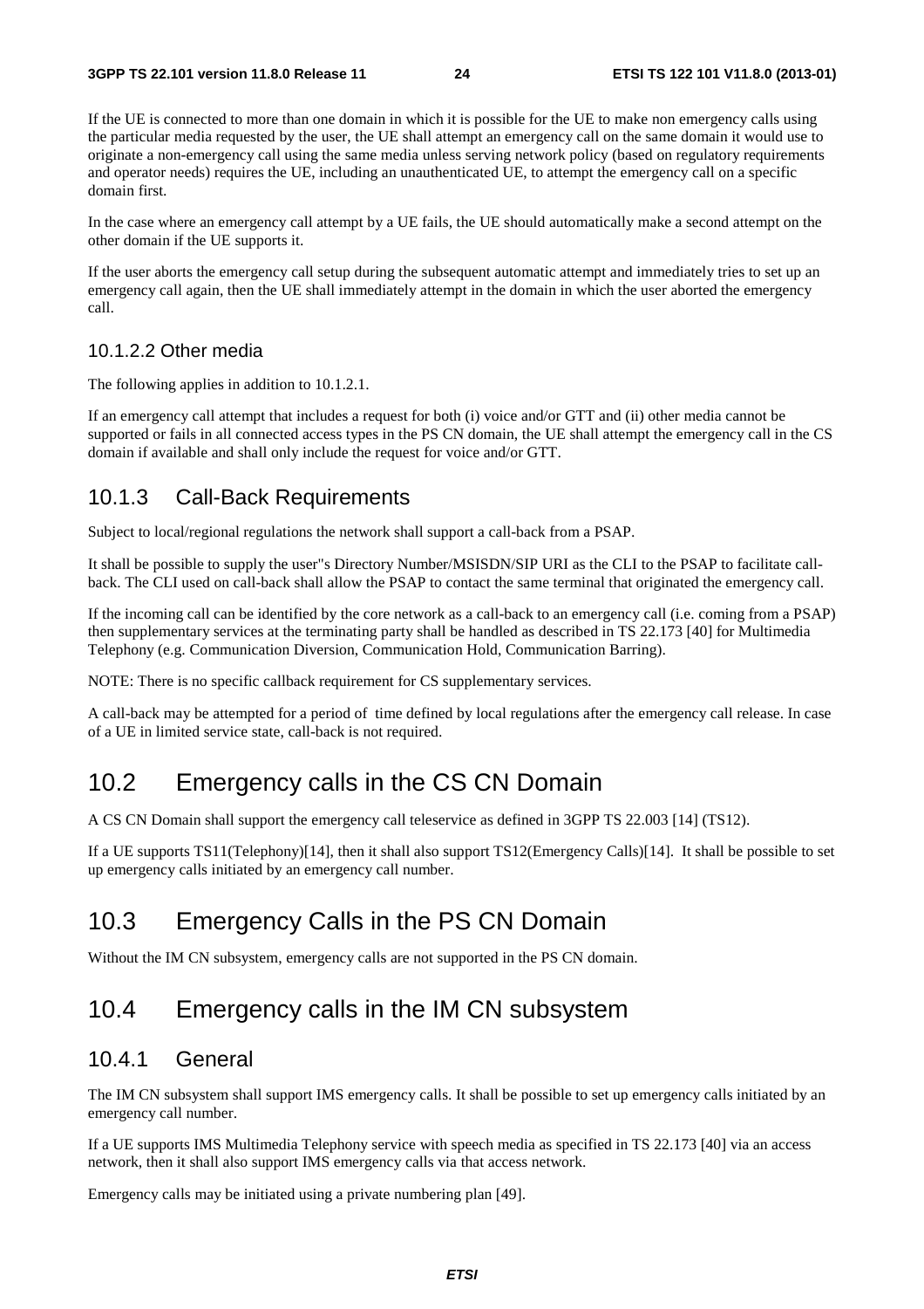If the UE is connected to more than one domain in which it is possible for the UE to make non emergency calls using the particular media requested by the user, the UE shall attempt an emergency call on the same domain it would use to originate a non-emergency call using the same media unless serving network policy (based on regulatory requirements and operator needs) requires the UE, including an unauthenticated UE, to attempt the emergency call on a specific domain first.

In the case where an emergency call attempt by a UE fails, the UE should automatically make a second attempt on the other domain if the UE supports it.

If the user aborts the emergency call setup during the subsequent automatic attempt and immediately tries to set up an emergency call again, then the UE shall immediately attempt in the domain in which the user aborted the emergency call.

#### 10.1.2.2 Other media

The following applies in addition to 10.1.2.1.

If an emergency call attempt that includes a request for both (i) voice and/or GTT and (ii) other media cannot be supported or fails in all connected access types in the PS CN domain, the UE shall attempt the emergency call in the CS domain if available and shall only include the request for voice and/or GTT.

### 10.1.3 Call-Back Requirements

Subject to local/regional regulations the network shall support a call-back from a PSAP.

It shall be possible to supply the user"s Directory Number/MSISDN/SIP URI as the CLI to the PSAP to facilitate call-back. The CLI used on call-back shall allow the PSAP to contact the same terminal that originated the emergency call.

If the incoming call can be identified by the core network as a call-back to an emergency call (i.e. coming from a PSAP) then supplementary services at the terminating party shall be handled as described in TS 22.173 [40] for Multimedia Telephony (e.g. Communication Diversion, Communication Hold, Communication Barring).

NOTE: There is no specific callback requirement for CS supplementary services.

A call-back may be attempted for a period of time defined by local regulations after the emergency call release. In case of a UE in limited service state, call-back is not required.

## 10.2 Emergency calls in the CS CN Domain

A CS CN Domain shall support the emergency call teleservice as defined in 3GPP TS 22.003 [14] (TS12).

If a UE supports TS11(Telephony)[14], then it shall also support TS12(Emergency Calls)[14]. It shall be possible to set up emergency calls initiated by an emergency call number.

## 10.3 Emergency Calls in the PS CN Domain

Without the IM CN subsystem, emergency calls are not supported in the PS CN domain.

## 10.4 Emergency calls in the IM CN subsystem

### 10.4.1 General

The IM CN subsystem shall support IMS emergency calls. It shall be possible to set up emergency calls initiated by an emergency call number.

If a UE supports IMS Multimedia Telephony service with speech media as specified in TS 22.173 [40] via an access network, then it shall also support IMS emergency calls via that access network.

Emergency calls may be initiated using a private numbering plan [49].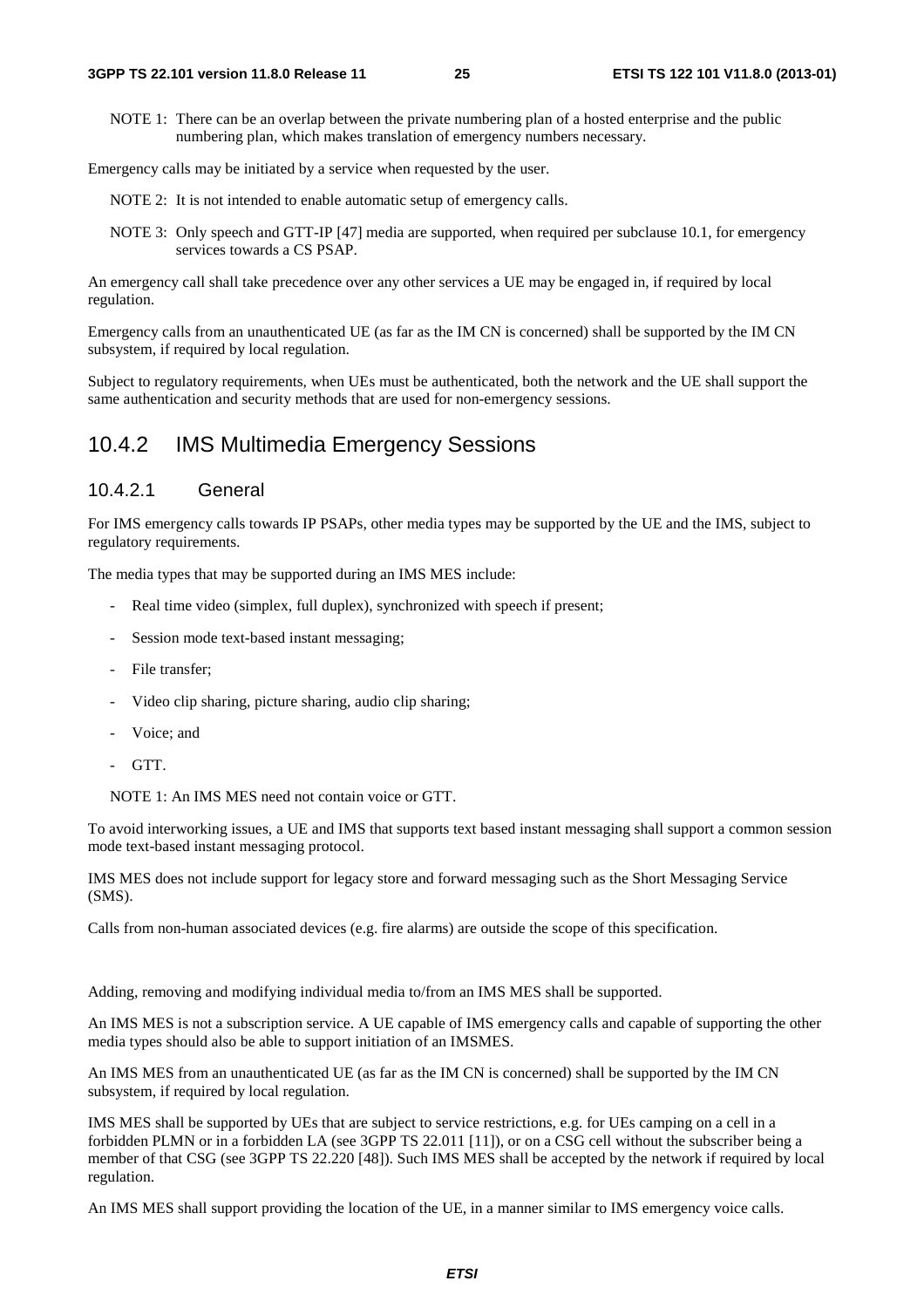NOTE 1: There can be an overlap between the private numbering plan of a hosted enterprise and the public numbering plan, which makes translation of emergency numbers necessary.

Emergency calls may be initiated by a service when requested by the user.

NOTE 2: It is not intended to enable automatic setup of emergency calls.

NOTE 3: Only speech and GTT-IP [47] media are supported, when required per subclause 10.1, for emergency services towards a CS PSAP.

An emergency call shall take precedence over any other services a UE may be engaged in, if required by local regulation.

Emergency calls from an unauthenticated UE (as far as the IM CN is concerned) shall be supported by the IM CN subsystem, if required by local regulation.

Subject to regulatory requirements, when UEs must be authenticated, both the network and the UE shall support the same authentication and security methods that are used for non-emergency sessions.

## 10.4.2 IMS Multimedia Emergency Sessions

### 10.4.2.1 General

For IMS emergency calls towards IP PSAPs, other media types may be supported by the UE and the IMS, subject to regulatory requirements.

The media types that may be supported during an IMS MES include:

- Real time video (simplex, full duplex), synchronized with speech if present;
- Session mode text-based instant messaging;
- File transfer;
- Video clip sharing, picture sharing, audio clip sharing;
- Voice; and
- GTT.

NOTE 1: An IMS MES need not contain voice or GTT.

To avoid interworking issues, a UE and IMS that supports text based instant messaging shall support a common session mode text-based instant messaging protocol.

IMS MES does not include support for legacy store and forward messaging such as the Short Messaging Service (SMS).

Calls from non-human associated devices (e.g. fire alarms) are outside the scope of this specification.

Adding, removing and modifying individual media to/from an IMS MES shall be supported.

An IMS MES is not a subscription service. A UE capable of IMS emergency calls and capable of supporting the other media types should also be able to support initiation of an IMSMES.

An IMS MES from an unauthenticated UE (as far as the IM CN is concerned) shall be supported by the IM CN subsystem, if required by local regulation.

IMS MES shall be supported by UEs that are subject to service restrictions, e.g. for UEs camping on a cell in a forbidden PLMN or in a forbidden LA (see 3GPP TS 22.011 [11]), or on a CSG cell without the subscriber being a member of that CSG (see 3GPP TS 22.220 [48]). Such IMS MES shall be accepted by the network if required by local regulation.

An IMS MES shall support providing the location of the UE, in a manner similar to IMS emergency voice calls.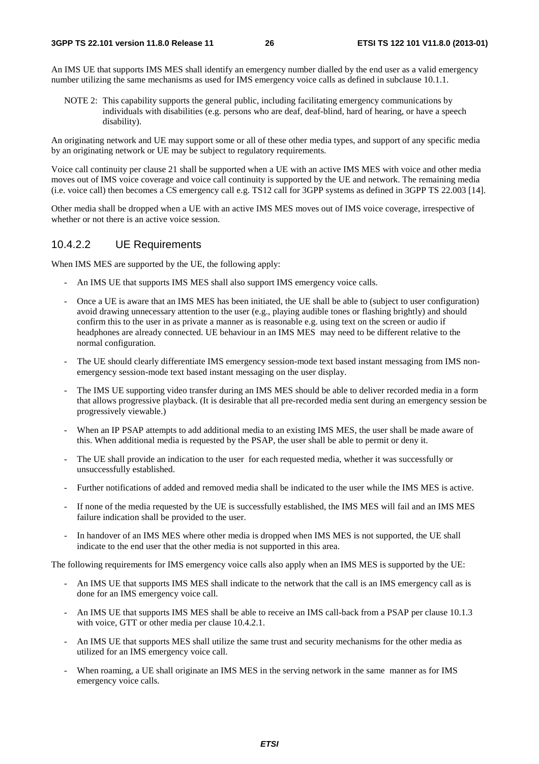An IMS UE that supports IMS MES shall identify an emergency number dialled by the end user as a valid emergency number utilizing the same mechanisms as used for IMS emergency voice calls as defined in subclause 10.1.1.

NOTE 2: This capability supports the general public, including facilitating emergency communications by individuals with disabilities (e.g. persons who are deaf, deaf-blind, hard of hearing, or have a speech disability).

An originating network and UE may support some or all of these other media types, and support of any specific media by an originating network or UE may be subject to regulatory requirements.

Voice call continuity per clause 21 shall be supported when a UE with an active IMS MES with voice and other media moves out of IMS voice coverage and voice call continuity is supported by the UE and network. The remaining media (i.e. voice call) then becomes a CS emergency call e.g. TS12 call for 3GPP systems as defined in 3GPP TS 22.003 [14].

Other media shall be dropped when a UE with an active IMS MES moves out of IMS voice coverage, irrespective of whether or not there is an active voice session.

### 10.4.2.2 UE Requirements

When IMS MES are supported by the UE, the following apply:

- An IMS UE that supports IMS MES shall also support IMS emergency voice calls.
- Once a UE is aware that an IMS MES has been initiated, the UE shall be able to (subject to user configuration) avoid drawing unnecessary attention to the user (e.g., playing audible tones or flashing brightly) and should confirm this to the user in as private a manner as is reasonable e.g. using text on the screen or audio if headphones are already connected. UE behaviour in an IMS MES may need to be different relative to the normal configuration.
- The UE should clearly differentiate IMS emergency session-mode text based instant messaging from IMS non-emergency session-mode text based instant messaging on the user display.
- The IMS UE supporting video transfer during an IMS MES should be able to deliver recorded media in a form that allows progressive playback. (It is desirable that all pre-recorded media sent during an emergency session be progressively viewable.)
- When an IP PSAP attempts to add additional media to an existing IMS MES, the user shall be made aware of this. When additional media is requested by the PSAP, the user shall be able to permit or deny it.
- The UE shall provide an indication to the user for each requested media, whether it was successfully or unsuccessfully established.
- Further notifications of added and removed media shall be indicated to the user while the IMS MES is active.
- If none of the media requested by the UE is successfully established, the IMS MES will fail and an IMS MES failure indication shall be provided to the user.
- In handover of an IMS MES where other media is dropped when IMS MES is not supported, the UE shall indicate to the end user that the other media is not supported in this area.

The following requirements for IMS emergency voice calls also apply when an IMS MES is supported by the UE:

- An IMS UE that supports IMS MES shall indicate to the network that the call is an IMS emergency call as is done for an IMS emergency voice call.
- An IMS UE that supports IMS MES shall be able to receive an IMS call-back from a PSAP per clause 10.1.3 with voice, GTT or other media per clause 10.4.2.1.
- An IMS UE that supports MES shall utilize the same trust and security mechanisms for the other media as utilized for an IMS emergency voice call.
- When roaming, a UE shall originate an IMS MES in the serving network in the same manner as for IMS emergency voice calls.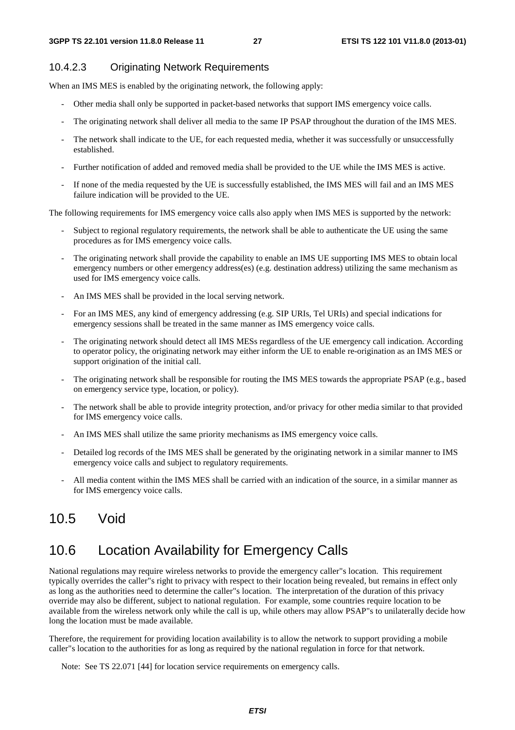#### 10.4.2.3 Originating Network Requirements

When an IMS MES is enabled by the originating network, the following apply:

- Other media shall only be supported in packet-based networks that support IMS emergency voice calls.
- The originating network shall deliver all media to the same IP PSAP throughout the duration of the IMS MES.
- The network shall indicate to the UE, for each requested media, whether it was successfully or unsuccessfully established.
- Further notification of added and removed media shall be provided to the UE while the IMS MES is active.
- If none of the media requested by the UE is successfully established, the IMS MES will fail and an IMS MES failure indication will be provided to the UE.

The following requirements for IMS emergency voice calls also apply when IMS MES is supported by the network:

- Subject to regional regulatory requirements, the network shall be able to authenticate the UE using the same procedures as for IMS emergency voice calls.
- The originating network shall provide the capability to enable an IMS UE supporting IMS MES to obtain local emergency numbers or other emergency address(es) (e.g. destination address) utilizing the same mechanism as used for IMS emergency voice calls.
- An IMS MES shall be provided in the local serving network.
- For an IMS MES, any kind of emergency addressing (e.g. SIP URIs, Tel URIs) and special indications for emergency sessions shall be treated in the same manner as IMS emergency voice calls.
- The originating network should detect all IMS MESs regardless of the UE emergency call indication. According to operator policy, the originating network may either inform the UE to enable re-origination as an IMS MES or support origination of the initial call.
- The originating network shall be responsible for routing the IMS MES towards the appropriate PSAP (e.g., based on emergency service type, location, or policy).
- The network shall be able to provide integrity protection, and/or privacy for other media similar to that provided for IMS emergency voice calls.
- An IMS MES shall utilize the same priority mechanisms as IMS emergency voice calls.
- Detailed log records of the IMS MES shall be generated by the originating network in a similar manner to IMS emergency voice calls and subject to regulatory requirements.
- All media content within the IMS MES shall be carried with an indication of the source, in a similar manner as for IMS emergency voice calls.

## 10.5 Void

## 10.6 Location Availability for Emergency Calls

National regulations may require wireless networks to provide the emergency caller"s location. This requirement typically overrides the caller"s right to privacy with respect to their location being revealed, but remains in effect only as long as the authorities need to determine the caller"s location. The interpretation of the duration of this privacy override may also be different, subject to national regulation. For example, some countries require location to be available from the wireless network only while the call is up, while others may allow PSAP"s to unilaterally decide how long the location must be made available.

Therefore, the requirement for providing location availability is to allow the network to support providing a mobile caller"s location to the authorities for as long as required by the national regulation in force for that network.

Note: See TS 22.071 [44] for location service requirements on emergency calls.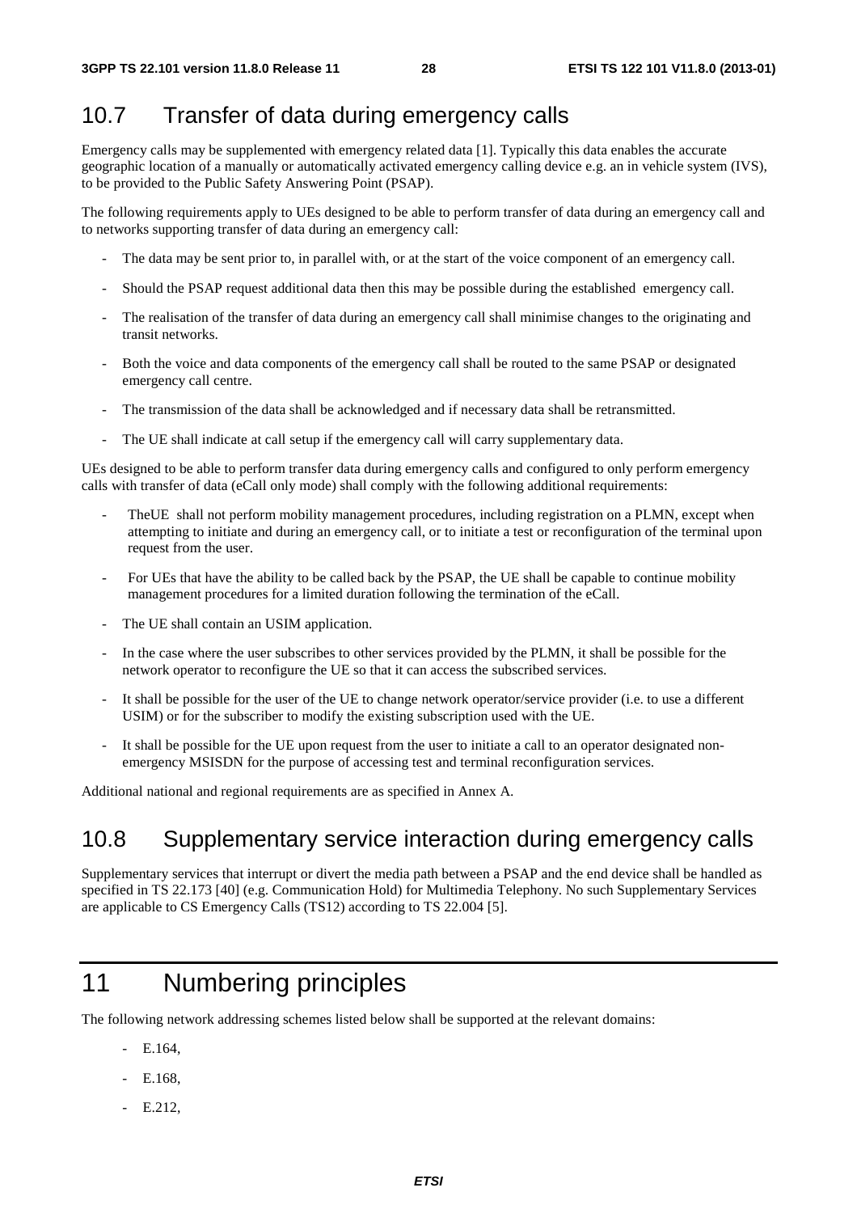## 10.7 Transfer of data during emergency calls

Emergency calls may be supplemented with emergency related data [1]. Typically this data enables the accurate geographic location of a manually or automatically activated emergency calling device e.g. an in vehicle system (IVS), to be provided to the Public Safety Answering Point (PSAP).

The following requirements apply to UEs designed to be able to perform transfer of data during an emergency call and to networks supporting transfer of data during an emergency call:

- The data may be sent prior to, in parallel with, or at the start of the voice component of an emergency call.
- Should the PSAP request additional data then this may be possible during the established emergency call.
- The realisation of the transfer of data during an emergency call shall minimise changes to the originating and transit networks.
- Both the voice and data components of the emergency call shall be routed to the same PSAP or designated emergency call centre.
- The transmission of the data shall be acknowledged and if necessary data shall be retransmitted.
- The UE shall indicate at call setup if the emergency call will carry supplementary data.

UEs designed to be able to perform transfer data during emergency calls and configured to only perform emergency calls with transfer of data (eCall only mode) shall comply with the following additional requirements:

- TheUE shall not perform mobility management procedures, including registration on a PLMN, except when attempting to initiate and during an emergency call, or to initiate a test or reconfiguration of the terminal upon request from the user.
- For UEs that have the ability to be called back by the PSAP, the UE shall be capable to continue mobility management procedures for a limited duration following the termination of the eCall.
- The UE shall contain an USIM application.
- In the case where the user subscribes to other services provided by the PLMN, it shall be possible for the network operator to reconfigure the UE so that it can access the subscribed services.
- It shall be possible for the user of the UE to change network operator/service provider (i.e. to use a different USIM) or for the subscriber to modify the existing subscription used with the UE.
- It shall be possible for the UE upon request from the user to initiate a call to an operator designated non-emergency MSISDN for the purpose of accessing test and terminal reconfiguration services.

Additional national and regional requirements are as specified in Annex A.

## 10.8 Supplementary service interaction during emergency calls

Supplementary services that interrupt or divert the media path between a PSAP and the end device shall be handled as specified in TS 22.173 [40] (e.g. Communication Hold) for Multimedia Telephony. No such Supplementary Services are applicable to CS Emergency Calls (TS12) according to TS 22.004 [5].

# 11 Numbering principles

The following network addressing schemes listed below shall be supported at the relevant domains:

- E.164,
- E.168,
- E.212,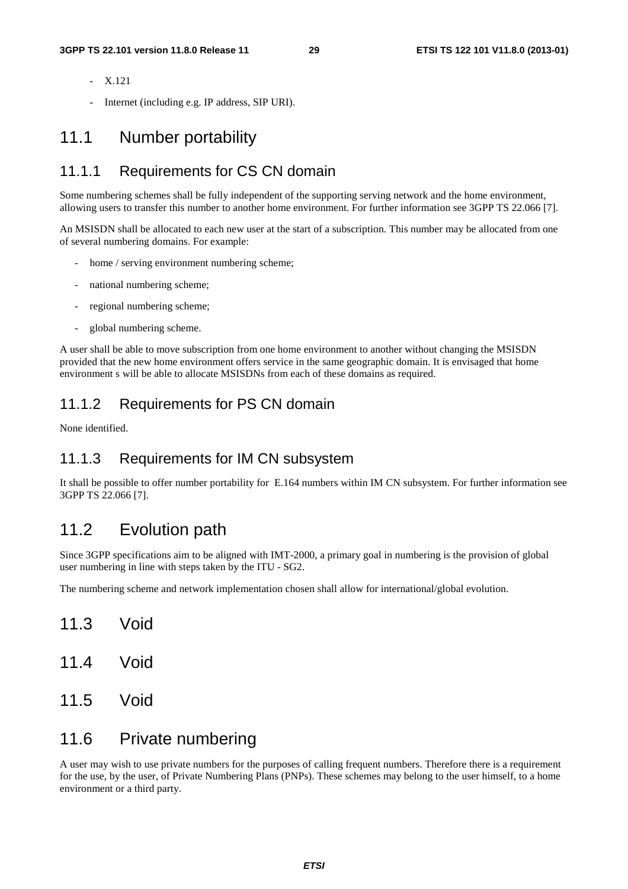- X.121
- Internet (including e.g. IP address, SIP URI).

## 11.1 Number portability

### 11.1.1 Requirements for CS CN domain

Some numbering schemes shall be fully independent of the supporting serving network and the home environment, allowing users to transfer this number to another home environment. For further information see 3GPP TS 22.066 [7].

An MSISDN shall be allocated to each new user at the start of a subscription. This number may be allocated from one of several numbering domains. For example:

- home / serving environment numbering scheme;
- national numbering scheme;
- regional numbering scheme;
- global numbering scheme.

A user shall be able to move subscription from one home environment to another without changing the MSISDN provided that the new home environment offers service in the same geographic domain. It is envisaged that home environment s will be able to allocate MSISDNs from each of these domains as required.

### 11.1.2 Requirements for PS CN domain

None identified.

### 11.1.3 Requirements for IM CN subsystem

It shall be possible to offer number portability for E.164 numbers within IM CN subsystem. For further information see 3GPP TS 22.066 [7].

## 11.2 Evolution path

Since 3GPP specifications aim to be aligned with IMT-2000, a primary goal in numbering is the provision of global user numbering in line with steps taken by the ITU - SG2.

The numbering scheme and network implementation chosen shall allow for international/global evolution.

## 11.3 Void

## 11.4 Void

## 11.5 Void

## 11.6 Private numbering

A user may wish to use private numbers for the purposes of calling frequent numbers. Therefore there is a requirement for the use, by the user, of Private Numbering Plans (PNPs). These schemes may belong to the user himself, to a home environment or a third party.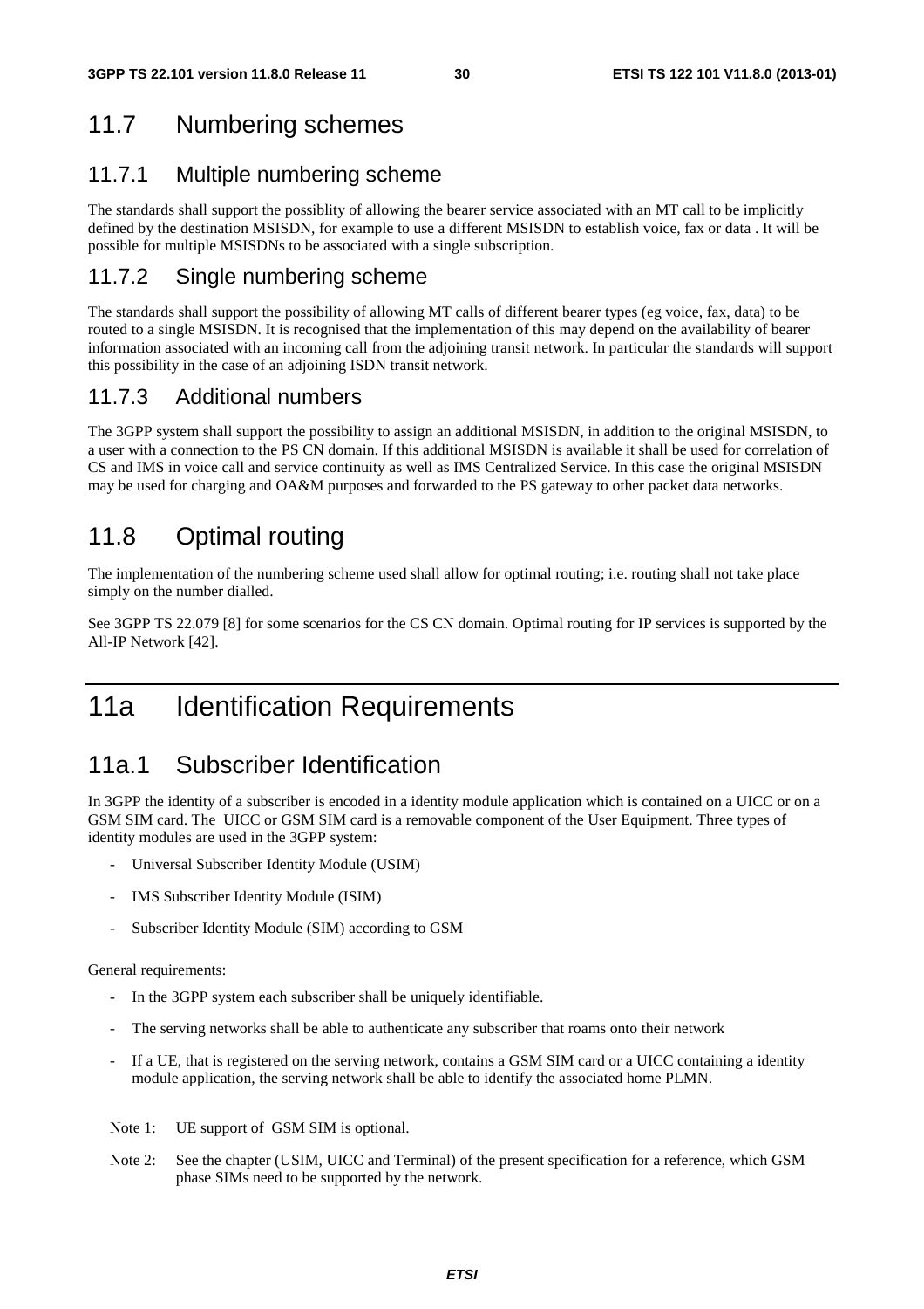## 11.7 Numbering schemes

### 11.7.1 Multiple numbering scheme

The standards shall support the possiblity of allowing the bearer service associated with an MT call to be implicitly defined by the destination MSISDN, for example to use a different MSISDN to establish voice, fax or data . It will be possible for multiple MSISDNs to be associated with a single subscription.

### 11.7.2 Single numbering scheme

The standards shall support the possibility of allowing MT calls of different bearer types (eg voice, fax, data) to be routed to a single MSISDN. It is recognised that the implementation of this may depend on the availability of bearer information associated with an incoming call from the adjoining transit network. In particular the standards will support this possibility in the case of an adjoining ISDN transit network.

### 11.7.3 Additional numbers

The 3GPP system shall support the possibility to assign an additional MSISDN, in addition to the original MSISDN, to a user with a connection to the PS CN domain. If this additional MSISDN is available it shall be used for correlation of CS and IMS in voice call and service continuity as well as IMS Centralized Service. In this case the original MSISDN may be used for charging and OA&M purposes and forwarded to the PS gateway to other packet data networks.

## 11.8 Optimal routing

The implementation of the numbering scheme used shall allow for optimal routing; i.e. routing shall not take place simply on the number dialled.

See 3GPP TS 22.079 [8] for some scenarios for the CS CN domain. Optimal routing for IP services is supported by the All-IP Network [42].

# 11a Identification Requirements

## 11a.1 Subscriber Identification

In 3GPP the identity of a subscriber is encoded in a identity module application which is contained on a UICC or on a GSM SIM card. The UICC or GSM SIM card is a removable component of the User Equipment. Three types of identity modules are used in the 3GPP system:

- Universal Subscriber Identity Module (USIM)
- IMS Subscriber Identity Module (ISIM)
- Subscriber Identity Module (SIM) according to GSM

General requirements:

- In the 3GPP system each subscriber shall be uniquely identifiable.
- The serving networks shall be able to authenticate any subscriber that roams onto their network
- If a UE, that is registered on the serving network, contains a GSM SIM card or a UICC containing a identity module application, the serving network shall be able to identify the associated home PLMN.

Note 1: UE support of GSM SIM is optional.

Note 2: See the chapter (USIM, UICC and Terminal) of the present specification for a reference, which GSM phase SIMs need to be supported by the network.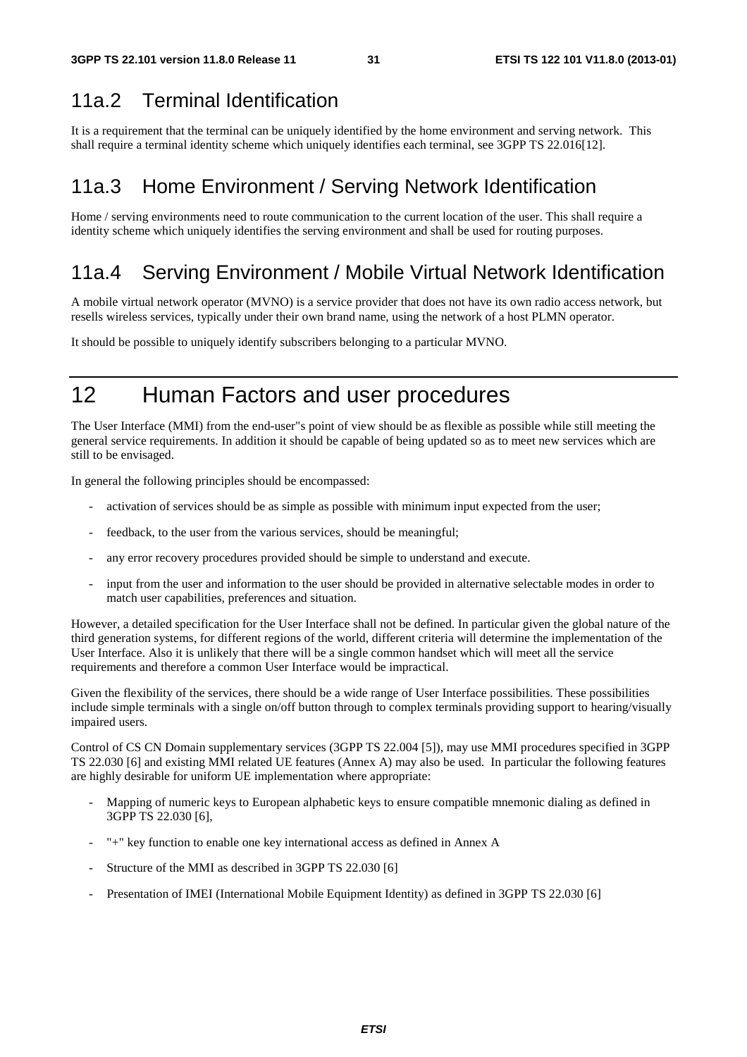## 11a.2 Terminal Identification

It is a requirement that the terminal can be uniquely identified by the home environment and serving network. This shall require a terminal identity scheme which uniquely identifies each terminal, see 3GPP TS 22.016[12].

## 11a.3 Home Environment / Serving Network Identification

Home / serving environments need to route communication to the current location of the user. This shall require a identity scheme which uniquely identifies the serving environment and shall be used for routing purposes.

## 11a.4 Serving Environment / Mobile Virtual Network Identification

A mobile virtual network operator (MVNO) is a service provider that does not have its own radio access network, but resells wireless services, typically under their own brand name, using the network of a host PLMN operator.

It should be possible to uniquely identify subscribers belonging to a particular MVNO.

# 12 Human Factors and user procedures

The User Interface (MMI) from the end-user"s point of view should be as flexible as possible while still meeting the general service requirements. In addition it should be capable of being updated so as to meet new services which are still to be envisaged.

In general the following principles should be encompassed:

- activation of services should be as simple as possible with minimum input expected from the user;
- feedback, to the user from the various services, should be meaningful;
- any error recovery procedures provided should be simple to understand and execute.
- input from the user and information to the user should be provided in alternative selectable modes in order to match user capabilities, preferences and situation.

However, a detailed specification for the User Interface shall not be defined. In particular given the global nature of the third generation systems, for different regions of the world, different criteria will determine the implementation of the User Interface. Also it is unlikely that there will be a single common handset which will meet all the service requirements and therefore a common User Interface would be impractical.

Given the flexibility of the services, there should be a wide range of User Interface possibilities. These possibilities include simple terminals with a single on/off button through to complex terminals providing support to hearing/visually impaired users.

Control of CS CN Domain supplementary services (3GPP TS 22.004 [5]), may use MMI procedures specified in 3GPP TS 22.030 [6] and existing MMI related UE features (Annex A) may also be used. In particular the following features are highly desirable for uniform UE implementation where appropriate:

- Mapping of numeric keys to European alphabetic keys to ensure compatible mnemonic dialing as defined in 3GPP TS 22.030 [6],
- "+" key function to enable one key international access as defined in Annex A
- Structure of the MMI as described in 3GPP TS 22.030 [6]
- Presentation of IMEI (International Mobile Equipment Identity) as defined in 3GPP TS 22.030 [6]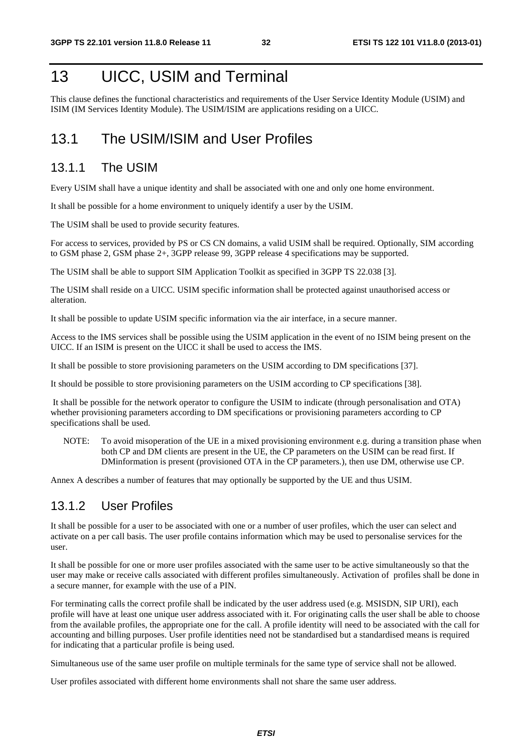# 13 UICC, USIM and Terminal

This clause defines the functional characteristics and requirements of the User Service Identity Module (USIM) and ISIM (IM Services Identity Module). The USIM/ISIM are applications residing on a UICC.

## 13.1 The USIM/ISIM and User Profiles

### 13.1.1 The USIM

Every USIM shall have a unique identity and shall be associated with one and only one home environment.

It shall be possible for a home environment to uniquely identify a user by the USIM.

The USIM shall be used to provide security features.

For access to services, provided by PS or CS CN domains, a valid USIM shall be required. Optionally, SIM according to GSM phase 2, GSM phase 2+, 3GPP release 99, 3GPP release 4 specifications may be supported.

The USIM shall be able to support SIM Application Toolkit as specified in 3GPP TS 22.038 [3].

The USIM shall reside on a UICC. USIM specific information shall be protected against unauthorised access or alteration.

It shall be possible to update USIM specific information via the air interface, in a secure manner.

Access to the IMS services shall be possible using the USIM application in the event of no ISIM being present on the UICC. If an ISIM is present on the UICC it shall be used to access the IMS.

It shall be possible to store provisioning parameters on the USIM according to DM specifications [37].

It should be possible to store provisioning parameters on the USIM according to CP specifications [38].

It shall be possible for the network operator to configure the USIM to indicate (through personalisation and OTA) whether provisioning parameters according to DM specifications or provisioning parameters according to CP specifications shall be used.

NOTE: To avoid misoperation of the UE in a mixed provisioning environment e.g. during a transition phase when both CP and DM clients are present in the UE, the CP parameters on the USIM can be read first. If DMinformation is present (provisioned OTA in the CP parameters.), then use DM, otherwise use CP.

Annex A describes a number of features that may optionally be supported by the UE and thus USIM.

### 13.1.2 User Profiles

It shall be possible for a user to be associated with one or a number of user profiles, which the user can select and activate on a per call basis. The user profile contains information which may be used to personalise services for the user.

It shall be possible for one or more user profiles associated with the same user to be active simultaneously so that the user may make or receive calls associated with different profiles simultaneously. Activation of profiles shall be done in a secure manner, for example with the use of a PIN.

For terminating calls the correct profile shall be indicated by the user address used (e.g. MSISDN, SIP URI), each profile will have at least one unique user address associated with it. For originating calls the user shall be able to choose from the available profiles, the appropriate one for the call. A profile identity will need to be associated with the call for accounting and billing purposes. User profile identities need not be standardised but a standardised means is required for indicating that a particular profile is being used.

Simultaneous use of the same user profile on multiple terminals for the same type of service shall not be allowed.

User profiles associated with different home environments shall not share the same user address.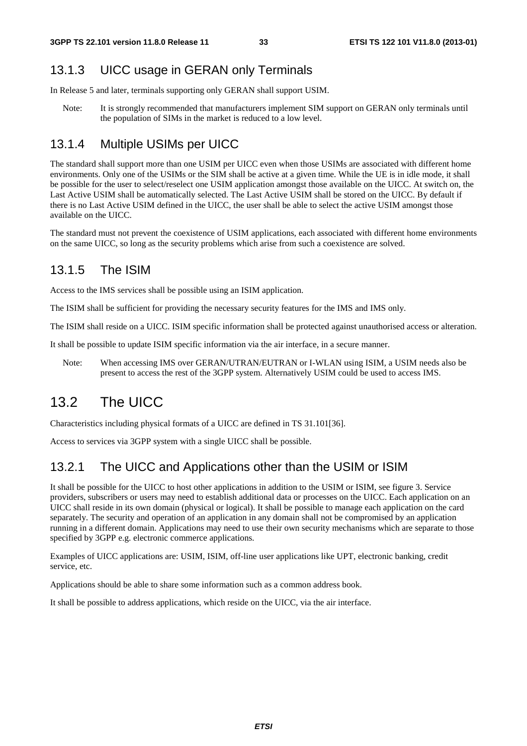### 13.1.3 UICC usage in GERAN only Terminals

In Release 5 and later, terminals supporting only GERAN shall support USIM.

Note: It is strongly recommended that manufacturers implement SIM support on GERAN only terminals until the population of SIMs in the market is reduced to a low level.

### 13.1.4 Multiple USIMs per UICC

The standard shall support more than one USIM per UICC even when those USIMs are associated with different home environments. Only one of the USIMs or the SIM shall be active at a given time. While the UE is in idle mode, it shall be possible for the user to select/reselect one USIM application amongst those available on the UICC. At switch on, the Last Active USIM shall be automatically selected. The Last Active USIM shall be stored on the UICC. By default if there is no Last Active USIM defined in the UICC, the user shall be able to select the active USIM amongst those available on the UICC.

The standard must not prevent the coexistence of USIM applications, each associated with different home environments on the same UICC, so long as the security problems which arise from such a coexistence are solved.

### 13.1.5 The ISIM

Access to the IMS services shall be possible using an ISIM application.

The ISIM shall be sufficient for providing the necessary security features for the IMS and IMS only.

The ISIM shall reside on a UICC. ISIM specific information shall be protected against unauthorised access or alteration.

It shall be possible to update ISIM specific information via the air interface, in a secure manner.

Note: When accessing IMS over GERAN/UTRAN/EUTRAN or I-WLAN using ISIM, a USIM needs also be present to access the rest of the 3GPP system. Alternatively USIM could be used to access IMS.

## 13.2 The UICC

Characteristics including physical formats of a UICC are defined in TS 31.101[36].

Access to services via 3GPP system with a single UICC shall be possible.

### 13.2.1 The UICC and Applications other than the USIM or ISIM

It shall be possible for the UICC to host other applications in addition to the USIM or ISIM, see figure 3. Service providers, subscribers or users may need to establish additional data or processes on the UICC. Each application on an UICC shall reside in its own domain (physical or logical). It shall be possible to manage each application on the card separately. The security and operation of an application in any domain shall not be compromised by an application running in a different domain. Applications may need to use their own security mechanisms which are separate to those specified by 3GPP e.g. electronic commerce applications.

Examples of UICC applications are: USIM, ISIM, off-line user applications like UPT, electronic banking, credit service, etc.

Applications should be able to share some information such as a common address book.

It shall be possible to address applications, which reside on the UICC, via the air interface.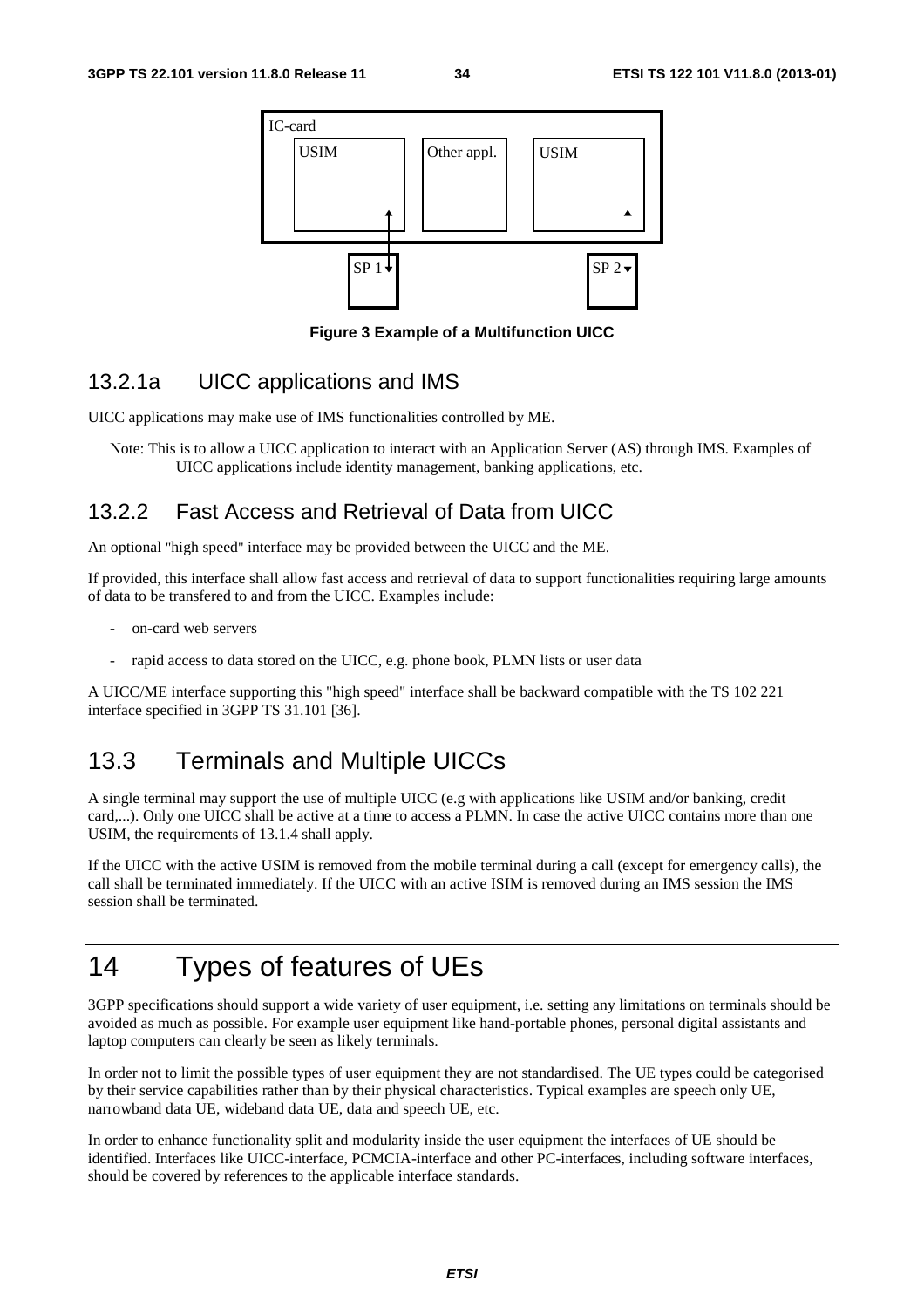IC-card

USIM | Other appl. | USIM

SP 1 | SP 2

**Figure 3 Example of a Multifunction UICC**

### 13.2.1a UICC applications and IMS

UICC applications may make use of IMS functionalities controlled by ME.

Note: This is to allow a UICC application to interact with an Application Server (AS) through IMS. Examples of UICC applications include identity management, banking applications, etc.

### 13.2.2 Fast Access and Retrieval of Data from UICC

An optional "high speed" interface may be provided between the UICC and the ME.

If provided, this interface shall allow fast access and retrieval of data to support functionalities requiring large amounts of data to be transfered to and from the UICC. Examples include:

- on-card web servers
- rapid access to data stored on the UICC, e.g. phone book, PLMN lists or user data

A UICC/ME interface supporting this "high speed" interface shall be backward compatible with the TS 102 221 interface specified in 3GPP TS 31.101 [36].

## 13.3 Terminals and Multiple UICCs

A single terminal may support the use of multiple UICC (e.g with applications like USIM and/or banking, credit card,...). Only one UICC shall be active at a time to access a PLMN. In case the active UICC contains more than one USIM, the requirements of 13.1.4 shall apply.

If the UICC with the active USIM is removed from the mobile terminal during a call (except for emergency calls), the call shall be terminated immediately. If the UICC with an active ISIM is removed during an IMS session the IMS session shall be terminated.

# 14 Types of features of UEs

3GPP specifications should support a wide variety of user equipment, i.e. setting any limitations on terminals should be avoided as much as possible. For example user equipment like hand-portable phones, personal digital assistants and laptop computers can clearly be seen as likely terminals.

In order not to limit the possible types of user equipment they are not standardised. The UE types could be categorised by their service capabilities rather than by their physical characteristics. Typical examples are speech only UE, narrowband data UE, wideband data UE, data and speech UE, etc.

In order to enhance functionality split and modularity inside the user equipment the interfaces of UE should be identified. Interfaces like UICC-interface, PCMCIA-interface and other PC-interfaces, including software interfaces, should be covered by references to the applicable interface standards.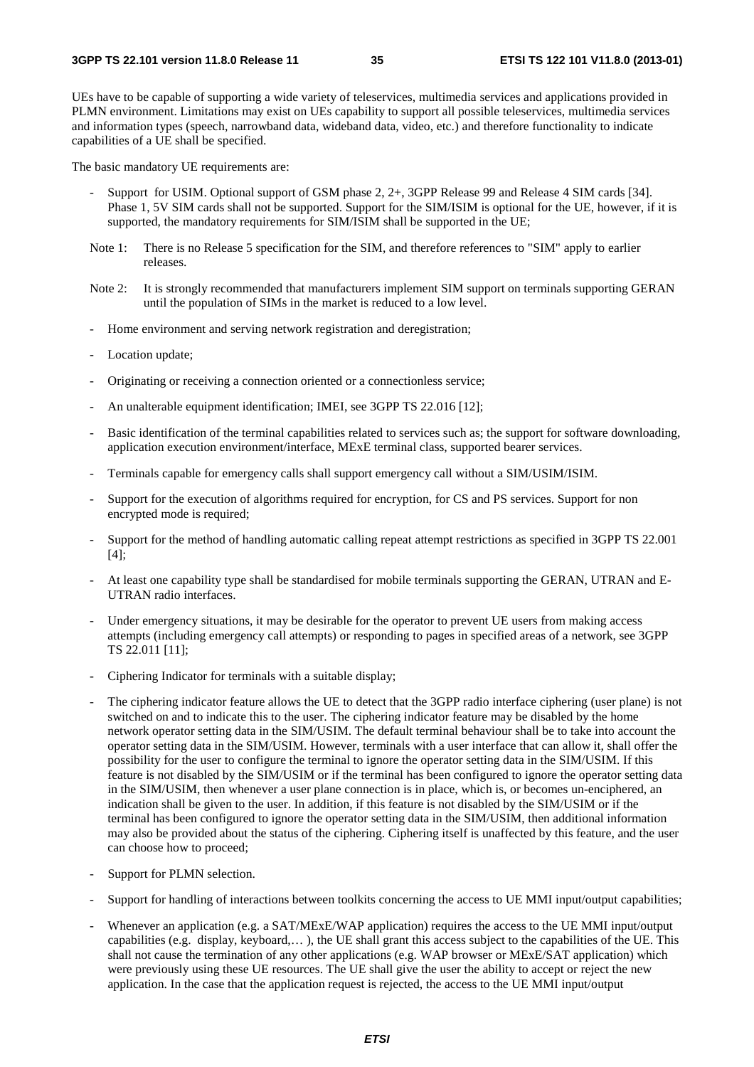UEs have to be capable of supporting a wide variety of teleservices, multimedia services and applications provided in PLMN environment. Limitations may exist on UEs capability to support all possible teleservices, multimedia services and information types (speech, narrowband data, wideband data, video, etc.) and therefore functionality to indicate capabilities of a UE shall be specified.

The basic mandatory UE requirements are:

- Support for USIM. Optional support of GSM phase 2, 2+, 3GPP Release 99 and Release 4 SIM cards [34]. Phase 1, 5V SIM cards shall not be supported. Support for the SIM/ISIM is optional for the UE, however, if it is supported, the mandatory requirements for SIM/ISIM shall be supported in the UE;

Note 1: There is no Release 5 specification for the SIM, and therefore references to "SIM" apply to earlier releases.

Note 2: It is strongly recommended that manufacturers implement SIM support on terminals supporting GERAN until the population of SIMs in the market is reduced to a low level.

- Home environment and serving network registration and deregistration;
- Location update;
- Originating or receiving a connection oriented or a connectionless service;
- An unalterable equipment identification; IMEI, see 3GPP TS 22.016 [12];
- Basic identification of the terminal capabilities related to services such as; the support for software downloading, application execution environment/interface, MExE terminal class, supported bearer services.
- Terminals capable for emergency calls shall support emergency call without a SIM/USIM/ISIM.
- Support for the execution of algorithms required for encryption, for CS and PS services. Support for non encrypted mode is required;
- Support for the method of handling automatic calling repeat attempt restrictions as specified in 3GPP TS 22.001 [4];
- At least one capability type shall be standardised for mobile terminals supporting the GERAN, UTRAN and E-UTRAN radio interfaces.
- Under emergency situations, it may be desirable for the operator to prevent UE users from making access attempts (including emergency call attempts) or responding to pages in specified areas of a network, see 3GPP TS 22.011 [11];
- Ciphering Indicator for terminals with a suitable display;
- The ciphering indicator feature allows the UE to detect that the 3GPP radio interface ciphering (user plane) is not switched on and to indicate this to the user. The ciphering indicator feature may be disabled by the home network operator setting data in the SIM/USIM. The default terminal behaviour shall be to take into account the operator setting data in the SIM/USIM. However, terminals with a user interface that can allow it, shall offer the possibility for the user to configure the terminal to ignore the operator setting data in the SIM/USIM. If this feature is not disabled by the SIM/USIM or if the terminal has been configured to ignore the operator setting data in the SIM/USIM, then whenever a user plane connection is in place, which is, or becomes un-enciphered, an indication shall be given to the user. In addition, if this feature is not disabled by the SIM/USIM or if the terminal has been configured to ignore the operator setting data in the SIM/USIM, then additional information may also be provided about the status of the ciphering. Ciphering itself is unaffected by this feature, and the user can choose how to proceed;
- Support for PLMN selection.
- Support for handling of interactions between toolkits concerning the access to UE MMI input/output capabilities;
- Whenever an application (e.g. a SAT/MExE/WAP application) requires the access to the UE MMI input/output capabilities (e.g. display, keyboard,… ), the UE shall grant this access subject to the capabilities of the UE. This shall not cause the termination of any other applications (e.g. WAP browser or MExE/SAT application) which were previously using these UE resources. The UE shall give the user the ability to accept or reject the new application. In the case that the application request is rejected, the access to the UE MMI input/output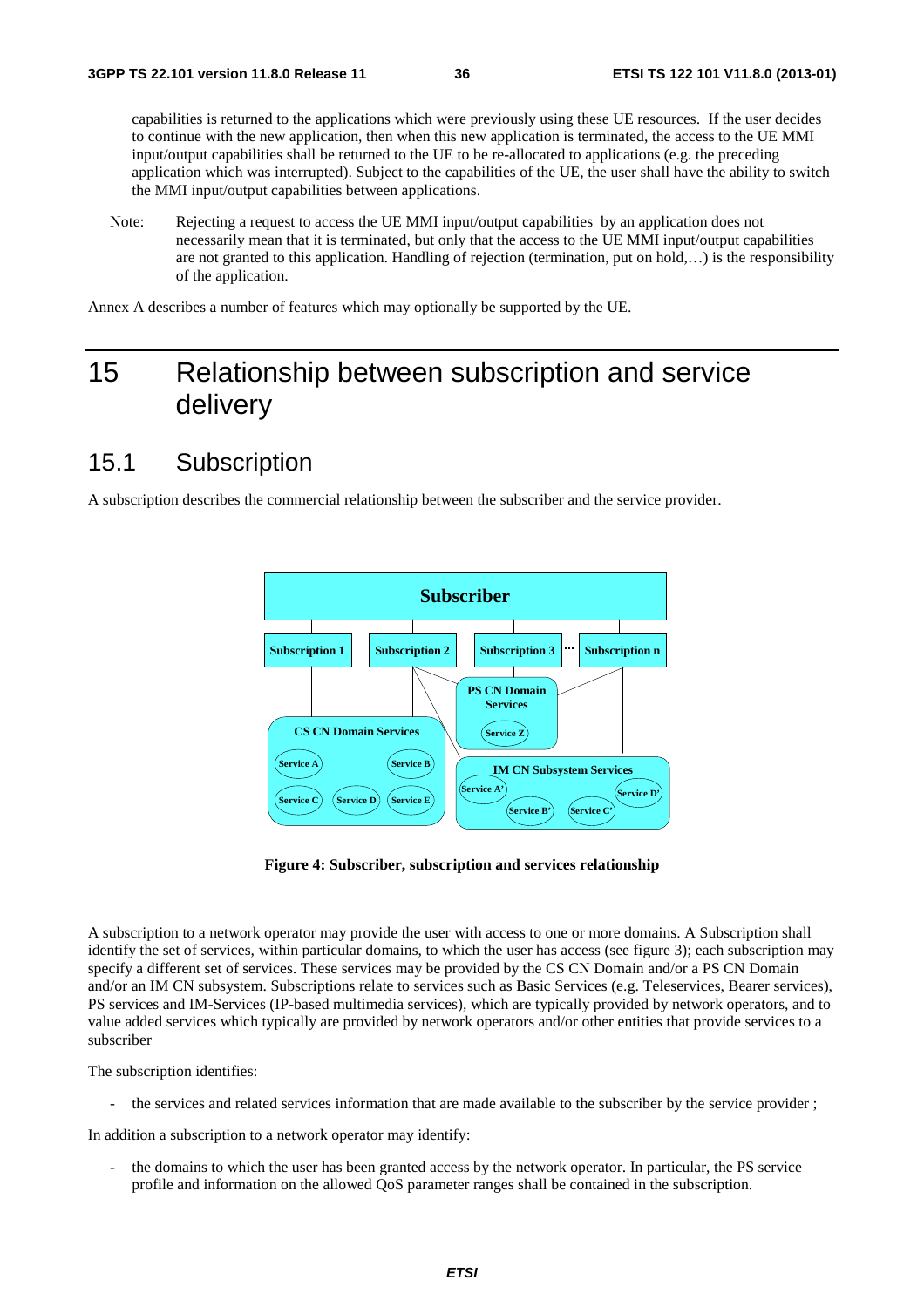capabilities is returned to the applications which were previously using these UE resources. If the user decides to continue with the new application, then when this new application is terminated, the access to the UE MMI input/output capabilities shall be returned to the UE to be re-allocated to applications (e.g. the preceding application which was interrupted). Subject to the capabilities of the UE, the user shall have the ability to switch the MMI input/output capabilities between applications.

Note: Rejecting a request to access the UE MMI input/output capabilities by an application does not necessarily mean that it is terminated, but only that the access to the UE MMI input/output capabilities are not granted to this application. Handling of rejection (termination, put on hold,…) is the responsibility of the application.

Annex A describes a number of features which may optionally be supported by the UE.

# 15 Relationship between subscription and service delivery

## 15.1 Subscription

A subscription describes the commercial relationship between the subscriber and the service provider.

**Figure 4: Subscriber, subscription and services relationship**

A subscription to a network operator may provide the user with access to one or more domains. A Subscription shall identify the set of services, within particular domains, to which the user has access (see figure 3); each subscription may specify a different set of services. These services may be provided by the CS CN Domain and/or a PS CN Domain and/or an IM CN subsystem. Subscriptions relate to services such as Basic Services (e.g. Teleservices, Bearer services), PS services and IM-Services (IP-based multimedia services), which are typically provided by network operators, and to value added services which typically are provided by network operators and/or other entities that provide services to a subscriber

The subscription identifies:

- the services and related services information that are made available to the subscriber by the service provider ;

In addition a subscription to a network operator may identify:

- the domains to which the user has been granted access by the network operator. In particular, the PS service profile and information on the allowed QoS parameter ranges shall be contained in the subscription.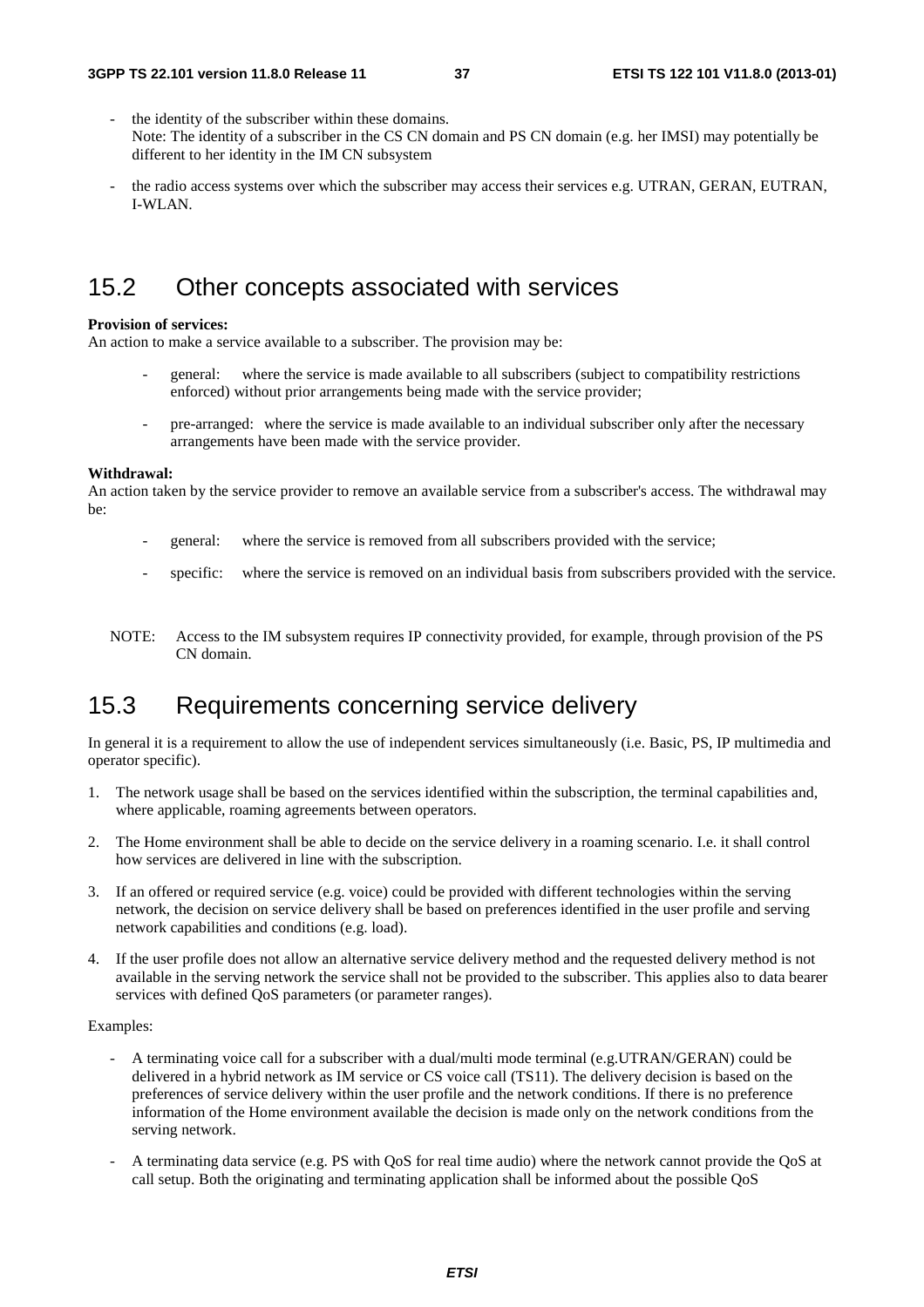- the identity of the subscriber within these domains.
  Note: The identity of a subscriber in the CS CN domain and PS CN domain (e.g. her IMSI) may potentially be different to her identity in the IM CN subsystem

- the radio access systems over which the subscriber may access their services e.g. UTRAN, GERAN, EUTRAN, I-WLAN.

## 15.2 Other concepts associated with services

**Provision of services:**
An action to make a service available to a subscriber. The provision may be:

- general: where the service is made available to all subscribers (subject to compatibility restrictions enforced) without prior arrangements being made with the service provider;

- pre-arranged: where the service is made available to an individual subscriber only after the necessary arrangements have been made with the service provider.

**Withdrawal:**
An action taken by the service provider to remove an available service from a subscriber's access. The withdrawal may be:

- general: where the service is removed from all subscribers provided with the service;

- specific: where the service is removed on an individual basis from subscribers provided with the service.

NOTE: Access to the IM subsystem requires IP connectivity provided, for example, through provision of the PS CN domain.

## 15.3 Requirements concerning service delivery

In general it is a requirement to allow the use of independent services simultaneously (i.e. Basic, PS, IP multimedia and operator specific).

1. The network usage shall be based on the services identified within the subscription, the terminal capabilities and, where applicable, roaming agreements between operators.

2. The Home environment shall be able to decide on the service delivery in a roaming scenario. I.e. it shall control how services are delivered in line with the subscription.

3. If an offered or required service (e.g. voice) could be provided with different technologies within the serving network, the decision on service delivery shall be based on preferences identified in the user profile and serving network capabilities and conditions (e.g. load).

4. If the user profile does not allow an alternative service delivery method and the requested delivery method is not available in the serving network the service shall not be provided to the subscriber. This applies also to data bearer services with defined QoS parameters (or parameter ranges).

Examples:

- A terminating voice call for a subscriber with a dual/multi mode terminal (e.g.UTRAN/GERAN) could be delivered in a hybrid network as IM service or CS voice call (TS11). The delivery decision is based on the preferences of service delivery within the user profile and the network conditions. If there is no preference information of the Home environment available the decision is made only on the network conditions from the serving network.

- A terminating data service (e.g. PS with QoS for real time audio) where the network cannot provide the QoS at call setup. Both the originating and terminating application shall be informed about the possible QoS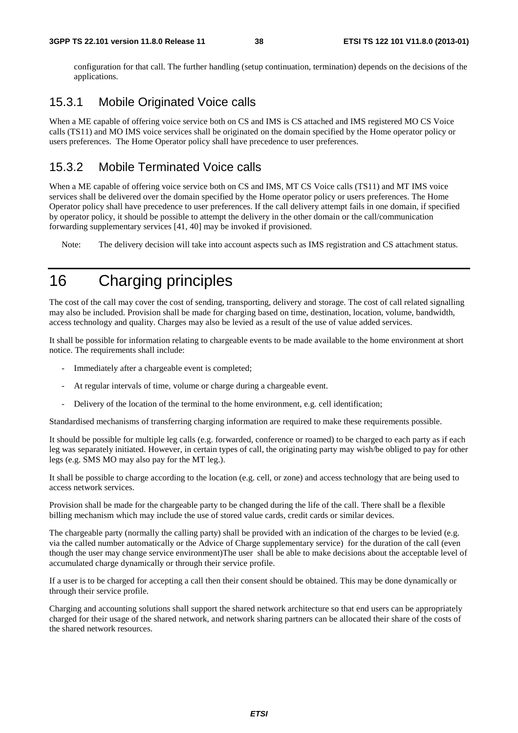configuration for that call. The further handling (setup continuation, termination) depends on the decisions of the applications.

### 15.3.1 Mobile Originated Voice calls

When a ME capable of offering voice service both on CS and IMS is CS attached and IMS registered MO CS Voice calls (TS11) and MO IMS voice services shall be originated on the domain specified by the Home operator policy or users preferences. The Home Operator policy shall have precedence to user preferences.

### 15.3.2 Mobile Terminated Voice calls

When a ME capable of offering voice service both on CS and IMS, MT CS Voice calls (TS11) and MT IMS voice services shall be delivered over the domain specified by the Home operator policy or users preferences. The Home Operator policy shall have precedence to user preferences. If the call delivery attempt fails in one domain, if specified by operator policy, it should be possible to attempt the delivery in the other domain or the call/communication forwarding supplementary services [41, 40] may be invoked if provisioned.

Note: The delivery decision will take into account aspects such as IMS registration and CS attachment status.

# 16 Charging principles

The cost of the call may cover the cost of sending, transporting, delivery and storage. The cost of call related signalling may also be included. Provision shall be made for charging based on time, destination, location, volume, bandwidth, access technology and quality. Charges may also be levied as a result of the use of value added services.

It shall be possible for information relating to chargeable events to be made available to the home environment at short notice. The requirements shall include:

- Immediately after a chargeable event is completed;
- At regular intervals of time, volume or charge during a chargeable event.
- Delivery of the location of the terminal to the home environment, e.g. cell identification;

Standardised mechanisms of transferring charging information are required to make these requirements possible.

It should be possible for multiple leg calls (e.g. forwarded, conference or roamed) to be charged to each party as if each leg was separately initiated. However, in certain types of call, the originating party may wish/be obliged to pay for other legs (e.g. SMS MO may also pay for the MT leg.).

It shall be possible to charge according to the location (e.g. cell, or zone) and access technology that are being used to access network services.

Provision shall be made for the chargeable party to be changed during the life of the call. There shall be a flexible billing mechanism which may include the use of stored value cards, credit cards or similar devices.

The chargeable party (normally the calling party) shall be provided with an indication of the charges to be levied (e.g. via the called number automatically or the Advice of Charge supplementary service) for the duration of the call (even though the user may change service environment)The user shall be able to make decisions about the acceptable level of accumulated charge dynamically or through their service profile.

If a user is to be charged for accepting a call then their consent should be obtained. This may be done dynamically or through their service profile.

Charging and accounting solutions shall support the shared network architecture so that end users can be appropriately charged for their usage of the shared network, and network sharing partners can be allocated their share of the costs of the shared network resources.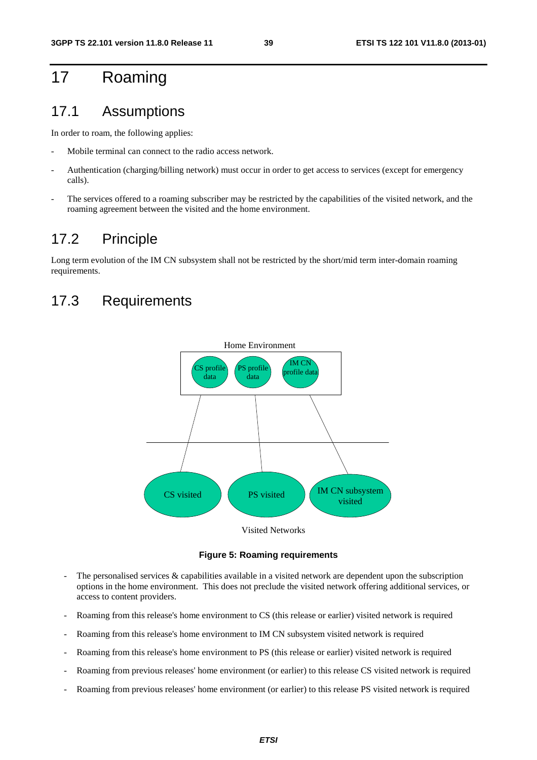# 17 Roaming

## 17.1 Assumptions

In order to roam, the following applies:

- Mobile terminal can connect to the radio access network.
- Authentication (charging/billing network) must occur in order to get access to services (except for emergency calls).
- The services offered to a roaming subscriber may be restricted by the capabilities of the visited network, and the roaming agreement between the visited and the home environment.

## 17.2 Principle

Long term evolution of the IM CN subsystem shall not be restricted by the short/mid term inter-domain roaming requirements.

## 17.3 Requirements

**Figure 5: Roaming requirements**

- The personalised services & capabilities available in a visited network are dependent upon the subscription options in the home environment. This does not preclude the visited network offering additional services, or access to content providers.
- Roaming from this release's home environment to CS (this release or earlier) visited network is required
- Roaming from this release's home environment to IM CN subsystem visited network is required
- Roaming from this release's home environment to PS (this release or earlier) visited network is required
- Roaming from previous releases' home environment (or earlier) to this release CS visited network is required
- Roaming from previous releases' home environment (or earlier) to this release PS visited network is required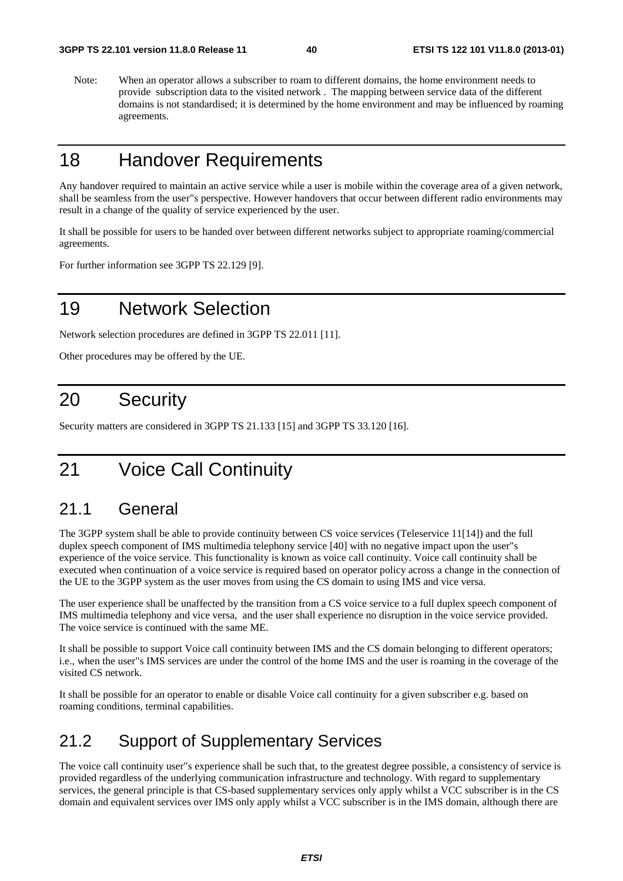Note: When an operator allows a subscriber to roam to different domains, the home environment needs to provide subscription data to the visited network . The mapping between service data of the different domains is not standardised; it is determined by the home environment and may be influenced by roaming agreements.

# 18 Handover Requirements

Any handover required to maintain an active service while a user is mobile within the coverage area of a given network, shall be seamless from the user"s perspective. However handovers that occur between different radio environments may result in a change of the quality of service experienced by the user.

It shall be possible for users to be handed over between different networks subject to appropriate roaming/commercial agreements.

For further information see 3GPP TS 22.129 [9].

# 19 Network Selection

Network selection procedures are defined in 3GPP TS 22.011 [11].

Other procedures may be offered by the UE.

# 20 Security

Security matters are considered in 3GPP TS 21.133 [15] and 3GPP TS 33.120 [16].

# 21 Voice Call Continuity

## 21.1 General

The 3GPP system shall be able to provide continuity between CS voice services (Teleservice 11[14]) and the full duplex speech component of IMS multimedia telephony service [40] with no negative impact upon the user"s experience of the voice service. This functionality is known as voice call continuity. Voice call continuity shall be executed when continuation of a voice service is required based on operator policy across a change in the connection of the UE to the 3GPP system as the user moves from using the CS domain to using IMS and vice versa.

The user experience shall be unaffected by the transition from a CS voice service to a full duplex speech component of IMS multimedia telephony and vice versa, and the user shall experience no disruption in the voice service provided. The voice service is continued with the same ME.

It shall be possible to support Voice call continuity between IMS and the CS domain belonging to different operators; i.e., when the user"s IMS services are under the control of the home IMS and the user is roaming in the coverage of the visited CS network.

It shall be possible for an operator to enable or disable Voice call continuity for a given subscriber e.g. based on roaming conditions, terminal capabilities.

## 21.2 Support of Supplementary Services

The voice call continuity user"s experience shall be such that, to the greatest degree possible, a consistency of service is provided regardless of the underlying communication infrastructure and technology. With regard to supplementary services, the general principle is that CS-based supplementary services only apply whilst a VCC subscriber is in the CS domain and equivalent services over IMS only apply whilst a VCC subscriber is in the IMS domain, although there are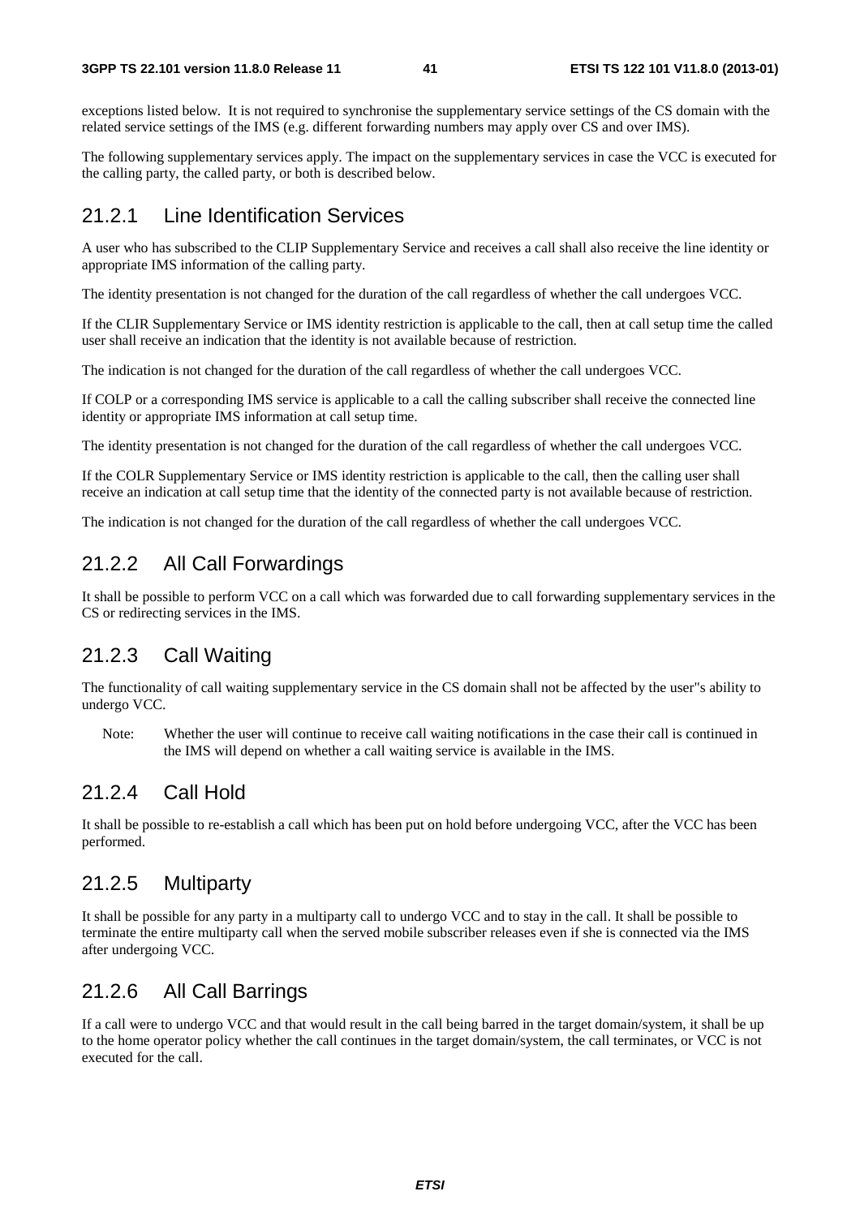exceptions listed below. It is not required to synchronise the supplementary service settings of the CS domain with the related service settings of the IMS (e.g. different forwarding numbers may apply over CS and over IMS).

The following supplementary services apply. The impact on the supplementary services in case the VCC is executed for the calling party, the called party, or both is described below.

### 21.2.1 Line Identification Services

A user who has subscribed to the CLIP Supplementary Service and receives a call shall also receive the line identity or appropriate IMS information of the calling party.

The identity presentation is not changed for the duration of the call regardless of whether the call undergoes VCC.

If the CLIR Supplementary Service or IMS identity restriction is applicable to the call, then at call setup time the called user shall receive an indication that the identity is not available because of restriction.

The indication is not changed for the duration of the call regardless of whether the call undergoes VCC.

If COLP or a corresponding IMS service is applicable to a call the calling subscriber shall receive the connected line identity or appropriate IMS information at call setup time.

The identity presentation is not changed for the duration of the call regardless of whether the call undergoes VCC.

If the COLR Supplementary Service or IMS identity restriction is applicable to the call, then the calling user shall receive an indication at call setup time that the identity of the connected party is not available because of restriction.

The indication is not changed for the duration of the call regardless of whether the call undergoes VCC.

### 21.2.2 All Call Forwardings

It shall be possible to perform VCC on a call which was forwarded due to call forwarding supplementary services in the CS or redirecting services in the IMS.

### 21.2.3 Call Waiting

The functionality of call waiting supplementary service in the CS domain shall not be affected by the user"s ability to undergo VCC.

Note: Whether the user will continue to receive call waiting notifications in the case their call is continued in the IMS will depend on whether a call waiting service is available in the IMS.

### 21.2.4 Call Hold

It shall be possible to re-establish a call which has been put on hold before undergoing VCC, after the VCC has been performed.

### 21.2.5 Multiparty

It shall be possible for any party in a multiparty call to undergo VCC and to stay in the call. It shall be possible to terminate the entire multiparty call when the served mobile subscriber releases even if she is connected via the IMS after undergoing VCC.

### 21.2.6 All Call Barrings

If a call were to undergo VCC and that would result in the call being barred in the target domain/system, it shall be up to the home operator policy whether the call continues in the target domain/system, the call terminates, or VCC is not executed for the call.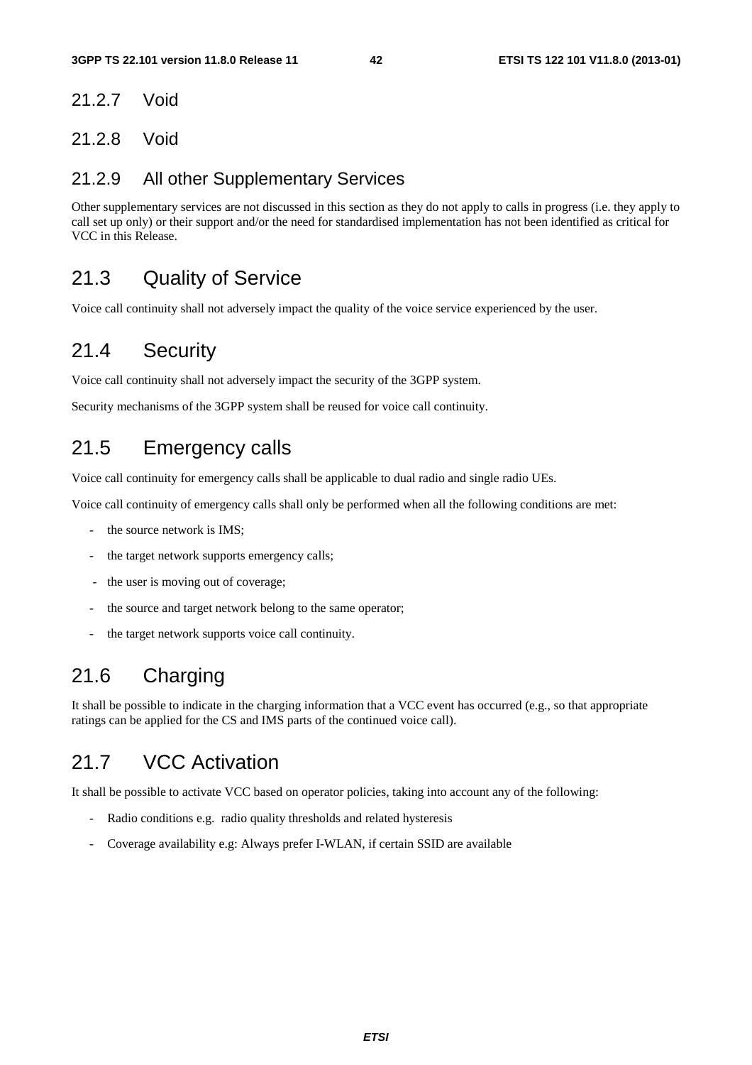### 21.2.7 Void

### 21.2.8 Void

### 21.2.9 All other Supplementary Services

Other supplementary services are not discussed in this section as they do not apply to calls in progress (i.e. they apply to call set up only) or their support and/or the need for standardised implementation has not been identified as critical for VCC in this Release.

## 21.3 Quality of Service

Voice call continuity shall not adversely impact the quality of the voice service experienced by the user.

## 21.4 Security

Voice call continuity shall not adversely impact the security of the 3GPP system.

Security mechanisms of the 3GPP system shall be reused for voice call continuity.

## 21.5 Emergency calls

Voice call continuity for emergency calls shall be applicable to dual radio and single radio UEs.

Voice call continuity of emergency calls shall only be performed when all the following conditions are met:

- the source network is IMS;
- the target network supports emergency calls;
- the user is moving out of coverage;
- the source and target network belong to the same operator;
- the target network supports voice call continuity.

## 21.6 Charging

It shall be possible to indicate in the charging information that a VCC event has occurred (e.g., so that appropriate ratings can be applied for the CS and IMS parts of the continued voice call).

## 21.7 VCC Activation

It shall be possible to activate VCC based on operator policies, taking into account any of the following:

- Radio conditions e.g. radio quality thresholds and related hysteresis
- Coverage availability e.g: Always prefer I-WLAN, if certain SSID are available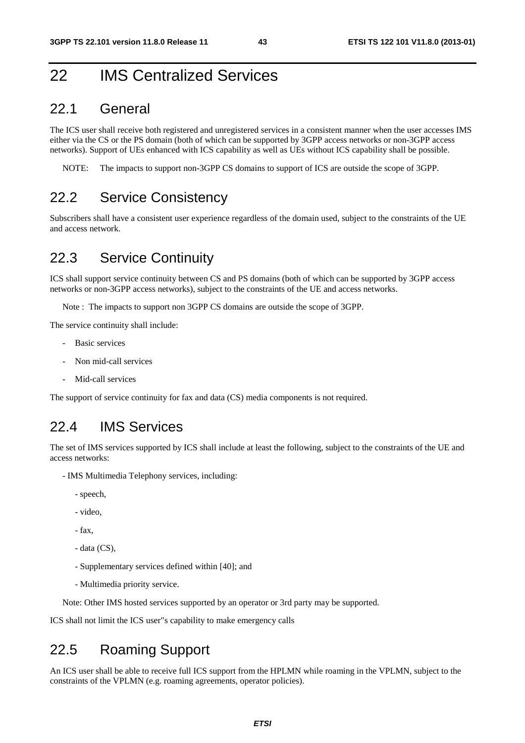# 22 IMS Centralized Services

## 22.1 General

The ICS user shall receive both registered and unregistered services in a consistent manner when the user accesses IMS either via the CS or the PS domain (both of which can be supported by 3GPP access networks or non-3GPP access networks). Support of UEs enhanced with ICS capability as well as UEs without ICS capability shall be possible.

NOTE: The impacts to support non-3GPP CS domains to support of ICS are outside the scope of 3GPP.

## 22.2 Service Consistency

Subscribers shall have a consistent user experience regardless of the domain used, subject to the constraints of the UE and access network.

## 22.3 Service Continuity

ICS shall support service continuity between CS and PS domains (both of which can be supported by 3GPP access networks or non-3GPP access networks), subject to the constraints of the UE and access networks.

Note : The impacts to support non 3GPP CS domains are outside the scope of 3GPP.

The service continuity shall include:

- Basic services
- Non mid-call services
- Mid-call services

The support of service continuity for fax and data (CS) media components is not required.

## 22.4 IMS Services

The set of IMS services supported by ICS shall include at least the following, subject to the constraints of the UE and access networks:

- IMS Multimedia Telephony services, including:
  - speech,
  - video,
  - fax,
  - data (CS),
  - Supplementary services defined within [40]; and
  - Multimedia priority service.

Note: Other IMS hosted services supported by an operator or 3rd party may be supported.

ICS shall not limit the ICS user"s capability to make emergency calls

## 22.5 Roaming Support

An ICS user shall be able to receive full ICS support from the HPLMN while roaming in the VPLMN, subject to the constraints of the VPLMN (e.g. roaming agreements, operator policies).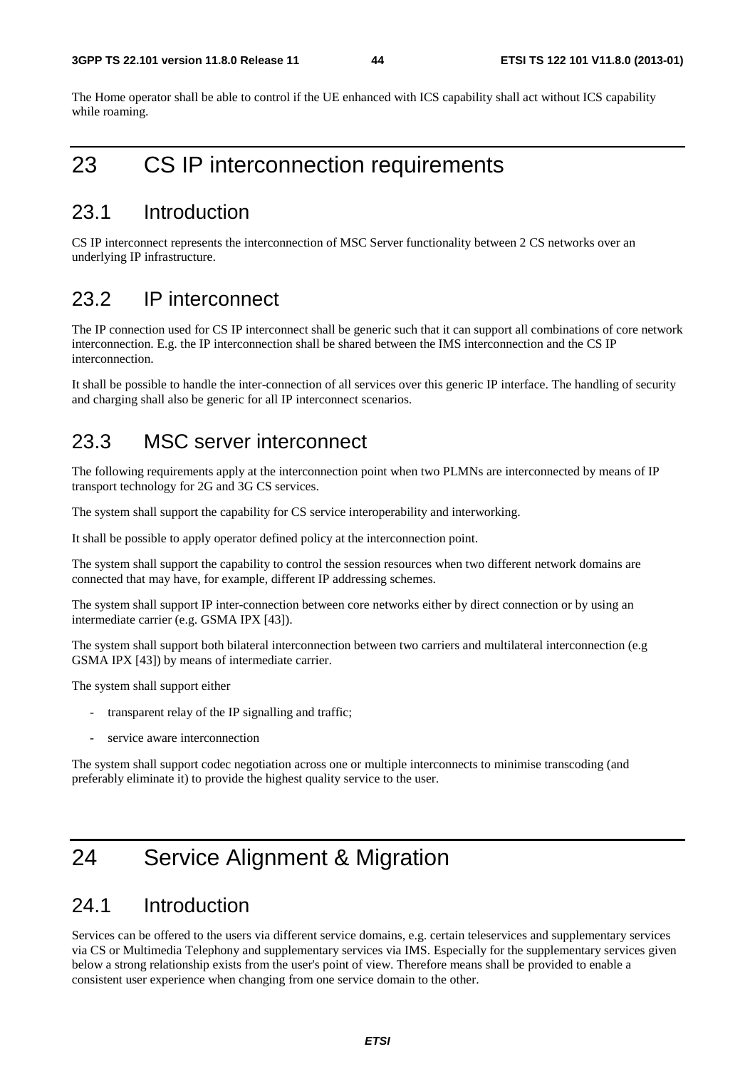The Home operator shall be able to control if the UE enhanced with ICS capability shall act without ICS capability while roaming.

# 23 CS IP interconnection requirements

## 23.1 Introduction

CS IP interconnect represents the interconnection of MSC Server functionality between 2 CS networks over an underlying IP infrastructure.

## 23.2 IP interconnect

The IP connection used for CS IP interconnect shall be generic such that it can support all combinations of core network interconnection. E.g. the IP interconnection shall be shared between the IMS interconnection and the CS IP interconnection.

It shall be possible to handle the inter-connection of all services over this generic IP interface. The handling of security and charging shall also be generic for all IP interconnect scenarios.

## 23.3 MSC server interconnect

The following requirements apply at the interconnection point when two PLMNs are interconnected by means of IP transport technology for 2G and 3G CS services.

The system shall support the capability for CS service interoperability and interworking.

It shall be possible to apply operator defined policy at the interconnection point.

The system shall support the capability to control the session resources when two different network domains are connected that may have, for example, different IP addressing schemes.

The system shall support IP inter-connection between core networks either by direct connection or by using an intermediate carrier (e.g. GSMA IPX [43]).

The system shall support both bilateral interconnection between two carriers and multilateral interconnection (e.g GSMA IPX [43]) by means of intermediate carrier.

The system shall support either

- transparent relay of the IP signalling and traffic;
- service aware interconnection

The system shall support codec negotiation across one or multiple interconnects to minimise transcoding (and preferably eliminate it) to provide the highest quality service to the user.

# 24 Service Alignment & Migration

## 24.1 Introduction

Services can be offered to the users via different service domains, e.g. certain teleservices and supplementary services via CS or Multimedia Telephony and supplementary services via IMS. Especially for the supplementary services given below a strong relationship exists from the user's point of view. Therefore means shall be provided to enable a consistent user experience when changing from one service domain to the other.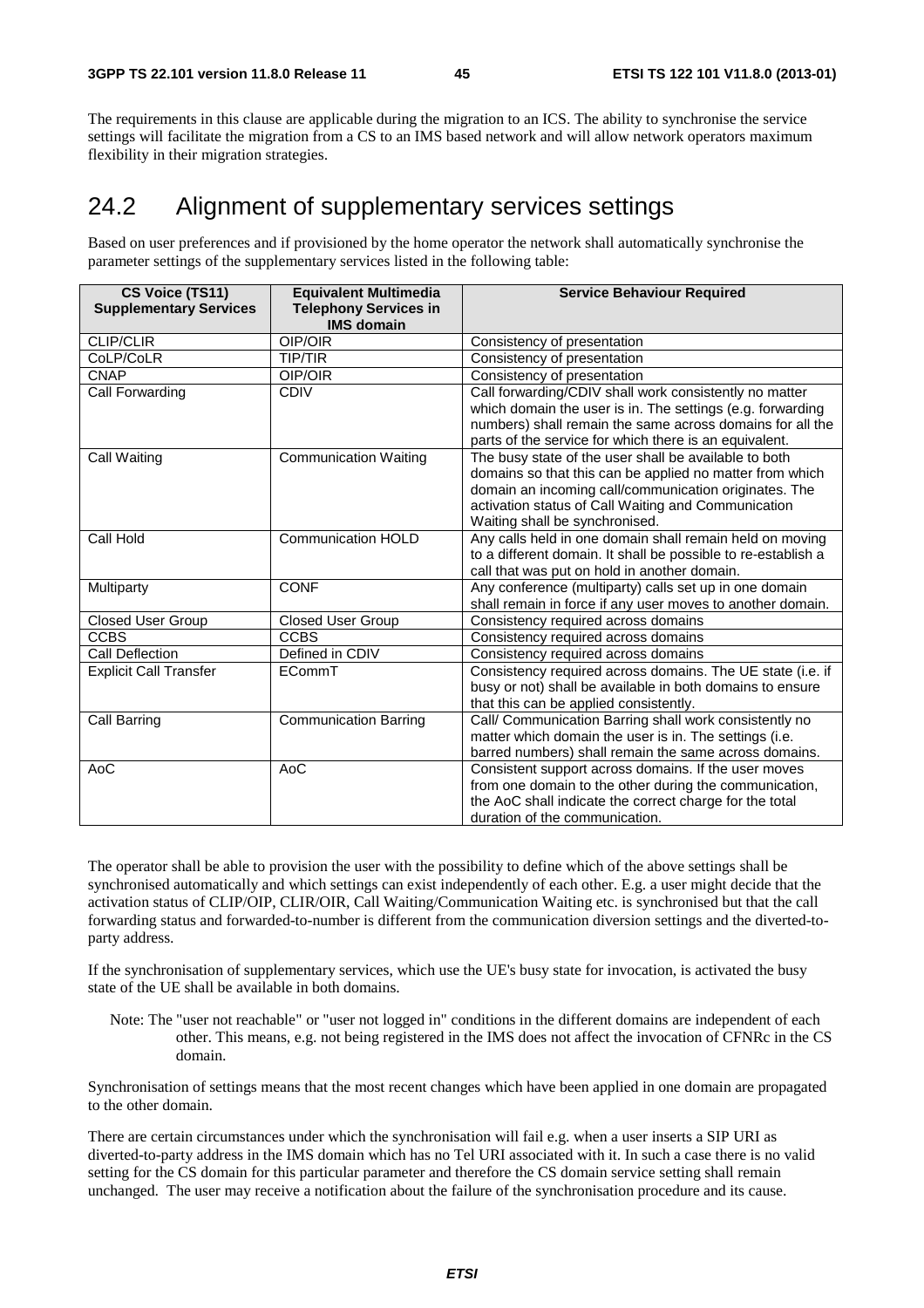The requirements in this clause are applicable during the migration to an ICS. The ability to synchronise the service settings will facilitate the migration from a CS to an IMS based network and will allow network operators maximum flexibility in their migration strategies.

## 24.2 Alignment of supplementary services settings

Based on user preferences and if provisioned by the home operator the network shall automatically synchronise the parameter settings of the supplementary services listed in the following table:

| CS Voice (TS11) Supplementary Services | Equivalent Multimedia Telephony Services in IMS domain | Service Behaviour Required |
|---|---|---|
| CLIP/CLIR | OIP/OIR | Consistency of presentation |
| CoLP/CoLR | TIP/TIR | Consistency of presentation |
| CNAP | OIP/OIR | Consistency of presentation |
| Call Forwarding | CDIV | Call forwarding/CDIV shall work consistently no matter which domain the user is in. The settings (e.g. forwarding numbers) shall remain the same across domains for all the parts of the service for which there is an equivalent. |
| Call Waiting | Communication Waiting | The busy state of the user shall be available to both domains so that this can be applied no matter from which domain an incoming call/communication originates. The activation status of Call Waiting and Communication Waiting shall be synchronised. |
| Call Hold | Communication HOLD | Any calls held in one domain shall remain held on moving to a different domain. It shall be possible to re-establish a call that was put on hold in another domain. |
| Multiparty | CONF | Any conference (multiparty) calls set up in one domain shall remain in force if any user moves to another domain. |
| Closed User Group | Closed User Group | Consistency required across domains |
| CCBS | CCBS | Consistency required across domains |
| Call Deflection | Defined in CDIV | Consistency required across domains |
| Explicit Call Transfer | ECommT | Consistency required across domains. The UE state (i.e. if busy or not) shall be available in both domains to ensure that this can be applied consistently. |
| Call Barring | Communication Barring | Call/ Communication Barring shall work consistently no matter which domain the user is in. The settings (i.e. barred numbers) shall remain the same across domains. |
| AoC | AoC | Consistent support across domains. If the user moves from one domain to the other during the communication, the AoC shall indicate the correct charge for the total duration of the communication. |

The operator shall be able to provision the user with the possibility to define which of the above settings shall be synchronised automatically and which settings can exist independently of each other. E.g. a user might decide that the activation status of CLIP/OIP, CLIR/OIR, Call Waiting/Communication Waiting etc. is synchronised but that the call forwarding status and forwarded-to-number is different from the communication diversion settings and the diverted-to-party address.

If the synchronisation of supplementary services, which use the UE's busy state for invocation, is activated the busy state of the UE shall be available in both domains.

Note: The "user not reachable" or "user not logged in" conditions in the different domains are independent of each other. This means, e.g. not being registered in the IMS does not affect the invocation of CFNRc in the CS domain.

Synchronisation of settings means that the most recent changes which have been applied in one domain are propagated to the other domain.

There are certain circumstances under which the synchronisation will fail e.g. when a user inserts a SIP URI as diverted-to-party address in the IMS domain which has no Tel URI associated with it. In such a case there is no valid setting for the CS domain for this particular parameter and therefore the CS domain service setting shall remain unchanged. The user may receive a notification about the failure of the synchronisation procedure and its cause.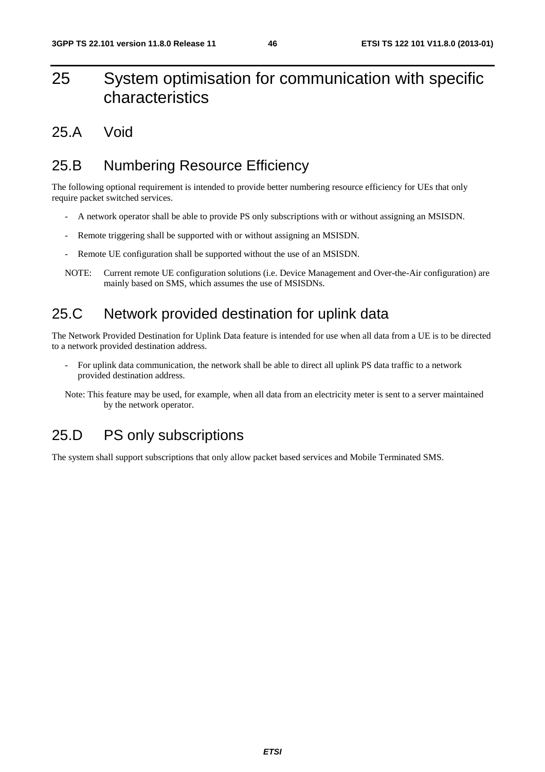# 25 System optimisation for communication with specific characteristics

## 25.A Void

## 25.B Numbering Resource Efficiency

The following optional requirement is intended to provide better numbering resource efficiency for UEs that only require packet switched services.

- A network operator shall be able to provide PS only subscriptions with or without assigning an MSISDN.
- Remote triggering shall be supported with or without assigning an MSISDN.
- Remote UE configuration shall be supported without the use of an MSISDN.

NOTE: Current remote UE configuration solutions (i.e. Device Management and Over-the-Air configuration) are mainly based on SMS, which assumes the use of MSISDNs.

## 25.C Network provided destination for uplink data

The Network Provided Destination for Uplink Data feature is intended for use when all data from a UE is to be directed to a network provided destination address.

- For uplink data communication, the network shall be able to direct all uplink PS data traffic to a network provided destination address.

Note: This feature may be used, for example, when all data from an electricity meter is sent to a server maintained by the network operator.

## 25.D PS only subscriptions

The system shall support subscriptions that only allow packet based services and Mobile Terminated SMS.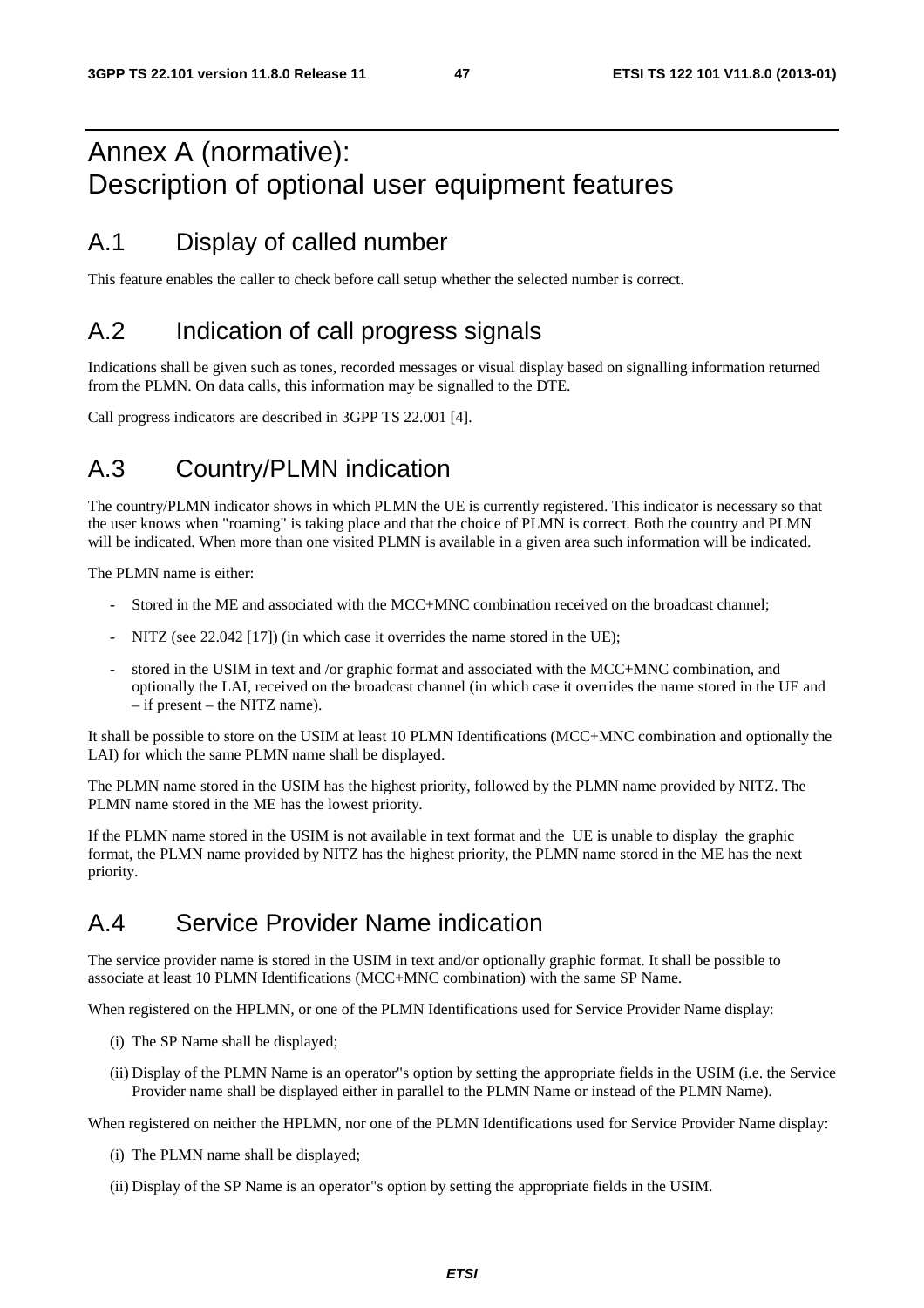# Annex A (normative): Description of optional user equipment features

## A.1 Display of called number

This feature enables the caller to check before call setup whether the selected number is correct.

## A.2 Indication of call progress signals

Indications shall be given such as tones, recorded messages or visual display based on signalling information returned from the PLMN. On data calls, this information may be signalled to the DTE.

Call progress indicators are described in 3GPP TS 22.001 [4].

## A.3 Country/PLMN indication

The country/PLMN indicator shows in which PLMN the UE is currently registered. This indicator is necessary so that the user knows when "roaming" is taking place and that the choice of PLMN is correct. Both the country and PLMN will be indicated. When more than one visited PLMN is available in a given area such information will be indicated.

The PLMN name is either:

- Stored in the ME and associated with the MCC+MNC combination received on the broadcast channel;
- NITZ (see 22.042 [17]) (in which case it overrides the name stored in the UE);
- stored in the USIM in text and /or graphic format and associated with the MCC+MNC combination, and optionally the LAI, received on the broadcast channel (in which case it overrides the name stored in the UE and – if present – the NITZ name).

It shall be possible to store on the USIM at least 10 PLMN Identifications (MCC+MNC combination and optionally the LAI) for which the same PLMN name shall be displayed.

The PLMN name stored in the USIM has the highest priority, followed by the PLMN name provided by NITZ. The PLMN name stored in the ME has the lowest priority.

If the PLMN name stored in the USIM is not available in text format and the UE is unable to display the graphic format, the PLMN name provided by NITZ has the highest priority, the PLMN name stored in the ME has the next priority.

## A.4 Service Provider Name indication

The service provider name is stored in the USIM in text and/or optionally graphic format. It shall be possible to associate at least 10 PLMN Identifications (MCC+MNC combination) with the same SP Name.

When registered on the HPLMN, or one of the PLMN Identifications used for Service Provider Name display:

(i) The SP Name shall be displayed;

(ii) Display of the PLMN Name is an operator"s option by setting the appropriate fields in the USIM (i.e. the Service Provider name shall be displayed either in parallel to the PLMN Name or instead of the PLMN Name).

When registered on neither the HPLMN, nor one of the PLMN Identifications used for Service Provider Name display:

(i) The PLMN name shall be displayed;

(ii) Display of the SP Name is an operator"s option by setting the appropriate fields in the USIM.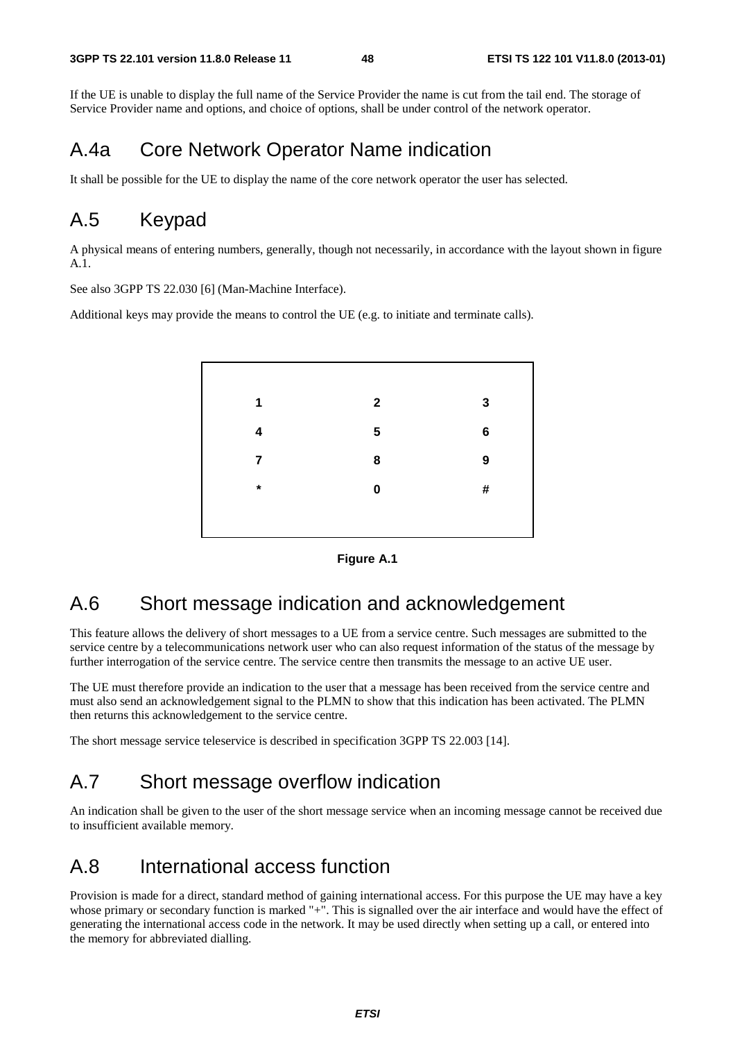If the UE is unable to display the full name of the Service Provider the name is cut from the tail end. The storage of Service Provider name and options, and choice of options, shall be under control of the network operator.

# A.4a Core Network Operator Name indication

It shall be possible for the UE to display the name of the core network operator the user has selected.

# A.5 Keypad

A physical means of entering numbers, generally, though not necessarily, in accordance with the layout shown in figure A.1.

See also 3GPP TS 22.030 [6] (Man-Machine Interface).

Additional keys may provide the means to control the UE (e.g. to initiate and terminate calls).

| | | |
|---|---|---|
| 1 | 2 | 3 |
| 4 | 5 | 6 |
| 7 | 8 | 9 |
| * | 0 | # |

**Figure A.1**

# A.6 Short message indication and acknowledgement

This feature allows the delivery of short messages to a UE from a service centre. Such messages are submitted to the service centre by a telecommunications network user who can also request information of the status of the message by further interrogation of the service centre. The service centre then transmits the message to an active UE user.

The UE must therefore provide an indication to the user that a message has been received from the service centre and must also send an acknowledgement signal to the PLMN to show that this indication has been activated. The PLMN then returns this acknowledgement to the service centre.

The short message service teleservice is described in specification 3GPP TS 22.003 [14].

# A.7 Short message overflow indication

An indication shall be given to the user of the short message service when an incoming message cannot be received due to insufficient available memory.

# A.8 International access function

Provision is made for a direct, standard method of gaining international access. For this purpose the UE may have a key whose primary or secondary function is marked "+". This is signalled over the air interface and would have the effect of generating the international access code in the network. It may be used directly when setting up a call, or entered into the memory for abbreviated dialling.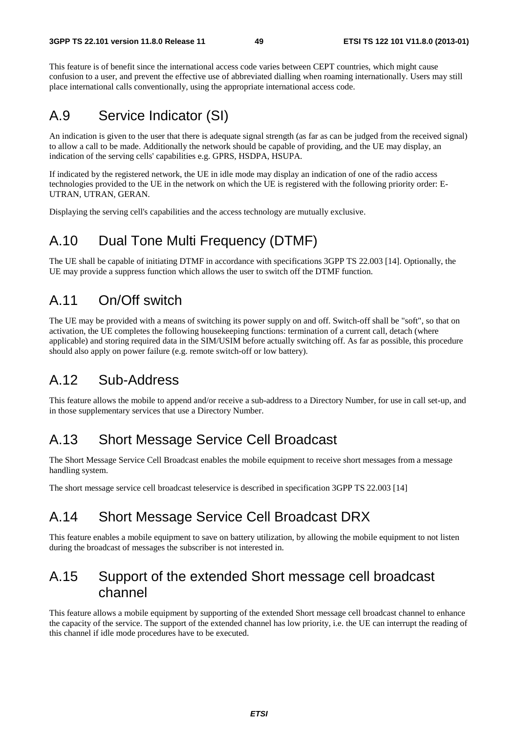This feature is of benefit since the international access code varies between CEPT countries, which might cause confusion to a user, and prevent the effective use of abbreviated dialling when roaming internationally. Users may still place international calls conventionally, using the appropriate international access code.

# A.9 Service Indicator (SI)

An indication is given to the user that there is adequate signal strength (as far as can be judged from the received signal) to allow a call to be made. Additionally the network should be capable of providing, and the UE may display, an indication of the serving cells' capabilities e.g. GPRS, HSDPA, HSUPA.

If indicated by the registered network, the UE in idle mode may display an indication of one of the radio access technologies provided to the UE in the network on which the UE is registered with the following priority order: E-UTRAN, UTRAN, GERAN.

Displaying the serving cell's capabilities and the access technology are mutually exclusive.

# A.10 Dual Tone Multi Frequency (DTMF)

The UE shall be capable of initiating DTMF in accordance with specifications 3GPP TS 22.003 [14]. Optionally, the UE may provide a suppress function which allows the user to switch off the DTMF function.

# A.11 On/Off switch

The UE may be provided with a means of switching its power supply on and off. Switch-off shall be "soft", so that on activation, the UE completes the following housekeeping functions: termination of a current call, detach (where applicable) and storing required data in the SIM/USIM before actually switching off. As far as possible, this procedure should also apply on power failure (e.g. remote switch-off or low battery).

# A.12 Sub-Address

This feature allows the mobile to append and/or receive a sub-address to a Directory Number, for use in call set-up, and in those supplementary services that use a Directory Number.

# A.13 Short Message Service Cell Broadcast

The Short Message Service Cell Broadcast enables the mobile equipment to receive short messages from a message handling system.

The short message service cell broadcast teleservice is described in specification 3GPP TS 22.003 [14]

# A.14 Short Message Service Cell Broadcast DRX

This feature enables a mobile equipment to save on battery utilization, by allowing the mobile equipment to not listen during the broadcast of messages the subscriber is not interested in.

# A.15 Support of the extended Short message cell broadcast channel

This feature allows a mobile equipment by supporting of the extended Short message cell broadcast channel to enhance the capacity of the service. The support of the extended channel has low priority, i.e. the UE can interrupt the reading of this channel if idle mode procedures have to be executed.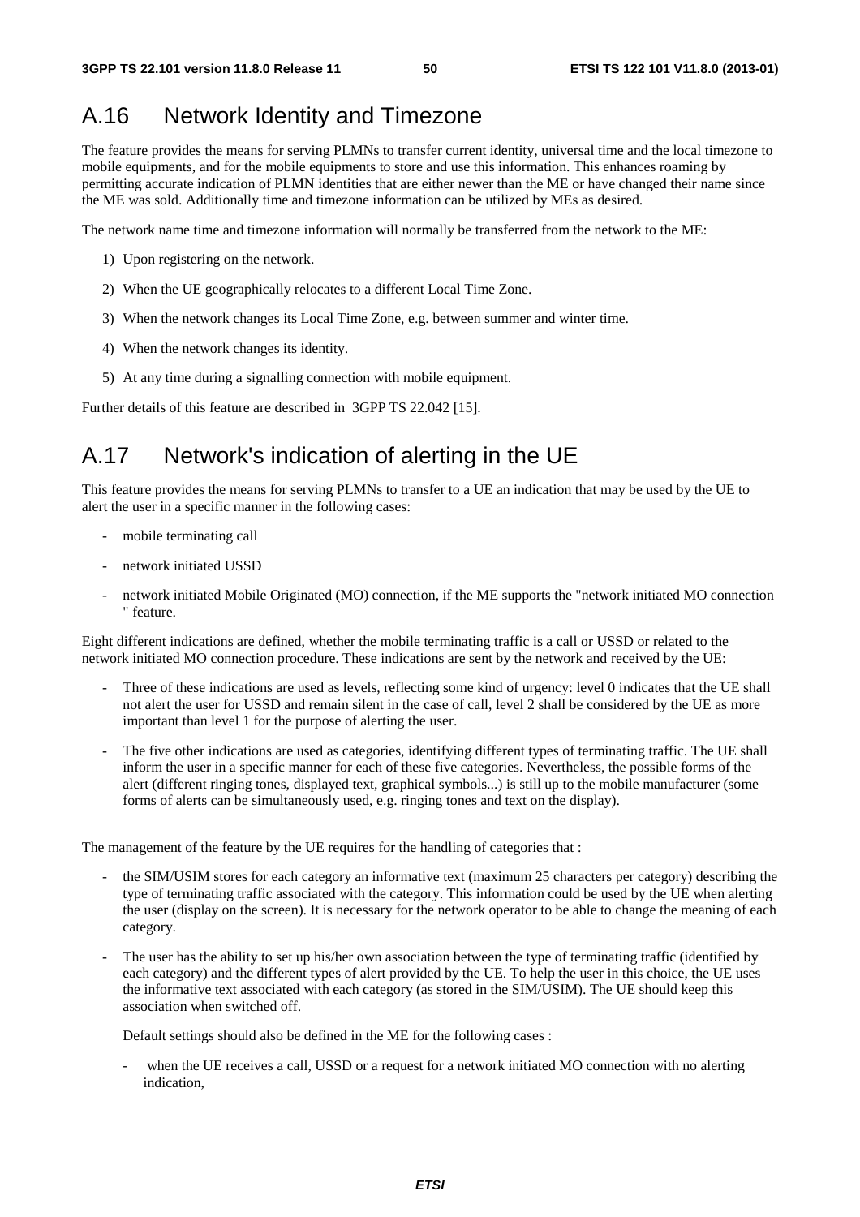# A.16 Network Identity and Timezone

The feature provides the means for serving PLMNs to transfer current identity, universal time and the local timezone to mobile equipments, and for the mobile equipments to store and use this information. This enhances roaming by permitting accurate indication of PLMN identities that are either newer than the ME or have changed their name since the ME was sold. Additionally time and timezone information can be utilized by MEs as desired.

The network name time and timezone information will normally be transferred from the network to the ME:

1) Upon registering on the network.

2) When the UE geographically relocates to a different Local Time Zone.

3) When the network changes its Local Time Zone, e.g. between summer and winter time.

4) When the network changes its identity.

5) At any time during a signalling connection with mobile equipment.

Further details of this feature are described in 3GPP TS 22.042 [15].

# A.17 Network's indication of alerting in the UE

This feature provides the means for serving PLMNs to transfer to a UE an indication that may be used by the UE to alert the user in a specific manner in the following cases:

- mobile terminating call
- network initiated USSD
- network initiated Mobile Originated (MO) connection, if the ME supports the "network initiated MO connection " feature.

Eight different indications are defined, whether the mobile terminating traffic is a call or USSD or related to the network initiated MO connection procedure. These indications are sent by the network and received by the UE:

- Three of these indications are used as levels, reflecting some kind of urgency: level 0 indicates that the UE shall not alert the user for USSD and remain silent in the case of call, level 2 shall be considered by the UE as more important than level 1 for the purpose of alerting the user.
- The five other indications are used as categories, identifying different types of terminating traffic. The UE shall inform the user in a specific manner for each of these five categories. Nevertheless, the possible forms of the alert (different ringing tones, displayed text, graphical symbols...) is still up to the mobile manufacturer (some forms of alerts can be simultaneously used, e.g. ringing tones and text on the display).

The management of the feature by the UE requires for the handling of categories that :

- the SIM/USIM stores for each category an informative text (maximum 25 characters per category) describing the type of terminating traffic associated with the category. This information could be used by the UE when alerting the user (display on the screen). It is necessary for the network operator to be able to change the meaning of each category.
- The user has the ability to set up his/her own association between the type of terminating traffic (identified by each category) and the different types of alert provided by the UE. To help the user in this choice, the UE uses the informative text associated with each category (as stored in the SIM/USIM). The UE should keep this association when switched off.

  Default settings should also be defined in the ME for the following cases :

  - when the UE receives a call, USSD or a request for a network initiated MO connection with no alerting indication,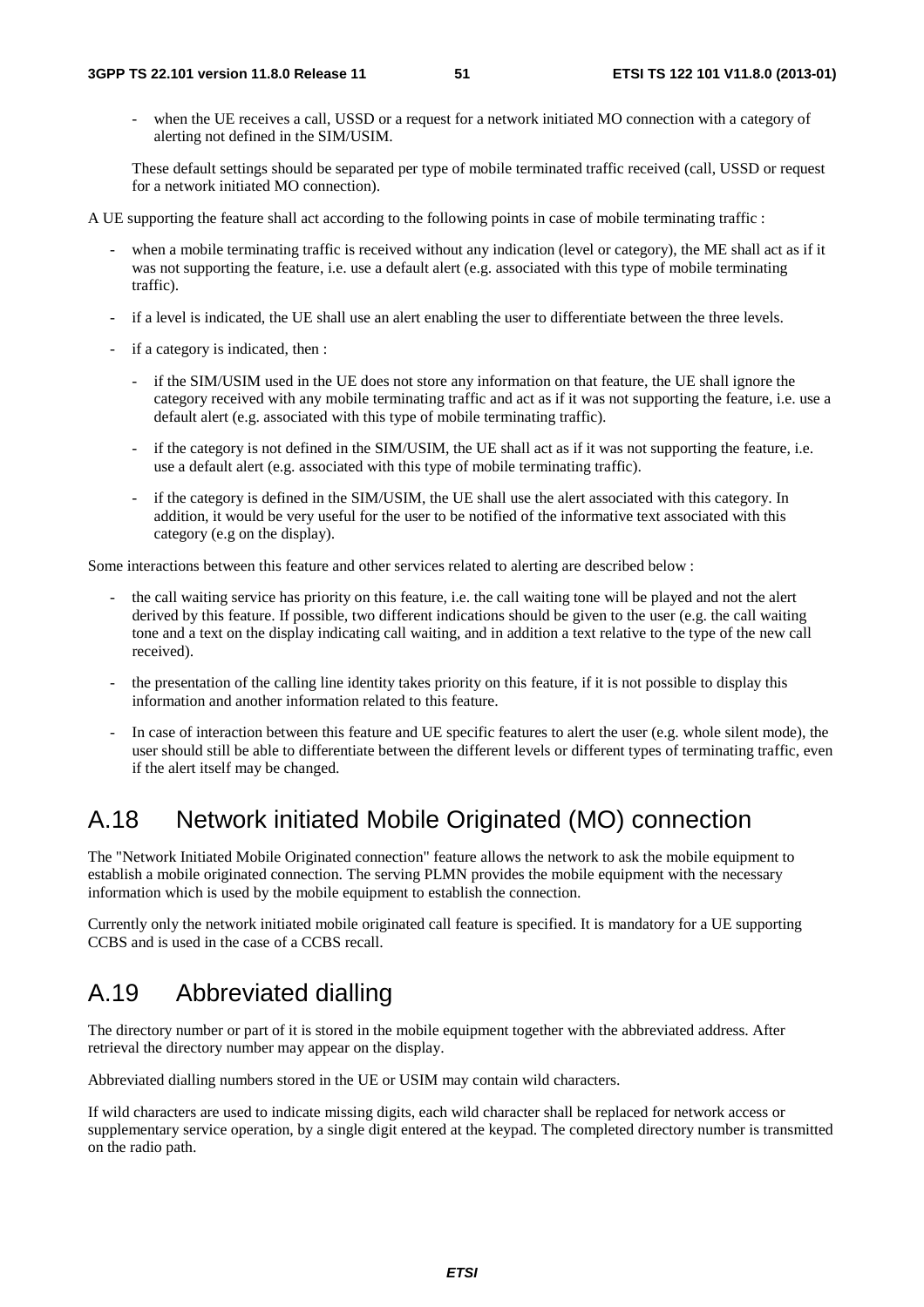- when the UE receives a call, USSD or a request for a network initiated MO connection with a category of alerting not defined in the SIM/USIM.

These default settings should be separated per type of mobile terminated traffic received (call, USSD or request for a network initiated MO connection).

A UE supporting the feature shall act according to the following points in case of mobile terminating traffic :

- when a mobile terminating traffic is received without any indication (level or category), the ME shall act as if it was not supporting the feature, i.e. use a default alert (e.g. associated with this type of mobile terminating traffic).
- if a level is indicated, the UE shall use an alert enabling the user to differentiate between the three levels.
- if a category is indicated, then :
  - if the SIM/USIM used in the UE does not store any information on that feature, the UE shall ignore the category received with any mobile terminating traffic and act as if it was not supporting the feature, i.e. use a default alert (e.g. associated with this type of mobile terminating traffic).
  - if the category is not defined in the SIM/USIM, the UE shall act as if it was not supporting the feature, i.e. use a default alert (e.g. associated with this type of mobile terminating traffic).
  - if the category is defined in the SIM/USIM, the UE shall use the alert associated with this category. In addition, it would be very useful for the user to be notified of the informative text associated with this category (e.g on the display).

Some interactions between this feature and other services related to alerting are described below :

- the call waiting service has priority on this feature, i.e. the call waiting tone will be played and not the alert derived by this feature. If possible, two different indications should be given to the user (e.g. the call waiting tone and a text on the display indicating call waiting, and in addition a text relative to the type of the new call received).
- the presentation of the calling line identity takes priority on this feature, if it is not possible to display this information and another information related to this feature.
- In case of interaction between this feature and UE specific features to alert the user (e.g. whole silent mode), the user should still be able to differentiate between the different levels or different types of terminating traffic, even if the alert itself may be changed.

# A.18 Network initiated Mobile Originated (MO) connection

The "Network Initiated Mobile Originated connection" feature allows the network to ask the mobile equipment to establish a mobile originated connection. The serving PLMN provides the mobile equipment with the necessary information which is used by the mobile equipment to establish the connection.

Currently only the network initiated mobile originated call feature is specified. It is mandatory for a UE supporting CCBS and is used in the case of a CCBS recall.

# A.19 Abbreviated dialling

The directory number or part of it is stored in the mobile equipment together with the abbreviated address. After retrieval the directory number may appear on the display.

Abbreviated dialling numbers stored in the UE or USIM may contain wild characters.

If wild characters are used to indicate missing digits, each wild character shall be replaced for network access or supplementary service operation, by a single digit entered at the keypad. The completed directory number is transmitted on the radio path.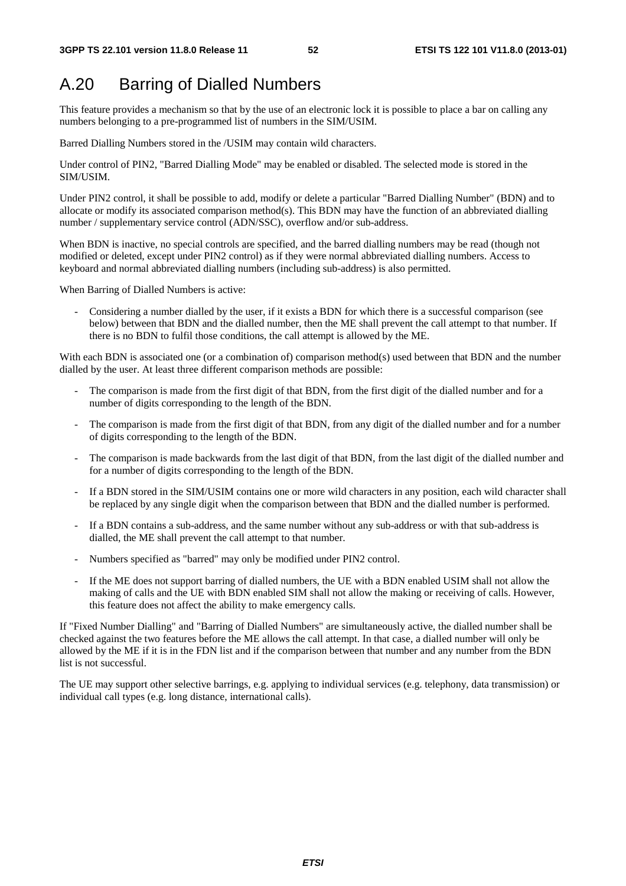# A.20 Barring of Dialled Numbers

This feature provides a mechanism so that by the use of an electronic lock it is possible to place a bar on calling any numbers belonging to a pre-programmed list of numbers in the SIM/USIM.

Barred Dialling Numbers stored in the /USIM may contain wild characters.

Under control of PIN2, "Barred Dialling Mode" may be enabled or disabled. The selected mode is stored in the SIM/USIM.

Under PIN2 control, it shall be possible to add, modify or delete a particular "Barred Dialling Number" (BDN) and to allocate or modify its associated comparison method(s). This BDN may have the function of an abbreviated dialling number / supplementary service control (ADN/SSC), overflow and/or sub-address.

When BDN is inactive, no special controls are specified, and the barred dialling numbers may be read (though not modified or deleted, except under PIN2 control) as if they were normal abbreviated dialling numbers. Access to keyboard and normal abbreviated dialling numbers (including sub-address) is also permitted.

When Barring of Dialled Numbers is active:

- Considering a number dialled by the user, if it exists a BDN for which there is a successful comparison (see below) between that BDN and the dialled number, then the ME shall prevent the call attempt to that number. If there is no BDN to fulfil those conditions, the call attempt is allowed by the ME.

With each BDN is associated one (or a combination of) comparison method(s) used between that BDN and the number dialled by the user. At least three different comparison methods are possible:

- The comparison is made from the first digit of that BDN, from the first digit of the dialled number and for a number of digits corresponding to the length of the BDN.
- The comparison is made from the first digit of that BDN, from any digit of the dialled number and for a number of digits corresponding to the length of the BDN.
- The comparison is made backwards from the last digit of that BDN, from the last digit of the dialled number and for a number of digits corresponding to the length of the BDN.
- If a BDN stored in the SIM/USIM contains one or more wild characters in any position, each wild character shall be replaced by any single digit when the comparison between that BDN and the dialled number is performed.
- If a BDN contains a sub-address, and the same number without any sub-address or with that sub-address is dialled, the ME shall prevent the call attempt to that number.
- Numbers specified as "barred" may only be modified under PIN2 control.
- If the ME does not support barring of dialled numbers, the UE with a BDN enabled USIM shall not allow the making of calls and the UE with BDN enabled SIM shall not allow the making or receiving of calls. However, this feature does not affect the ability to make emergency calls.

If "Fixed Number Dialling" and "Barring of Dialled Numbers" are simultaneously active, the dialled number shall be checked against the two features before the ME allows the call attempt. In that case, a dialled number will only be allowed by the ME if it is in the FDN list and if the comparison between that number and any number from the BDN list is not successful.

The UE may support other selective barrings, e.g. applying to individual services (e.g. telephony, data transmission) or individual call types (e.g. long distance, international calls).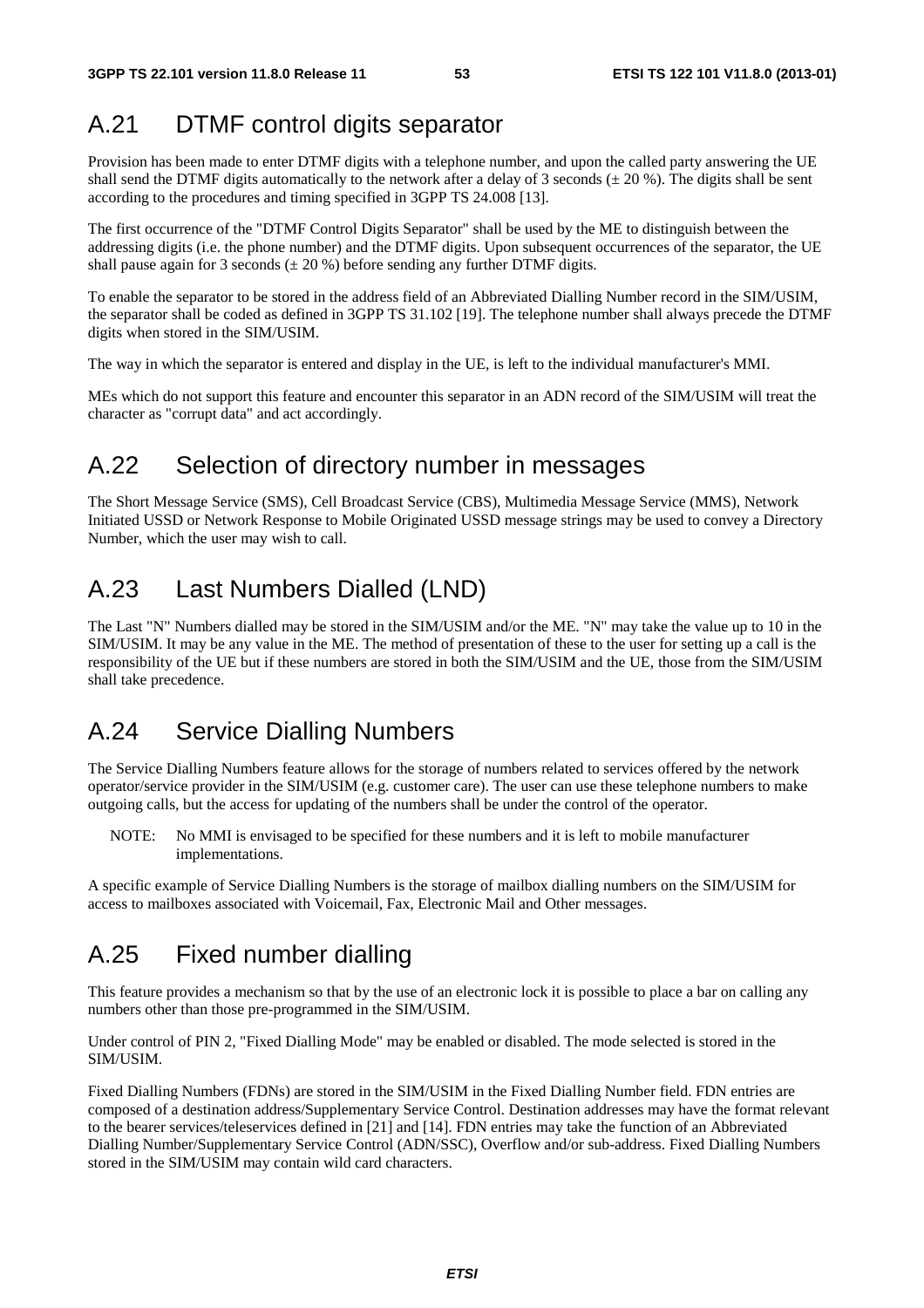# A.21 DTMF control digits separator

Provision has been made to enter DTMF digits with a telephone number, and upon the called party answering the UE shall send the DTMF digits automatically to the network after a delay of 3 seconds (± 20 %). The digits shall be sent according to the procedures and timing specified in 3GPP TS 24.008 [13].

The first occurrence of the "DTMF Control Digits Separator" shall be used by the ME to distinguish between the addressing digits (i.e. the phone number) and the DTMF digits. Upon subsequent occurrences of the separator, the UE shall pause again for 3 seconds (± 20 %) before sending any further DTMF digits.

To enable the separator to be stored in the address field of an Abbreviated Dialling Number record in the SIM/USIM, the separator shall be coded as defined in 3GPP TS 31.102 [19]. The telephone number shall always precede the DTMF digits when stored in the SIM/USIM.

The way in which the separator is entered and display in the UE, is left to the individual manufacturer's MMI.

MEs which do not support this feature and encounter this separator in an ADN record of the SIM/USIM will treat the character as "corrupt data" and act accordingly.

# A.22 Selection of directory number in messages

The Short Message Service (SMS), Cell Broadcast Service (CBS), Multimedia Message Service (MMS), Network Initiated USSD or Network Response to Mobile Originated USSD message strings may be used to convey a Directory Number, which the user may wish to call.

# A.23 Last Numbers Dialled (LND)

The Last "N" Numbers dialled may be stored in the SIM/USIM and/or the ME. "N" may take the value up to 10 in the SIM/USIM. It may be any value in the ME. The method of presentation of these to the user for setting up a call is the responsibility of the UE but if these numbers are stored in both the SIM/USIM and the UE, those from the SIM/USIM shall take precedence.

# A.24 Service Dialling Numbers

The Service Dialling Numbers feature allows for the storage of numbers related to services offered by the network operator/service provider in the SIM/USIM (e.g. customer care). The user can use these telephone numbers to make outgoing calls, but the access for updating of the numbers shall be under the control of the operator.

NOTE: No MMI is envisaged to be specified for these numbers and it is left to mobile manufacturer implementations.

A specific example of Service Dialling Numbers is the storage of mailbox dialling numbers on the SIM/USIM for access to mailboxes associated with Voicemail, Fax, Electronic Mail and Other messages.

# A.25 Fixed number dialling

This feature provides a mechanism so that by the use of an electronic lock it is possible to place a bar on calling any numbers other than those pre-programmed in the SIM/USIM.

Under control of PIN 2, "Fixed Dialling Mode" may be enabled or disabled. The mode selected is stored in the SIM/USIM.

Fixed Dialling Numbers (FDNs) are stored in the SIM/USIM in the Fixed Dialling Number field. FDN entries are composed of a destination address/Supplementary Service Control. Destination addresses may have the format relevant to the bearer services/teleservices defined in [21] and [14]. FDN entries may take the function of an Abbreviated Dialling Number/Supplementary Service Control (ADN/SSC), Overflow and/or sub-address. Fixed Dialling Numbers stored in the SIM/USIM may contain wild card characters.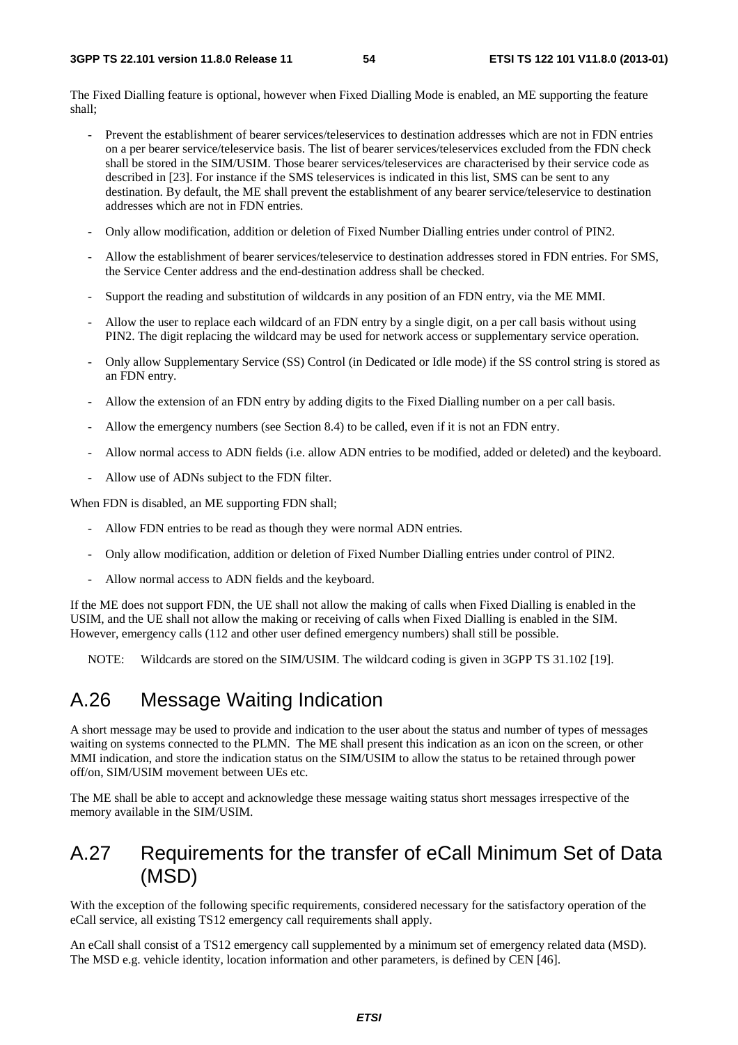The Fixed Dialling feature is optional, however when Fixed Dialling Mode is enabled, an ME supporting the feature shall;

- Prevent the establishment of bearer services/teleservices to destination addresses which are not in FDN entries on a per bearer service/teleservice basis. The list of bearer services/teleservices excluded from the FDN check shall be stored in the SIM/USIM. Those bearer services/teleservices are characterised by their service code as described in [23]. For instance if the SMS teleservices is indicated in this list, SMS can be sent to any destination. By default, the ME shall prevent the establishment of any bearer service/teleservice to destination addresses which are not in FDN entries.
- Only allow modification, addition or deletion of Fixed Number Dialling entries under control of PIN2.
- Allow the establishment of bearer services/teleservice to destination addresses stored in FDN entries. For SMS, the Service Center address and the end-destination address shall be checked.
- Support the reading and substitution of wildcards in any position of an FDN entry, via the ME MMI.
- Allow the user to replace each wildcard of an FDN entry by a single digit, on a per call basis without using PIN2. The digit replacing the wildcard may be used for network access or supplementary service operation.
- Only allow Supplementary Service (SS) Control (in Dedicated or Idle mode) if the SS control string is stored as an FDN entry.
- Allow the extension of an FDN entry by adding digits to the Fixed Dialling number on a per call basis.
- Allow the emergency numbers (see Section 8.4) to be called, even if it is not an FDN entry.
- Allow normal access to ADN fields (i.e. allow ADN entries to be modified, added or deleted) and the keyboard.
- Allow use of ADNs subject to the FDN filter.

When FDN is disabled, an ME supporting FDN shall;

- Allow FDN entries to be read as though they were normal ADN entries.
- Only allow modification, addition or deletion of Fixed Number Dialling entries under control of PIN2.
- Allow normal access to ADN fields and the keyboard.

If the ME does not support FDN, the UE shall not allow the making of calls when Fixed Dialling is enabled in the USIM, and the UE shall not allow the making or receiving of calls when Fixed Dialling is enabled in the SIM. However, emergency calls (112 and other user defined emergency numbers) shall still be possible.

NOTE: Wildcards are stored on the SIM/USIM. The wildcard coding is given in 3GPP TS 31.102 [19].

# A.26 Message Waiting Indication

A short message may be used to provide and indication to the user about the status and number of types of messages waiting on systems connected to the PLMN. The ME shall present this indication as an icon on the screen, or other MMI indication, and store the indication status on the SIM/USIM to allow the status to be retained through power off/on, SIM/USIM movement between UEs etc.

The ME shall be able to accept and acknowledge these message waiting status short messages irrespective of the memory available in the SIM/USIM.

# A.27 Requirements for the transfer of eCall Minimum Set of Data (MSD)

With the exception of the following specific requirements, considered necessary for the satisfactory operation of the eCall service, all existing TS12 emergency call requirements shall apply.

An eCall shall consist of a TS12 emergency call supplemented by a minimum set of emergency related data (MSD). The MSD e.g. vehicle identity, location information and other parameters, is defined by CEN [46].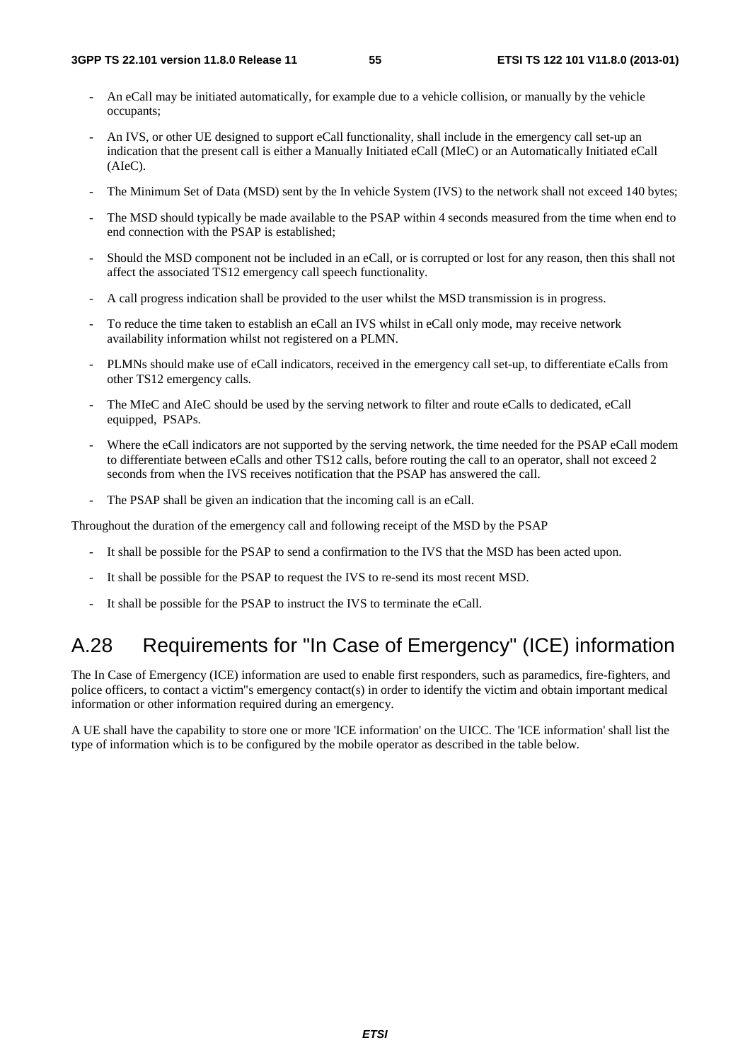- An eCall may be initiated automatically, for example due to a vehicle collision, or manually by the vehicle occupants;
- An IVS, or other UE designed to support eCall functionality, shall include in the emergency call set-up an indication that the present call is either a Manually Initiated eCall (MIeC) or an Automatically Initiated eCall (AIeC).
- The Minimum Set of Data (MSD) sent by the In vehicle System (IVS) to the network shall not exceed 140 bytes;
- The MSD should typically be made available to the PSAP within 4 seconds measured from the time when end to end connection with the PSAP is established;
- Should the MSD component not be included in an eCall, or is corrupted or lost for any reason, then this shall not affect the associated TS12 emergency call speech functionality.
- A call progress indication shall be provided to the user whilst the MSD transmission is in progress.
- To reduce the time taken to establish an eCall an IVS whilst in eCall only mode, may receive network availability information whilst not registered on a PLMN.
- PLMNs should make use of eCall indicators, received in the emergency call set-up, to differentiate eCalls from other TS12 emergency calls.
- The MIeC and AIeC should be used by the serving network to filter and route eCalls to dedicated, eCall equipped, PSAPs.
- Where the eCall indicators are not supported by the serving network, the time needed for the PSAP eCall modem to differentiate between eCalls and other TS12 calls, before routing the call to an operator, shall not exceed 2 seconds from when the IVS receives notification that the PSAP has answered the call.
- The PSAP shall be given an indication that the incoming call is an eCall.

Throughout the duration of the emergency call and following receipt of the MSD by the PSAP

- It shall be possible for the PSAP to send a confirmation to the IVS that the MSD has been acted upon.
- It shall be possible for the PSAP to request the IVS to re-send its most recent MSD.
- It shall be possible for the PSAP to instruct the IVS to terminate the eCall.

# A.28 Requirements for "In Case of Emergency" (ICE) information

The In Case of Emergency (ICE) information are used to enable first responders, such as paramedics, fire-fighters, and police officers, to contact a victim''s emergency contact(s) in order to identify the victim and obtain important medical information or other information required during an emergency.

A UE shall have the capability to store one or more 'ICE information' on the UICC. The 'ICE information' shall list the type of information which is to be configured by the mobile operator as described in the table below.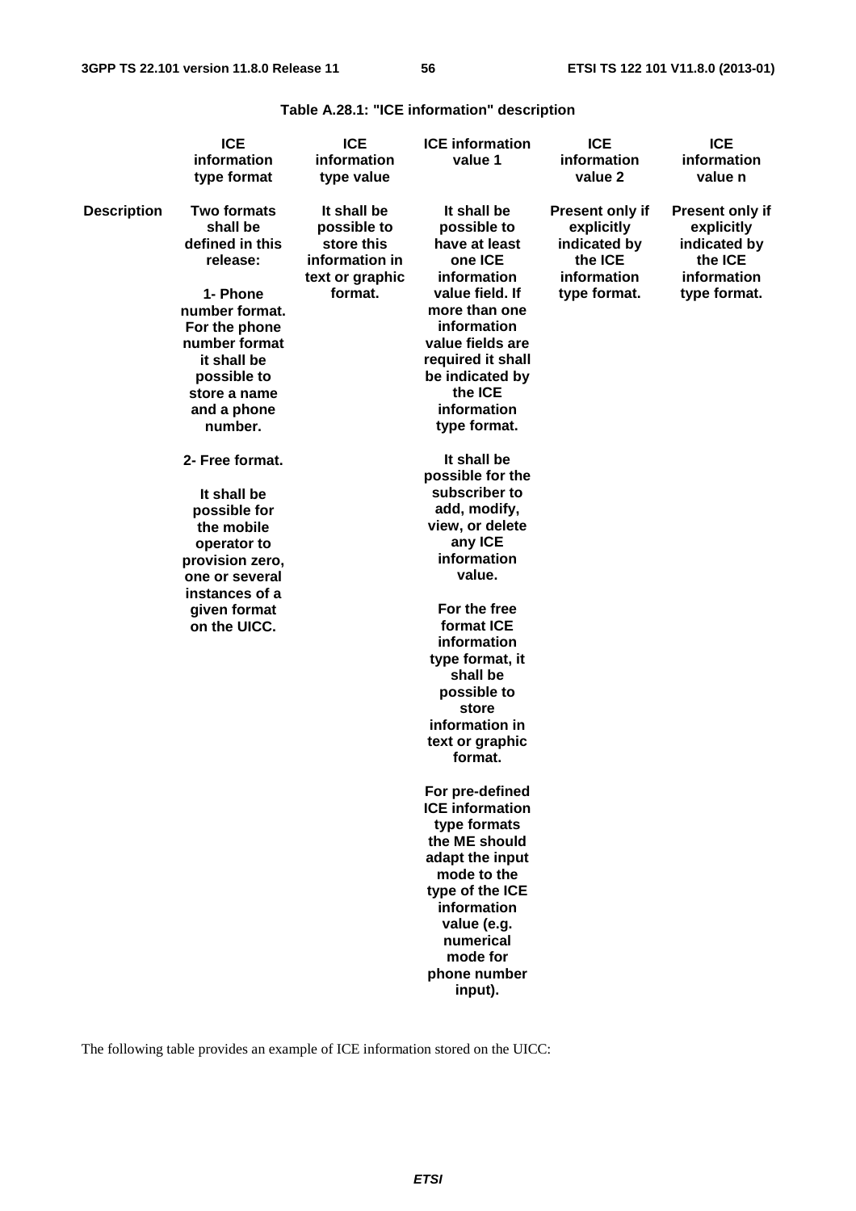**Table A.28.1: "ICE information" description**

| | ICE information type format | ICE information type value | ICE information value 1 | ICE information value 2 | ICE information value n |
|---|---|---|---|---|---|
| **Description** | Two formats shall be defined in this release:<br><br>1- Phone number format. For the phone number format it shall be possible to store a name and a phone number.<br><br>2- Free format.<br><br>It shall be possible for the mobile operator to provision zero, one or several instances of a given format on the UICC. | It shall be possible to store this information in text or graphic format. | It shall be possible to have at least one ICE information value field. If more than one information value fields are required it shall be indicated by the ICE information type format.<br><br>It shall be possible for the subscriber to add, modify, view, or delete any ICE information value.<br><br>For the free format ICE information type format, it shall be possible to store information in text or graphic format.<br><br>For pre-defined ICE information type formats the ME should adapt the input mode to the type of the ICE information value (e.g. numerical mode for phone number input). | Present only if explicitly indicated by the ICE information type format. | Present only if explicitly indicated by the ICE information type format. |

The following table provides an example of ICE information stored on the UICC: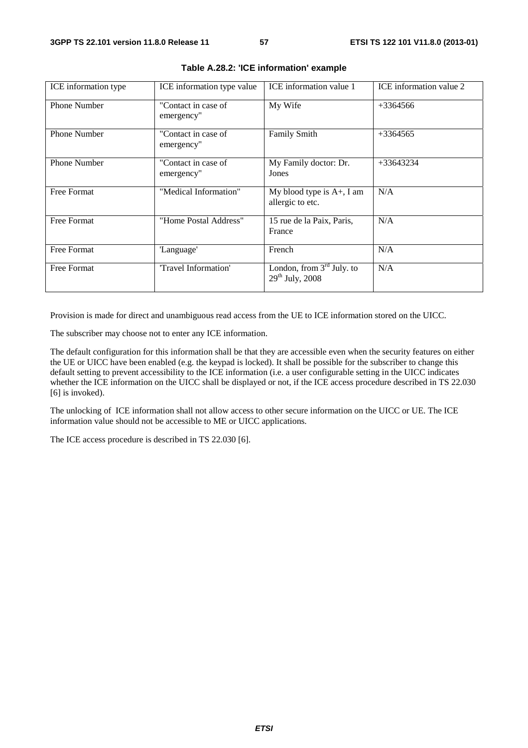**Table A.28.2: 'ICE information' example**

| ICE information type | ICE information type value | ICE information value 1 | ICE information value 2 |
|---|---|---|---|
| Phone Number | "Contact in case of emergency" | My Wife | +3364566 |
| Phone Number | "Contact in case of emergency" | Family Smith | +3364565 |
| Phone Number | "Contact in case of emergency" | My Family doctor: Dr. Jones | +33643234 |
| Free Format | "Medical Information" | My blood type is A+, I am allergic to etc. | N/A |
| Free Format | "Home Postal Address" | 15 rue de la Paix, Paris, France | N/A |
| Free Format | 'Language' | French | N/A |
| Free Format | 'Travel Information' | London, from 3rd July. to 29th July, 2008 | N/A |

Provision is made for direct and unambiguous read access from the UE to ICE information stored on the UICC.

The subscriber may choose not to enter any ICE information.

The default configuration for this information shall be that they are accessible even when the security features on either the UE or UICC have been enabled (e.g. the keypad is locked). It shall be possible for the subscriber to change this default setting to prevent accessibility to the ICE information (i.e. a user configurable setting in the UICC indicates whether the ICE information on the UICC shall be displayed or not, if the ICE access procedure described in TS 22.030 [6] is invoked).

The unlocking of ICE information shall not allow access to other secure information on the UICC or UE. The ICE information value should not be accessible to ME or UICC applications.

The ICE access procedure is described in TS 22.030 [6].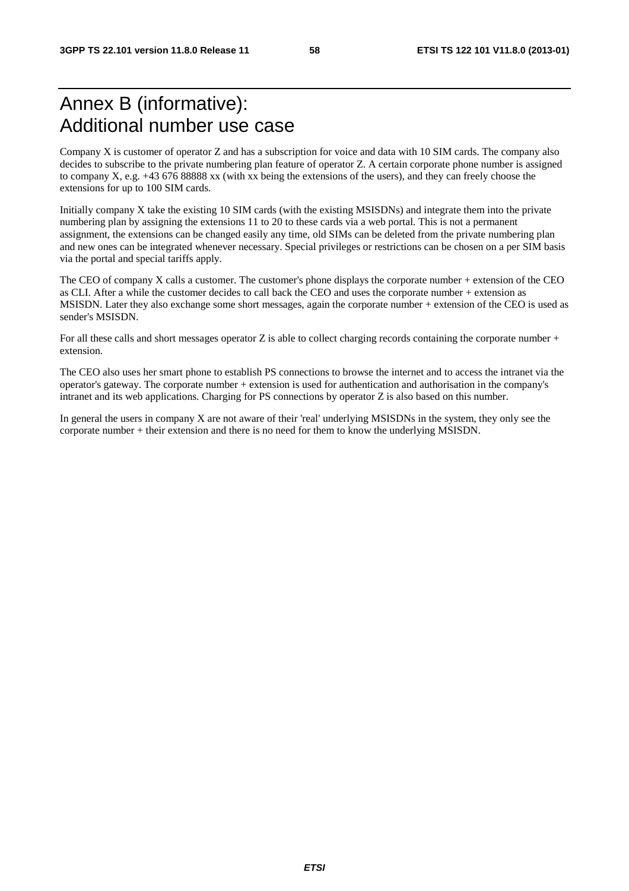# Annex B (informative): Additional number use case

Company X is customer of operator Z and has a subscription for voice and data with 10 SIM cards. The company also decides to subscribe to the private numbering plan feature of operator Z. A certain corporate phone number is assigned to company X, e.g. +43 676 88888 xx (with xx being the extensions of the users), and they can freely choose the extensions for up to 100 SIM cards.

Initially company X take the existing 10 SIM cards (with the existing MSISDNs) and integrate them into the private numbering plan by assigning the extensions 11 to 20 to these cards via a web portal. This is not a permanent assignment, the extensions can be changed easily any time, old SIMs can be deleted from the private numbering plan and new ones can be integrated whenever necessary. Special privileges or restrictions can be chosen on a per SIM basis via the portal and special tariffs apply.

The CEO of company X calls a customer. The customer's phone displays the corporate number + extension of the CEO as CLI. After a while the customer decides to call back the CEO and uses the corporate number + extension as MSISDN. Later they also exchange some short messages, again the corporate number + extension of the CEO is used as sender's MSISDN.

For all these calls and short messages operator Z is able to collect charging records containing the corporate number + extension.

The CEO also uses her smart phone to establish PS connections to browse the internet and to access the intranet via the operator's gateway. The corporate number + extension is used for authentication and authorisation in the company's intranet and its web applications. Charging for PS connections by operator Z is also based on this number.

In general the users in company X are not aware of their 'real' underlying MSISDNs in the system, they only see the corporate number + their extension and there is no need for them to know the underlying MSISDN.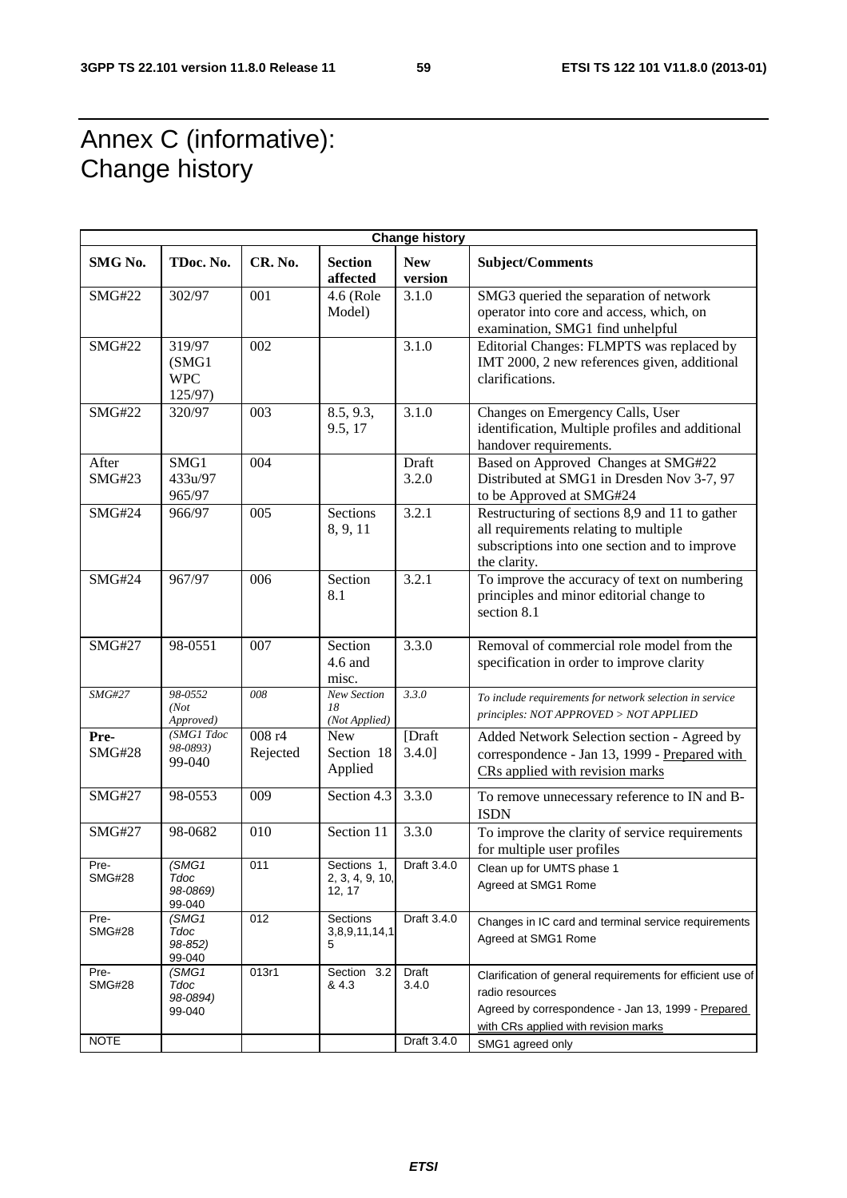# Annex C (informative): Change history

| Change history | | | | | |
|---|---|---|---|---|---|
| **SMG No.** | **TDoc. No.** | **CR. No.** | **Section affected** | **New version** | **Subject/Comments** |
| SMG#22 | 302/97 | 001 | 4.6 (Role Model) | 3.1.0 | SMG3 queried the separation of network operator into core and access, which, on examination, SMG1 find unhelpful |
| SMG#22 | 319/97 (SMG1 WPC 125/97) | 002 | | 3.1.0 | Editorial Changes: FLMPTS was replaced by IMT 2000, 2 new references given, additional clarifications. |
| SMG#22 | 320/97 | 003 | 8.5, 9.3, 9.5, 17 | 3.1.0 | Changes on Emergency Calls, User identification, Multiple profiles and additional handover requirements. |
| After SMG#23 | SMG1 433u/97 965/97 | 004 | | Draft 3.2.0 | Based on Approved Changes at SMG#22 Distributed at SMG1 in Dresden Nov 3-7, 97 to be Approved at SMG#24 |
| SMG#24 | 966/97 | 005 | Sections 8, 9, 11 | 3.2.1 | Restructuring of sections 8,9 and 11 to gather all requirements relating to multiple subscriptions into one section and to improve the clarity. |
| SMG#24 | 967/97 | 006 | Section 8.1 | 3.2.1 | To improve the accuracy of text on numbering principles and minor editorial change to section 8.1 |
| SMG#27 | 98-0551 | 007 | Section 4.6 and misc. | 3.3.0 | Removal of commercial role model from the specification in order to improve clarity |
| *SMG#27* | *98-0552 (Not Approved)* | *008* | *New Section 18 (Not Applied)* | *3.3.0* | *To include requirements for network selection in service principles: NOT APPROVED > NOT APPLIED* |
| **Pre-SMG#28** | *(SMG1 Tdoc 98-0893)* 99-040 | 008 r4 Rejected | New Section 18 Applied | [Draft 3.4.0] | Added Network Selection section - Agreed by correspondence - Jan 13, 1999 - Prepared with CRs applied with revision marks |
| SMG#27 | 98-0553 | 009 | Section 4.3 | 3.3.0 | To remove unnecessary reference to IN and B-ISDN |
| SMG#27 | 98-0682 | 010 | Section 11 | 3.3.0 | To improve the clarity of service requirements for multiple user profiles |
| Pre-SMG#28 | *(SMG1 Tdoc 98-0869)* 99-040 | 011 | Sections 1, 2, 3, 4, 9, 10, 12, 17 | Draft 3.4.0 | Clean up for UMTS phase 1<br>Agreed at SMG1 Rome |
| Pre-SMG#28 | *(SMG1 Tdoc 98-852)* 99-040 | 012 | Sections 3,8,9,11,14,15 | Draft 3.4.0 | Changes in IC card and terminal service requirements Agreed at SMG1 Rome |
| Pre-SMG#28 | *(SMG1 Tdoc 98-0894)* 99-040 | 013r1 | Section 3.2 & 4.3 | Draft 3.4.0 | Clarification of general requirements for efficient use of radio resources<br>Agreed by correspondence - Jan 13, 1999 - Prepared with CRs applied with revision marks |
| NOTE | | | | Draft 3.4.0 | SMG1 agreed only |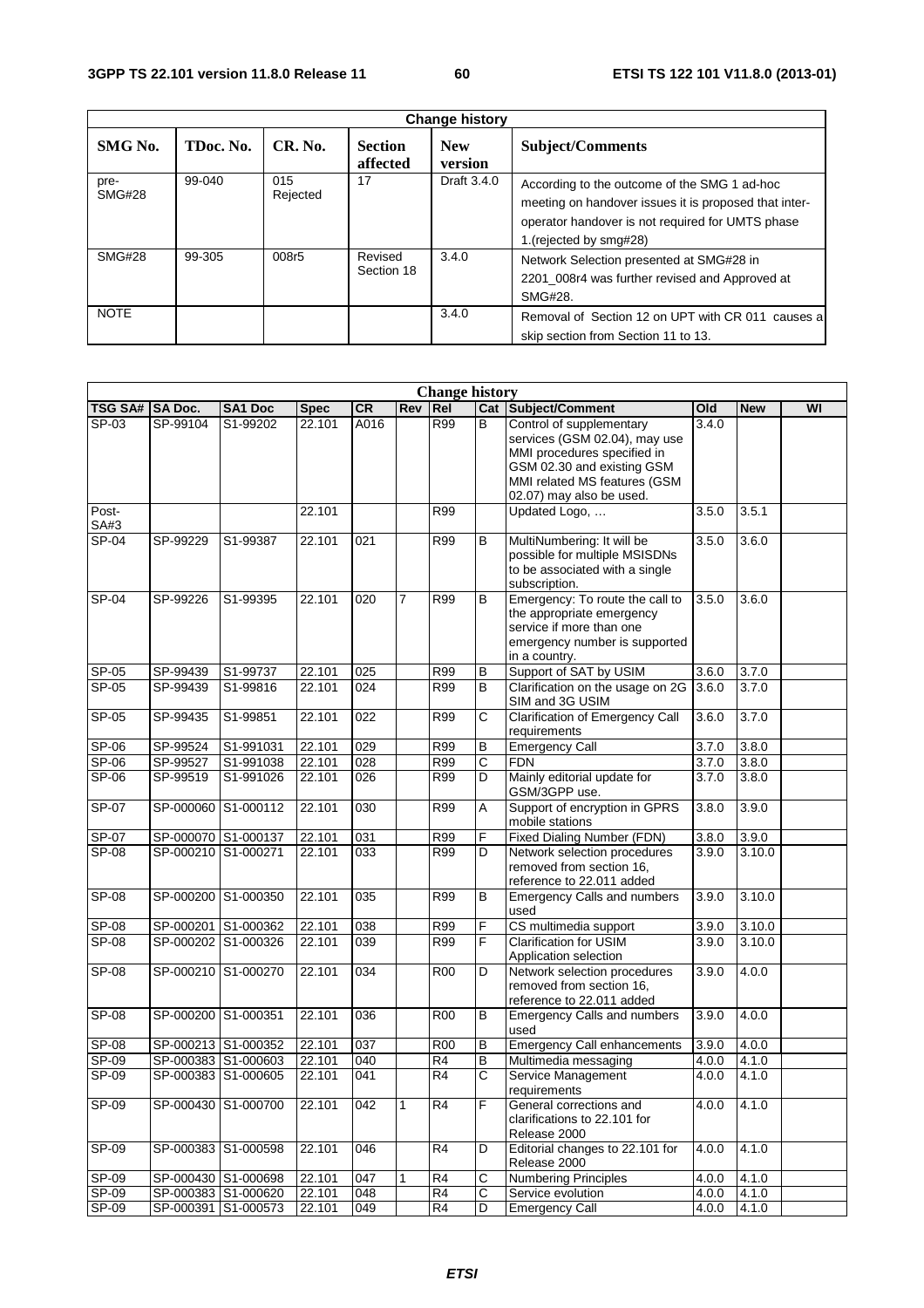| Change history | | | | | |
|---|---|---|---|---|---|
| **SMG No.** | **TDoc. No.** | **CR. No.** | **Section affected** | **New version** | **Subject/Comments** |
| pre-SMG#28 | 99-040 | 015 Rejected | 17 | Draft 3.4.0 | According to the outcome of the SMG 1 ad-hoc meeting on handover issues it is proposed that inter-operator handover is not required for UMTS phase 1.(rejected by smg#28) |
| SMG#28 | 99-305 | 008r5 | Revised Section 18 | 3.4.0 | Network Selection presented at SMG#28 in 2201_008r4 was further revised and Approved at SMG#28. |
| NOTE | | | | 3.4.0 | Removal of Section 12 on UPT with CR 011 causes a skip section from Section 11 to 13. |

| Change history | | | | | | | | | | | |
|---|---|---|---|---|---|---|---|---|---|---|---|
| **TSG SA#** | **SA Doc.** | **SA1 Doc** | **Spec** | **CR** | **Rev** | **Rel** | **Cat** | **Subject/Comment** | **Old** | **New** | **WI** |
| SP-03 | SP-99104 | S1-99202 | 22.101 | A016 | | R99 | B | Control of supplementary services (GSM 02.04), may use MMI procedures specified in GSM 02.30 and existing GSM MMI related MS features (GSM 02.07) may also be used. | 3.4.0 | | |
| Post-SA#3 | | | 22.101 | | | R99 | | Updated Logo, … | 3.5.0 | 3.5.1 | |
| SP-04 | SP-99229 | S1-99387 | 22.101 | 021 | | R99 | B | MultiNumbering: It will be possible for multiple MSISDNs to be associated with a single subscription. | 3.5.0 | 3.6.0 | |
| SP-04 | SP-99226 | S1-99395 | 22.101 | 020 | 7 | R99 | B | Emergency: To route the call to the appropriate emergency service if more than one emergency number is supported in a country. | 3.5.0 | 3.6.0 | |
| SP-05 | SP-99439 | S1-99737 | 22.101 | 025 | | R99 | B | Support of SAT by USIM | 3.6.0 | 3.7.0 | |
| SP-05 | SP-99439 | S1-99816 | 22.101 | 024 | | R99 | B | Clarification on the usage on 2G SIM and 3G USIM | 3.6.0 | 3.7.0 | |
| SP-05 | SP-99435 | S1-99851 | 22.101 | 022 | | R99 | C | Clarification of Emergency Call requirements | 3.6.0 | 3.7.0 | |
| SP-06 | SP-99524 | S1-991031 | 22.101 | 029 | | R99 | B | Emergency Call | 3.7.0 | 3.8.0 | |
| SP-06 | SP-99527 | S1-991038 | 22.101 | 028 | | R99 | C | FDN | 3.7.0 | 3.8.0 | |
| SP-06 | SP-99519 | S1-991026 | 22.101 | 026 | | R99 | D | Mainly editorial update for GSM/3GPP use. | 3.7.0 | 3.8.0 | |
| SP-07 | SP-000060 | S1-000112 | 22.101 | 030 | | R99 | A | Support of encryption in GPRS mobile stations | 3.8.0 | 3.9.0 | |
| SP-07 | SP-000070 | S1-000137 | 22.101 | 031 | | R99 | F | Fixed Dialing Number (FDN) | 3.8.0 | 3.9.0 | |
| SP-08 | SP-000210 | S1-000271 | 22.101 | 033 | | R99 | D | Network selection procedures removed from section 16, reference to 22.011 added | 3.9.0 | 3.10.0 | |
| SP-08 | SP-000200 | S1-000350 | 22.101 | 035 | | R99 | B | Emergency Calls and numbers used | 3.9.0 | 3.10.0 | |
| SP-08 | SP-000201 | S1-000362 | 22.101 | 038 | | R99 | F | CS multimedia support | 3.9.0 | 3.10.0 | |
| SP-08 | SP-000202 | S1-000326 | 22.101 | 039 | | R99 | F | Clarification for USIM Application selection | 3.9.0 | 3.10.0 | |
| SP-08 | SP-000210 | S1-000270 | 22.101 | 034 | | R00 | D | Network selection procedures removed from section 16, reference to 22.011 added | 3.9.0 | 4.0.0 | |
| SP-08 | SP-000200 | S1-000351 | 22.101 | 036 | | R00 | B | Emergency Calls and numbers used | 3.9.0 | 4.0.0 | |
| SP-08 | SP-000213 | S1-000352 | 22.101 | 037 | | R00 | B | Emergency Call enhancements | 3.9.0 | 4.0.0 | |
| SP-09 | SP-000383 | S1-000603 | 22.101 | 040 | | R4 | B | Multimedia messaging | 4.0.0 | 4.1.0 | |
| SP-09 | SP-000383 | S1-000605 | 22.101 | 041 | | R4 | C | Service Management requirements | 4.0.0 | 4.1.0 | |
| SP-09 | SP-000430 | S1-000700 | 22.101 | 042 | 1 | R4 | F | General corrections and clarifications to 22.101 for Release 2000 | 4.0.0 | 4.1.0 | |
| SP-09 | SP-000383 | S1-000598 | 22.101 | 046 | | R4 | D | Editorial changes to 22.101 for Release 2000 | 4.0.0 | 4.1.0 | |
| SP-09 | SP-000430 | S1-000698 | 22.101 | 047 | 1 | R4 | C | Numbering Principles | 4.0.0 | 4.1.0 | |
| SP-09 | SP-000383 | S1-000620 | 22.101 | 048 | | R4 | C | Service evolution | 4.0.0 | 4.1.0 | |
| SP-09 | SP-000391 | S1-000573 | 22.101 | 049 | | R4 | D | Emergency Call | 4.0.0 | 4.1.0 | |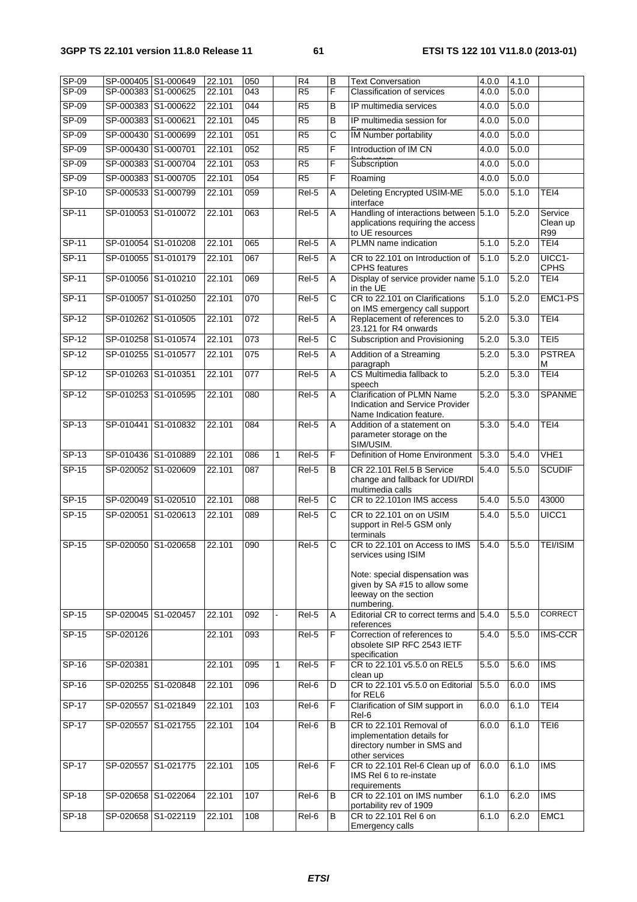| SP-09 | SP-000405 | S1-000649 | 22.101 | 050 | | R4 | B | Text Conversation | 4.0.0 | 4.1.0 | |
|---|---|---|---|---|---|---|---|---|---|---|---|
| SP-09 | SP-000383 | S1-000625 | 22.101 | 043 | | R5 | F | Classification of services | 4.0.0 | 5.0.0 | |
| SP-09 | SP-000383 | S1-000622 | 22.101 | 044 | | R5 | B | IP multimedia services | 4.0.0 | 5.0.0 | |
| SP-09 | SP-000383 | S1-000621 | 22.101 | 045 | | R5 | B | IP multimedia session for Emergency call | 4.0.0 | 5.0.0 | |
| SP-09 | SP-000430 | S1-000699 | 22.101 | 051 | | R5 | C | IM Number portability | 4.0.0 | 5.0.0 | |
| SP-09 | SP-000430 | S1-000701 | 22.101 | 052 | | R5 | F | Introduction of IM CN Subsystem | 4.0.0 | 5.0.0 | |
| SP-09 | SP-000383 | S1-000704 | 22.101 | 053 | | R5 | F | Subscription | 4.0.0 | 5.0.0 | |
| SP-09 | SP-000383 | S1-000705 | 22.101 | 054 | | R5 | F | Roaming | 4.0.0 | 5.0.0 | |
| SP-10 | SP-000533 | S1-000799 | 22.101 | 059 | | Rel-5 | A | Deleting Encrypted USIM-ME interface | 5.0.0 | 5.1.0 | TEI4 |
| SP-11 | SP-010053 | S1-010072 | 22.101 | 063 | | Rel-5 | A | Handling of interactions between applications requiring the access to UE resources | 5.1.0 | 5.2.0 | Service Clean up R99 |
| SP-11 | SP-010054 | S1-010208 | 22.101 | 065 | | Rel-5 | A | PLMN name indication | 5.1.0 | 5.2.0 | TEI4 |
| SP-11 | SP-010055 | S1-010179 | 22.101 | 067 | | Rel-5 | A | CR to 22.101 on Introduction of CPHS features | 5.1.0 | 5.2.0 | UICC1-CPHS |
| SP-11 | SP-010056 | S1-010210 | 22.101 | 069 | | Rel-5 | A | Display of service provider name in the UE | 5.1.0 | 5.2.0 | TEI4 |
| SP-11 | SP-010057 | S1-010250 | 22.101 | 070 | | Rel-5 | C | CR to 22.101 on Clarifications on IMS emergency call support | 5.1.0 | 5.2.0 | EMC1-PS |
| SP-12 | SP-010262 | S1-010505 | 22.101 | 072 | | Rel-5 | A | Replacement of references to 23.121 for R4 onwards | 5.2.0 | 5.3.0 | TEI4 |
| SP-12 | SP-010258 | S1-010574 | 22.101 | 073 | | Rel-5 | C | Subscription and Provisioning | 5.2.0 | 5.3.0 | TEI5 |
| SP-12 | SP-010255 | S1-010577 | 22.101 | 075 | | Rel-5 | A | Addition of a Streaming paragraph | 5.2.0 | 5.3.0 | PSTREAM |
| SP-12 | SP-010263 | S1-010351 | 22.101 | 077 | | Rel-5 | A | CS Multimedia fallback to speech | 5.2.0 | 5.3.0 | TEI4 |
| SP-12 | SP-010253 | S1-010595 | 22.101 | 080 | | Rel-5 | A | Clarification of PLMN Name Indication and Service Provider Name Indication feature. | 5.2.0 | 5.3.0 | SPANME |
| SP-13 | SP-010441 | S1-010832 | 22.101 | 084 | | Rel-5 | A | Addition of a statement on parameter storage on the SIM/USIM. | 5.3.0 | 5.4.0 | TEI4 |
| SP-13 | SP-010436 | S1-010889 | 22.101 | 086 | 1 | Rel-5 | F | Definition of Home Environment | 5.3.0 | 5.4.0 | VHE1 |
| SP-15 | SP-020052 | S1-020609 | 22.101 | 087 | | Rel-5 | B | CR 22.101 Rel.5 B Service change and fallback for UDI/RDI multimedia calls | 5.4.0 | 5.5.0 | SCUDIF |
| SP-15 | SP-020049 | S1-020510 | 22.101 | 088 | | Rel-5 | C | CR to 22.101on IMS access | 5.4.0 | 5.5.0 | 43000 |
| SP-15 | SP-020051 | S1-020613 | 22.101 | 089 | | Rel-5 | C | CR to 22.101 on on USIM support in Rel-5 GSM only terminals | 5.4.0 | 5.5.0 | UICC1 |
| SP-15 | SP-020050 | S1-020658 | 22.101 | 090 | | Rel-5 | C | CR to 22.101 on Access to IMS services using ISIM<br><br>Note: special dispensation was given by SA #15 to allow some leeway on the section numbering. | 5.4.0 | 5.5.0 | TEI/ISIM |
| SP-15 | SP-020045 | S1-020457 | 22.101 | 092 | - | Rel-5 | A | Editorial CR to correct terms and references | 5.4.0 | 5.5.0 | CORRECT |
| SP-15 | SP-020126 | | 22.101 | 093 | | Rel-5 | F | Correction of references to obsolete SIP RFC 2543 IETF specification | 5.4.0 | 5.5.0 | IMS-CCR |
| SP-16 | SP-020381 | | 22.101 | 095 | 1 | Rel-5 | F | CR to 22.101 v5.5.0 on REL5 clean up | 5.5.0 | 5.6.0 | IMS |
| SP-16 | SP-020255 | S1-020848 | 22.101 | 096 | | Rel-6 | D | CR to 22.101 v5.5.0 on Editorial for REL6 | 5.5.0 | 6.0.0 | IMS |
| SP-17 | SP-020557 | S1-021849 | 22.101 | 103 | | Rel-6 | F | Clarification of SIM support in Rel-6 | 6.0.0 | 6.1.0 | TEI4 |
| SP-17 | SP-020557 | S1-021755 | 22.101 | 104 | | Rel-6 | B | CR to 22.101 Removal of implementation details for directory number in SMS and other services | 6.0.0 | 6.1.0 | TEI6 |
| SP-17 | SP-020557 | S1-021775 | 22.101 | 105 | | Rel-6 | F | CR to 22.101 Rel-6 Clean up of IMS Rel 6 to re-instate requirements | 6.0.0 | 6.1.0 | IMS |
| SP-18 | SP-020658 | S1-022064 | 22.101 | 107 | | Rel-6 | B | CR to 22.101 on IMS number portability rev of 1909 | 6.1.0 | 6.2.0 | IMS |
| SP-18 | SP-020658 | S1-022119 | 22.101 | 108 | | Rel-6 | B | CR to 22.101 Rel 6 on Emergency calls | 6.1.0 | 6.2.0 | EMC1 |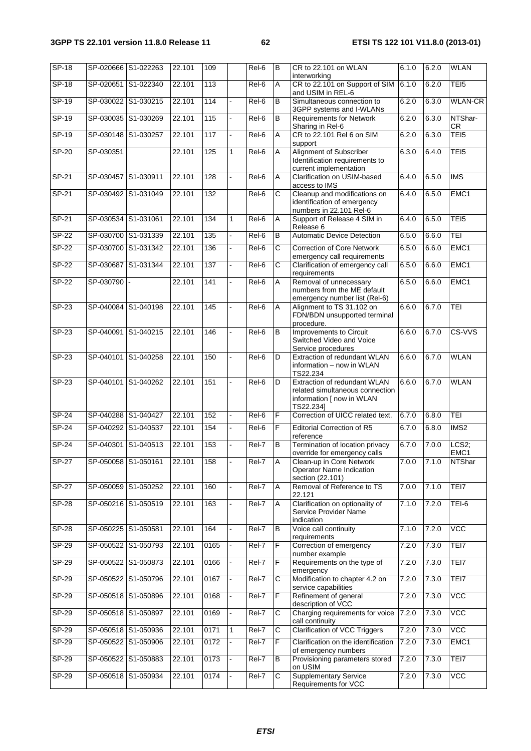| SP-18 | SP-020666 | S1-022263 | 22.101 | 109 | | Rel-6 | B | CR to 22.101 on WLAN interworking | 6.1.0 | 6.2.0 | WLAN |
|---|---|---|---|---|---|---|---|---|---|---|---|
| SP-18 | SP-020651 | S1-022340 | 22.101 | 113 | | Rel-6 | A | CR to 22.101 on Support of SIM and USIM in REL-6 | 6.1.0 | 6.2.0 | TEI5 |
| SP-19 | SP-030022 | S1-030215 | 22.101 | 114 | - | Rel-6 | B | Simultaneous connection to 3GPP systems and I-WLANs | 6.2.0 | 6.3.0 | WLAN-CR |
| SP-19 | SP-030035 | S1-030269 | 22.101 | 115 | - | Rel-6 | B | Requirements for Network Sharing in Rel-6 | 6.2.0 | 6.3.0 | NTShar-CR |
| SP-19 | SP-030148 | S1-030257 | 22.101 | 117 | - | Rel-6 | A | CR to 22.101 Rel 6 on SIM support | 6.2.0 | 6.3.0 | TEI5 |
| SP-20 | SP-030351 | | 22.101 | 125 | 1 | Rel-6 | A | Alignment of Subscriber Identification requirements to current implementation | 6.3.0 | 6.4.0 | TEI5 |
| SP-21 | SP-030457 | S1-030911 | 22.101 | 128 | - | Rel-6 | A | Clarification on USIM-based access to IMS | 6.4.0 | 6.5.0 | IMS |
| SP-21 | SP-030492 | S1-031049 | 22.101 | 132 | | Rel-6 | C | Cleanup and modifications on identification of emergency numbers in 22.101 Rel-6 | 6.4.0 | 6.5.0 | EMC1 |
| SP-21 | SP-030534 | S1-031061 | 22.101 | 134 | 1 | Rel-6 | A | Support of Release 4 SIM in Release 6 | 6.4.0 | 6.5.0 | TEI5 |
| SP-22 | SP-030700 | S1-031339 | 22.101 | 135 | - | Rel-6 | B | Automatic Device Detection | 6.5.0 | 6.6.0 | TEI |
| SP-22 | SP-030700 | S1-031342 | 22.101 | 136 | - | Rel-6 | C | Correction of Core Network emergency call requirements | 6.5.0 | 6.6.0 | EMC1 |
| SP-22 | SP-030687 | S1-031344 | 22.101 | 137 | - | Rel-6 | C | Clarification of emergency call requirements | 6.5.0 | 6.6.0 | EMC1 |
| SP-22 | SP-030790 | - | 22.101 | 141 | - | Rel-6 | A | Removal of unnecessary numbers from the ME default emergency number list (Rel-6) | 6.5.0 | 6.6.0 | EMC1 |
| SP-23 | SP-040084 | S1-040198 | 22.101 | 145 | - | Rel-6 | A | Alignment to TS 31.102 on FDN/BDN unsupported terminal procedure. | 6.6.0 | 6.7.0 | TEI |
| SP-23 | SP-040091 | S1-040215 | 22.101 | 146 | - | Rel-6 | B | Improvements to Circuit Switched Video and Voice Service procedures | 6.6.0 | 6.7.0 | CS-VVS |
| SP-23 | SP-040101 | S1-040258 | 22.101 | 150 | - | Rel-6 | D | Extraction of redundant WLAN information – now in WLAN TS22.234 | 6.6.0 | 6.7.0 | WLAN |
| SP-23 | SP-040101 | S1-040262 | 22.101 | 151 | - | Rel-6 | D | Extraction of redundant WLAN related simultaneous connection information [ now in WLAN TS22.234] | 6.6.0 | 6.7.0 | WLAN |
| SP-24 | SP-040288 | S1-040427 | 22.101 | 152 | - | Rel-6 | F | Correction of UICC related text. | 6.7.0 | 6.8.0 | TEI |
| SP-24 | SP-040292 | S1-040537 | 22.101 | 154 | - | Rel-6 | F | Editorial Correction of R5 reference | 6.7.0 | 6.8.0 | IMS2 |
| SP-24 | SP-040301 | S1-040513 | 22.101 | 153 | - | Rel-7 | B | Termination of location privacy override for emergency calls | 6.7.0 | 7.0.0 | LCS2; EMC1 |
| SP-27 | SP-050058 | S1-050161 | 22.101 | 158 | - | Rel-7 | A | Clean-up in Core Network Operator Name Indication section (22.101) | 7.0.0 | 7.1.0 | NTShar |
| SP-27 | SP-050059 | S1-050252 | 22.101 | 160 | - | Rel-7 | A | Removal of Reference to TS 22.121 | 7.0.0 | 7.1.0 | TEI7 |
| SP-28 | SP-050216 | S1-050519 | 22.101 | 163 | - | Rel-7 | A | Clarification on optionality of Service Provider Name indication | 7.1.0 | 7.2.0 | TEI-6 |
| SP-28 | SP-050225 | S1-050581 | 22.101 | 164 | - | Rel-7 | B | Voice call continuity requirements | 7.1.0 | 7.2.0 | VCC |
| SP-29 | SP-050522 | S1-050793 | 22.101 | 0165 | - | Rel-7 | F | Correction of emergency number example | 7.2.0 | 7.3.0 | TEI7 |
| SP-29 | SP-050522 | S1-050873 | 22.101 | 0166 | - | Rel-7 | F | Requirements on the type of emergency | 7.2.0 | 7.3.0 | TEI7 |
| SP-29 | SP-050522 | S1-050796 | 22.101 | 0167 | - | Rel-7 | C | Modification to chapter 4.2 on service capabilities | 7.2.0 | 7.3.0 | TEI7 |
| SP-29 | SP-050518 | S1-050896 | 22.101 | 0168 | - | Rel-7 | F | Refinement of general description of VCC | 7.2.0 | 7.3.0 | VCC |
| SP-29 | SP-050518 | S1-050897 | 22.101 | 0169 | - | Rel-7 | C | Charging requirements for voice call continuity | 7.2.0 | 7.3.0 | VCC |
| SP-29 | SP-050518 | S1-050936 | 22.101 | 0171 | 1 | Rel-7 | C | Clarification of VCC Triggers | 7.2.0 | 7.3.0 | VCC |
| SP-29 | SP-050522 | S1-050906 | 22.101 | 0172 | - | Rel-7 | F | Clarification on the identification of emergency numbers | 7.2.0 | 7.3.0 | EMC1 |
| SP-29 | SP-050522 | S1-050883 | 22.101 | 0173 | - | Rel-7 | B | Provisioning parameters stored on USIM | 7.2.0 | 7.3.0 | TEI7 |
| SP-29 | SP-050518 | S1-050934 | 22.101 | 0174 | - | Rel-7 | C | Supplementary Service Requirements for VCC | 7.2.0 | 7.3.0 | VCC |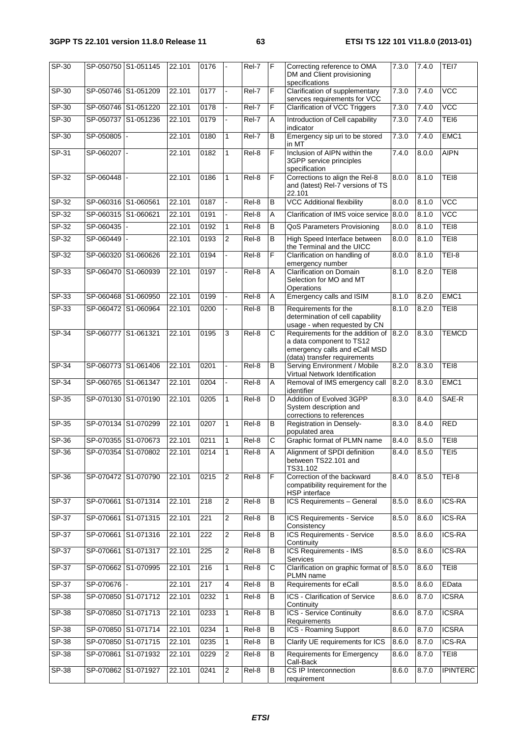| SP-30 | SP-050750 | S1-051145 | 22.101 | 0176 | - | Rel-7 | F | Correcting reference to OMA DM and Client provisioning specifications | 7.3.0 | 7.4.0 | TEI7 |
|---|---|---|---|---|---|---|---|---|---|---|---|
| SP-30 | SP-050746 | S1-051209 | 22.101 | 0177 | - | Rel-7 | F | Clarification of supplementary servces requirements for VCC | 7.3.0 | 7.4.0 | VCC |
| SP-30 | SP-050746 | S1-051220 | 22.101 | 0178 | - | Rel-7 | F | Clarification of VCC Triggers | 7.3.0 | 7.4.0 | VCC |
| SP-30 | SP-050737 | S1-051236 | 22.101 | 0179 | - | Rel-7 | A | Introduction of Cell capability indicator | 7.3.0 | 7.4.0 | TEI6 |
| SP-30 | SP-050805 | - | 22.101 | 0180 | 1 | Rel-7 | B | Emergency sip uri to be stored in MT | 7.3.0 | 7.4.0 | EMC1 |
| SP-31 | SP-060207 | - | 22.101 | 0182 | 1 | Rel-8 | F | Inclusion of AIPN within the 3GPP service principles specification | 7.4.0 | 8.0.0 | AIPN |
| SP-32 | SP-060448 | - | 22.101 | 0186 | 1 | Rel-8 | F | Corrections to align the Rel-8 and (latest) Rel-7 versions of TS 22.101 | 8.0.0 | 8.1.0 | TEI8 |
| SP-32 | SP-060316 | S1-060561 | 22.101 | 0187 | - | Rel-8 | B | VCC Additional flexibility | 8.0.0 | 8.1.0 | VCC |
| SP-32 | SP-060315 | S1-060621 | 22.101 | 0191 | - | Rel-8 | A | Clarification of IMS voice service | 8.0.0 | 8.1.0 | VCC |
| SP-32 | SP-060435 | - | 22.101 | 0192 | 1 | Rel-8 | B | QoS Parameters Provisioning | 8.0.0 | 8.1.0 | TEI8 |
| SP-32 | SP-060449 | - | 22.101 | 0193 | 2 | Rel-8 | B | High Speed Interface between the Terminal and the UICC | 8.0.0 | 8.1.0 | TEI8 |
| SP-32 | SP-060320 | S1-060626 | 22.101 | 0194 | - | Rel-8 | F | Clarification on handling of emergency number | 8.0.0 | 8.1.0 | TEI-8 |
| SP-33 | SP-060470 | S1-060939 | 22.101 | 0197 | - | Rel-8 | A | Clarification on Domain Selection for MO and MT Operations | 8.1.0 | 8.2.0 | TEI8 |
| SP-33 | SP-060468 | S1-060950 | 22.101 | 0199 | - | Rel-8 | A | Emergency calls and ISIM | 8.1.0 | 8.2.0 | EMC1 |
| SP-33 | SP-060472 | S1-060964 | 22.101 | 0200 | - | Rel-8 | B | Requirements for the determination of cell capability usage - when requested by CN | 8.1.0 | 8.2.0 | TEI8 |
| SP-34 | SP-060777 | S1-061321 | 22.101 | 0195 | 3 | Rel-8 | C | Requirements for the addition of a data component to TS12 emergency calls and eCall MSD (data) transfer requirements | 8.2.0 | 8.3.0 | TEMCD |
| SP-34 | SP-060773 | S1-061406 | 22.101 | 0201 | - | Rel-8 | B | Serving Environment / Mobile Virtual Network Identification | 8.2.0 | 8.3.0 | TEI8 |
| SP-34 | SP-060765 | S1-061347 | 22.101 | 0204 | - | Rel-8 | A | Removal of IMS emergency call identifier | 8.2.0 | 8.3.0 | EMC1 |
| SP-35 | SP-070130 | S1-070190 | 22.101 | 0205 | 1 | Rel-8 | D | Addition of Evolved 3GPP System description and corrections to references | 8.3.0 | 8.4.0 | SAE-R |
| SP-35 | SP-070134 | S1-070299 | 22.101 | 0207 | 1 | Rel-8 | B | Registration in Densely-populated area | 8.3.0 | 8.4.0 | RED |
| SP-36 | SP-070355 | S1-070673 | 22.101 | 0211 | 1 | Rel-8 | C | Graphic format of PLMN name | 8.4.0 | 8.5.0 | TEI8 |
| SP-36 | SP-070354 | S1-070802 | 22.101 | 0214 | 1 | Rel-8 | A | Alignment of SPDI definition between TS22.101 and TS31.102 | 8.4.0 | 8.5.0 | TEI5 |
| SP-36 | SP-070472 | S1-070790 | 22.101 | 0215 | 2 | Rel-8 | F | Correction of the backward compatibility requirement for the HSP interface | 8.4.0 | 8.5.0 | TEI-8 |
| SP-37 | SP-070661 | S1-071314 | 22.101 | 218 | 2 | Rel-8 | B | ICS Requirements – General | 8.5.0 | 8.6.0 | ICS-RA |
| SP-37 | SP-070661 | S1-071315 | 22.101 | 221 | 2 | Rel-8 | B | ICS Requirements - Service Consistency | 8.5.0 | 8.6.0 | ICS-RA |
| SP-37 | SP-070661 | S1-071316 | 22.101 | 222 | 2 | Rel-8 | B | ICS Requirements - Service Continuity | 8.5.0 | 8.6.0 | ICS-RA |
| SP-37 | SP-070661 | S1-071317 | 22.101 | 225 | 2 | Rel-8 | B | ICS Requirements - IMS Services | 8.5.0 | 8.6.0 | ICS-RA |
| SP-37 | SP-070662 | S1-070995 | 22.101 | 216 | 1 | Rel-8 | C | Clarification on graphic format of PLMN name | 8.5.0 | 8.6.0 | TEI8 |
| SP-37 | SP-070676 | - | 22.101 | 217 | 4 | Rel-8 | B | Requirements for eCall | 8.5.0 | 8.6.0 | EData |
| SP-38 | SP-070850 | S1-071712 | 22.101 | 0232 | 1 | Rel-8 | B | ICS - Clarification of Service Continuity | 8.6.0 | 8.7.0 | ICSRA |
| SP-38 | SP-070850 | S1-071713 | 22.101 | 0233 | 1 | Rel-8 | B | ICS - Service Continuity Requirements | 8.6.0 | 8.7.0 | ICSRA |
| SP-38 | SP-070850 | S1-071714 | 22.101 | 0234 | 1 | Rel-8 | B | ICS - Roaming Support | 8.6.0 | 8.7.0 | ICSRA |
| SP-38 | SP-070850 | S1-071715 | 22.101 | 0235 | 1 | Rel-8 | B | Clarify UE requirements for ICS | 8.6.0 | 8.7.0 | ICS-RA |
| SP-38 | SP-070861 | S1-071932 | 22.101 | 0229 | 2 | Rel-8 | B | Requirements for Emergency Call-Back | 8.6.0 | 8.7.0 | TEI8 |
| SP-38 | SP-070862 | S1-071927 | 22.101 | 0241 | 2 | Rel-8 | B | CS IP Interconnection requirement | 8.6.0 | 8.7.0 | IPINTERC |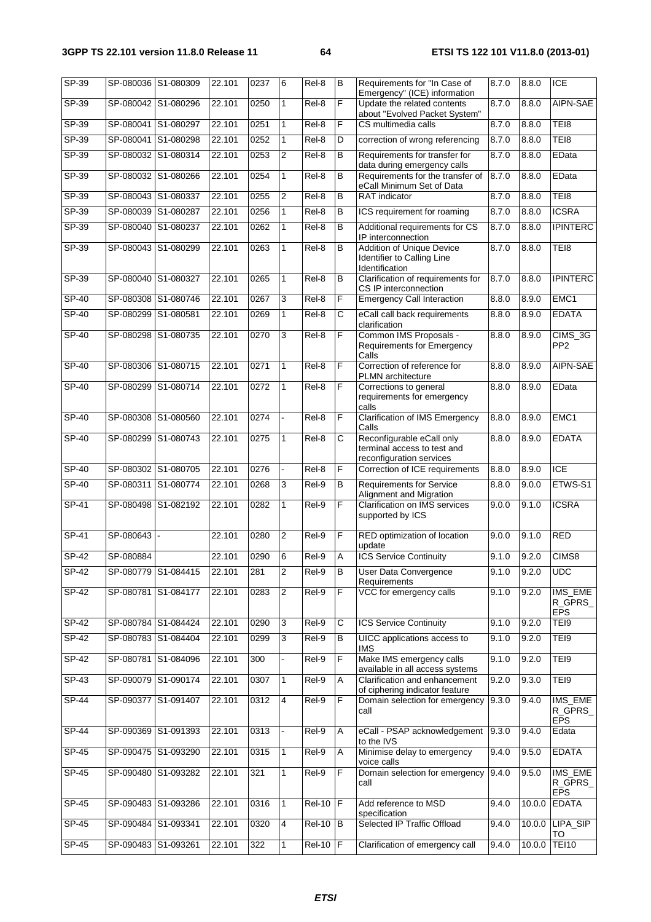| SP-39 | SP-080036 | S1-080309 | 22.101 | 0237 | 6 | Rel-8 | B | Requirements for "In Case of Emergency" (ICE) information | 8.7.0 | 8.8.0 | ICE |
|---|---|---|---|---|---|---|---|---|---|---|---|
| SP-39 | SP-080042 | S1-080296 | 22.101 | 0250 | 1 | Rel-8 | F | Update the related contents about "Evolved Packet System" | 8.7.0 | 8.8.0 | AIPN-SAE |
| SP-39 | SP-080041 | S1-080297 | 22.101 | 0251 | 1 | Rel-8 | F | CS multimedia calls | 8.7.0 | 8.8.0 | TEI8 |
| SP-39 | SP-080041 | S1-080298 | 22.101 | 0252 | 1 | Rel-8 | D | correction of wrong referencing | 8.7.0 | 8.8.0 | TEI8 |
| SP-39 | SP-080032 | S1-080314 | 22.101 | 0253 | 2 | Rel-8 | B | Requirements for transfer for data during emergency calls | 8.7.0 | 8.8.0 | EData |
| SP-39 | SP-080032 | S1-080266 | 22.101 | 0254 | 1 | Rel-8 | B | Requirements for the transfer of eCall Minimum Set of Data | 8.7.0 | 8.8.0 | EData |
| SP-39 | SP-080043 | S1-080337 | 22.101 | 0255 | 2 | Rel-8 | B | RAT indicator | 8.7.0 | 8.8.0 | TEI8 |
| SP-39 | SP-080039 | S1-080287 | 22.101 | 0256 | 1 | Rel-8 | B | ICS requirement for roaming | 8.7.0 | 8.8.0 | ICSRA |
| SP-39 | SP-080040 | S1-080237 | 22.101 | 0262 | 1 | Rel-8 | B | Additional requirements for CS IP interconnection | 8.7.0 | 8.8.0 | IPINTERC |
| SP-39 | SP-080043 | S1-080299 | 22.101 | 0263 | 1 | Rel-8 | B | Addition of Unique Device Identifier to Calling Line Identification | 8.7.0 | 8.8.0 | TEI8 |
| SP-39 | SP-080040 | S1-080327 | 22.101 | 0265 | 1 | Rel-8 | B | Clarification of requirements for CS IP interconnection | 8.7.0 | 8.8.0 | IPINTERC |
| SP-40 | SP-080308 | S1-080746 | 22.101 | 0267 | 3 | Rel-8 | F | Emergency Call Interaction | 8.8.0 | 8.9.0 | EMC1 |
| SP-40 | SP-080299 | S1-080581 | 22.101 | 0269 | 1 | Rel-8 | C | eCall call back requirements clarification | 8.8.0 | 8.9.0 | EDATA |
| SP-40 | SP-080298 | S1-080735 | 22.101 | 0270 | 3 | Rel-8 | F | Common IMS Proposals - Requirements for Emergency Calls | 8.8.0 | 8.9.0 | CIMS_3GPP2 |
| SP-40 | SP-080306 | S1-080715 | 22.101 | 0271 | 1 | Rel-8 | F | Correction of reference for PLMN architecture | 8.8.0 | 8.9.0 | AIPN-SAE |
| SP-40 | SP-080299 | S1-080714 | 22.101 | 0272 | 1 | Rel-8 | F | Corrections to general requirements for emergency calls | 8.8.0 | 8.9.0 | EData |
| SP-40 | SP-080308 | S1-080560 | 22.101 | 0274 | - | Rel-8 | F | Clarification of IMS Emergency Calls | 8.8.0 | 8.9.0 | EMC1 |
| SP-40 | SP-080299 | S1-080743 | 22.101 | 0275 | 1 | Rel-8 | C | Reconfigurable eCall only terminal access to test and reconfiguration services | 8.8.0 | 8.9.0 | EDATA |
| SP-40 | SP-080302 | S1-080705 | 22.101 | 0276 | - | Rel-8 | F | Correction of ICE requirements | 8.8.0 | 8.9.0 | ICE |
| SP-40 | SP-080311 | S1-080774 | 22.101 | 0268 | 3 | Rel-9 | B | Requirements for Service Alignment and Migration | 8.8.0 | 9.0.0 | ETWS-S1 |
| SP-41 | SP-080498 | S1-082192 | 22.101 | 0282 | 1 | Rel-9 | F | Clarification on IMS services supported by ICS | 9.0.0 | 9.1.0 | ICSRA |
| SP-41 | SP-080643 | - | 22.101 | 0280 | 2 | Rel-9 | F | RED optimization of location update | 9.0.0 | 9.1.0 | RED |
| SP-42 | SP-080884 | | 22.101 | 0290 | 6 | Rel-9 | A | ICS Service Continuity | 9.1.0 | 9.2.0 | CIMS8 |
| SP-42 | SP-080779 | S1-084415 | 22.101 | 281 | 2 | Rel-9 | B | User Data Convergence Requirements | 9.1.0 | 9.2.0 | UDC |
| SP-42 | SP-080781 | S1-084177 | 22.101 | 0283 | 2 | Rel-9 | F | VCC for emergency calls | 9.1.0 | 9.2.0 | IMS_EMER_GPRS_EPS |
| SP-42 | SP-080784 | S1-084424 | 22.101 | 0290 | 3 | Rel-9 | C | ICS Service Continuity | 9.1.0 | 9.2.0 | TEI9 |
| SP-42 | SP-080783 | S1-084404 | 22.101 | 0299 | 3 | Rel-9 | B | UICC applications access to IMS | 9.1.0 | 9.2.0 | TEI9 |
| SP-42 | SP-080781 | S1-084096 | 22.101 | 300 | - | Rel-9 | F | Make IMS emergency calls available in all access systems | 9.1.0 | 9.2.0 | TEI9 |
| SP-43 | SP-090079 | S1-090174 | 22.101 | 0307 | 1 | Rel-9 | A | Clarification and enhancement of ciphering indicator feature | 9.2.0 | 9.3.0 | TEI9 |
| SP-44 | SP-090377 | S1-091407 | 22.101 | 0312 | 4 | Rel-9 | F | Domain selection for emergency call | 9.3.0 | 9.4.0 | IMS_EMER_GPRS_EPS |
| SP-44 | SP-090369 | S1-091393 | 22.101 | 0313 | - | Rel-9 | A | eCall - PSAP acknowledgement to the IVS | 9.3.0 | 9.4.0 | Edata |
| SP-45 | SP-090475 | S1-093290 | 22.101 | 0315 | 1 | Rel-9 | A | Minimise delay to emergency voice calls | 9.4.0 | 9.5.0 | EDATA |
| SP-45 | SP-090480 | S1-093282 | 22.101 | 321 | 1 | Rel-9 | F | Domain selection for emergency call | 9.4.0 | 9.5.0 | IMS_EMER_GPRS_EPS |
| SP-45 | SP-090483 | S1-093286 | 22.101 | 0316 | 1 | Rel-10 | F | Add reference to MSD specification | 9.4.0 | 10.0.0 | EDATA |
| SP-45 | SP-090484 | S1-093341 | 22.101 | 0320 | 4 | Rel-10 | B | Selected IP Traffic Offload | 9.4.0 | 10.0.0 | LIPA_SIPTO |
| SP-45 | SP-090483 | S1-093261 | 22.101 | 322 | 1 | Rel-10 | F | Clarification of emergency call | 9.4.0 | 10.0.0 | TEI10 |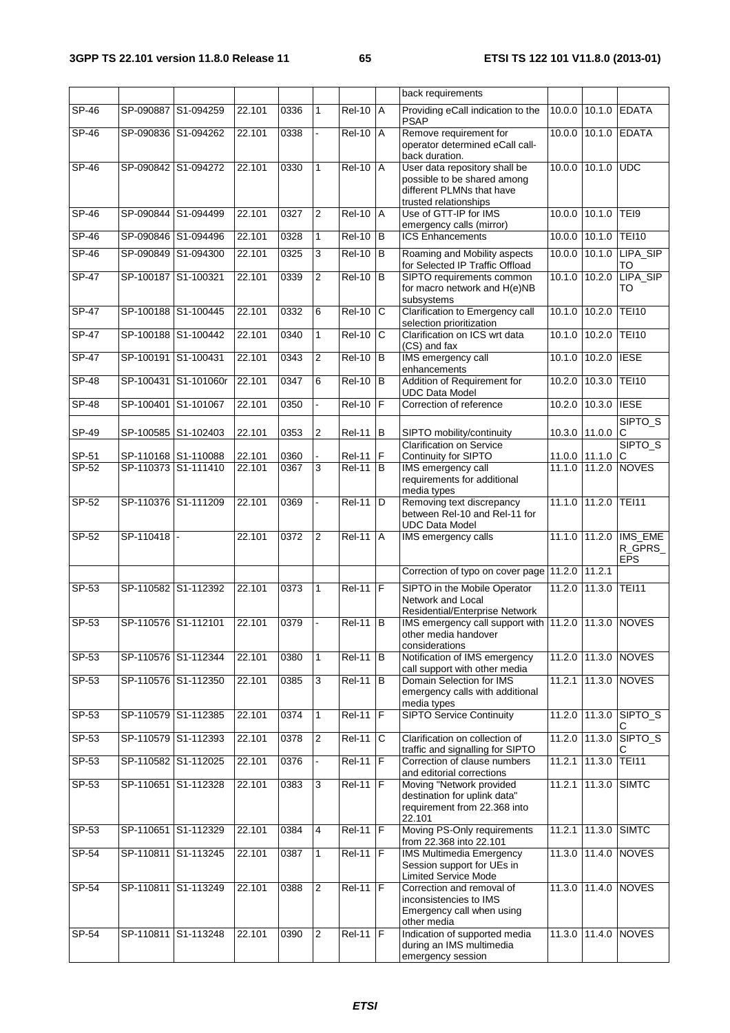| | | | | | | | | back requirements | | | |
|---|---|---|---|---|---|---|---|---|---|---|---|
| SP-46 | SP-090887 | S1-094259 | 22.101 | 0336 | 1 | Rel-10 | A | Providing eCall indication to the PSAP | 10.0.0 | 10.1.0 | EDATA |
| SP-46 | SP-090836 | S1-094262 | 22.101 | 0338 | - | Rel-10 | A | Remove requirement for operator determined eCall call-back duration. | 10.0.0 | 10.1.0 | EDATA |
| SP-46 | SP-090842 | S1-094272 | 22.101 | 0330 | 1 | Rel-10 | A | User data repository shall be possible to be shared among different PLMNs that have trusted relationships | 10.0.0 | 10.1.0 | UDC |
| SP-46 | SP-090844 | S1-094499 | 22.101 | 0327 | 2 | Rel-10 | A | Use of GTT-IP for IMS emergency calls (mirror) | 10.0.0 | 10.1.0 | TEI9 |
| SP-46 | SP-090846 | S1-094496 | 22.101 | 0328 | 1 | Rel-10 | B | ICS Enhancements | 10.0.0 | 10.1.0 | TEI10 |
| SP-46 | SP-090849 | S1-094300 | 22.101 | 0325 | 3 | Rel-10 | B | Roaming and Mobility aspects for Selected IP Traffic Offload | 10.0.0 | 10.1.0 | LIPA_SIPTO |
| SP-47 | SP-100187 | S1-100321 | 22.101 | 0339 | 2 | Rel-10 | B | SIPTO requirements common for macro network and H(e)NB subsystems | 10.1.0 | 10.2.0 | LIPA_SIPTO |
| SP-47 | SP-100188 | S1-100445 | 22.101 | 0332 | 6 | Rel-10 | C | Clarification to Emergency call selection prioritization | 10.1.0 | 10.2.0 | TEI10 |
| SP-47 | SP-100188 | S1-100442 | 22.101 | 0340 | 1 | Rel-10 | C | Clarification on ICS wrt data (CS) and fax | 10.1.0 | 10.2.0 | TEI10 |
| SP-47 | SP-100191 | S1-100431 | 22.101 | 0343 | 2 | Rel-10 | B | IMS emergency call enhancements | 10.1.0 | 10.2.0 | IESE |
| SP-48 | SP-100431 | S1-101060r | 22.101 | 0347 | 6 | Rel-10 | B | Addition of Requirement for UDC Data Model | 10.2.0 | 10.3.0 | TEI10 |
| SP-48 | SP-100401 | S1-101067 | 22.101 | 0350 | - | Rel-10 | F | Correction of reference | 10.2.0 | 10.3.0 | IESE |
| SP-49 | SP-100585 | S1-102403 | 22.101 | 0353 | 2 | Rel-11 | B | SIPTO mobility/continuity | 10.3.0 | 11.0.0 | SIPTO_SC |
| SP-51 | SP-110168 | S1-110088 | 22.101 | 0360 | - | Rel-11 | F | Clarification on Service Continuity for SIPTO | 11.0.0 | 11.1.0 | SIPTO_SC |
| SP-52 | SP-110373 | S1-111410 | 22.101 | 0367 | 3 | Rel-11 | B | IMS emergency call requirements for additional media types | 11.1.0 | 11.2.0 | NOVES |
| SP-52 | SP-110376 | S1-111209 | 22.101 | 0369 | - | Rel-11 | D | Removing text discrepancy between Rel-10 and Rel-11 for UDC Data Model | 11.1.0 | 11.2.0 | TEI11 |
| SP-52 | SP-110418 | - | 22.101 | 0372 | 2 | Rel-11 | A | IMS emergency calls | 11.1.0 | 11.2.0 | IMS_EMER_GPRS_EPS |
| | | | | | | | | Correction of typo on cover page | 11.2.0 | 11.2.1 | |
| SP-53 | SP-110582 | S1-112392 | 22.101 | 0373 | 1 | Rel-11 | F | SIPTO in the Mobile Operator Network and Local Residential/Enterprise Network | 11.2.0 | 11.3.0 | TEI11 |
| SP-53 | SP-110576 | S1-112101 | 22.101 | 0379 | - | Rel-11 | B | IMS emergency call support with other media handover considerations | 11.2.0 | 11.3.0 | NOVES |
| SP-53 | SP-110576 | S1-112344 | 22.101 | 0380 | 1 | Rel-11 | B | Notification of IMS emergency call support with other media | 11.2.0 | 11.3.0 | NOVES |
| SP-53 | SP-110576 | S1-112350 | 22.101 | 0385 | 3 | Rel-11 | B | Domain Selection for IMS emergency calls with additional media types | 11.2.1 | 11.3.0 | NOVES |
| SP-53 | SP-110579 | S1-112385 | 22.101 | 0374 | 1 | Rel-11 | F | SIPTO Service Continuity | 11.2.0 | 11.3.0 | SIPTO_SC |
| SP-53 | SP-110579 | S1-112393 | 22.101 | 0378 | 2 | Rel-11 | C | Clarification on collection of traffic and signalling for SIPTO | 11.2.0 | 11.3.0 | SIPTO_SC |
| SP-53 | SP-110582 | S1-112025 | 22.101 | 0376 | - | Rel-11 | F | Correction of clause numbers and editorial corrections | 11.2.1 | 11.3.0 | TEI11 |
| SP-53 | SP-110651 | S1-112328 | 22.101 | 0383 | 3 | Rel-11 | F | Moving "Network provided destination for uplink data" requirement from 22.368 into 22.101 | 11.2.1 | 11.3.0 | SIMTC |
| SP-53 | SP-110651 | S1-112329 | 22.101 | 0384 | 4 | Rel-11 | F | Moving PS-Only requirements from 22.368 into 22.101 | 11.2.1 | 11.3.0 | SIMTC |
| SP-54 | SP-110811 | S1-113245 | 22.101 | 0387 | 1 | Rel-11 | F | IMS Multimedia Emergency Session support for UEs in Limited Service Mode | 11.3.0 | 11.4.0 | NOVES |
| SP-54 | SP-110811 | S1-113249 | 22.101 | 0388 | 2 | Rel-11 | F | Correction and removal of inconsistencies to IMS Emergency call when using other media | 11.3.0 | 11.4.0 | NOVES |
| SP-54 | SP-110811 | S1-113248 | 22.101 | 0390 | 2 | Rel-11 | F | Indication of supported media during an IMS multimedia emergency session | 11.3.0 | 11.4.0 | NOVES |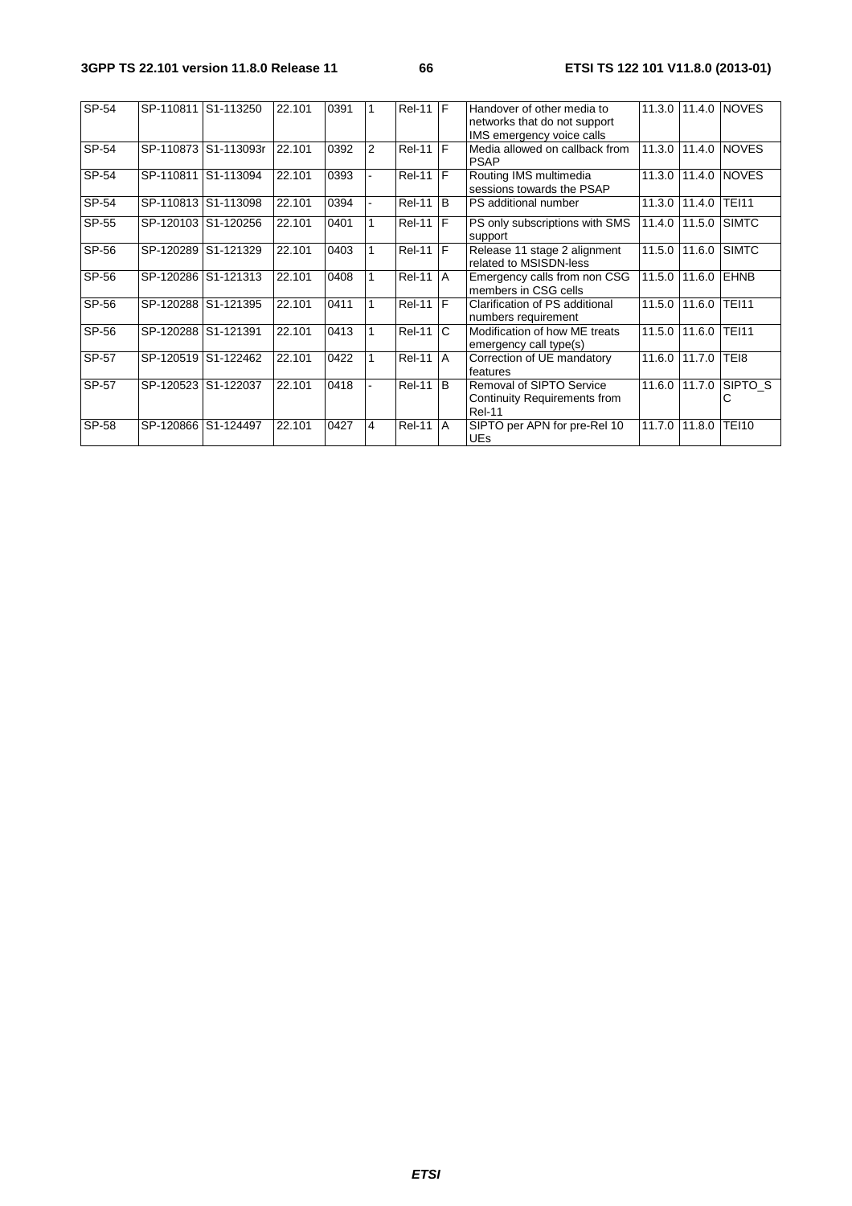| SP-54 | SP-110811 | S1-113250 | 22.101 | 0391 | 1 | Rel-11 | F | Handover of other media to networks that do not support IMS emergency voice calls | 11.3.0 | 11.4.0 | NOVES |
|---|---|---|---|---|---|---|---|---|---|---|---|
| SP-54 | SP-110873 | S1-113093r | 22.101 | 0392 | 2 | Rel-11 | F | Media allowed on callback from PSAP | 11.3.0 | 11.4.0 | NOVES |
| SP-54 | SP-110811 | S1-113094 | 22.101 | 0393 | - | Rel-11 | F | Routing IMS multimedia sessions towards the PSAP | 11.3.0 | 11.4.0 | NOVES |
| SP-54 | SP-110813 | S1-113098 | 22.101 | 0394 | - | Rel-11 | B | PS additional number | 11.3.0 | 11.4.0 | TEI11 |
| SP-55 | SP-120103 | S1-120256 | 22.101 | 0401 | 1 | Rel-11 | F | PS only subscriptions with SMS support | 11.4.0 | 11.5.0 | SIMTC |
| SP-56 | SP-120289 | S1-121329 | 22.101 | 0403 | 1 | Rel-11 | F | Release 11 stage 2 alignment related to MSISDN-less | 11.5.0 | 11.6.0 | SIMTC |
| SP-56 | SP-120286 | S1-121313 | 22.101 | 0408 | 1 | Rel-11 | A | Emergency calls from non CSG members in CSG cells | 11.5.0 | 11.6.0 | EHNB |
| SP-56 | SP-120288 | S1-121395 | 22.101 | 0411 | 1 | Rel-11 | F | Clarification of PS additional numbers requirement | 11.5.0 | 11.6.0 | TEI11 |
| SP-56 | SP-120288 | S1-121391 | 22.101 | 0413 | 1 | Rel-11 | C | Modification of how ME treats emergency call type(s) | 11.5.0 | 11.6.0 | TEI11 |
| SP-57 | SP-120519 | S1-122462 | 22.101 | 0422 | 1 | Rel-11 | A | Correction of UE mandatory features | 11.6.0 | 11.7.0 | TEI8 |
| SP-57 | SP-120523 | S1-122037 | 22.101 | 0418 | - | Rel-11 | B | Removal of SIPTO Service Continuity Requirements from Rel-11 | 11.6.0 | 11.7.0 | SIPTO_SC |
| SP-58 | SP-120866 | S1-124497 | 22.101 | 0427 | 4 | Rel-11 | A | SIPTO per APN for pre-Rel 10 UEs | 11.7.0 | 11.8.0 | TEI10 |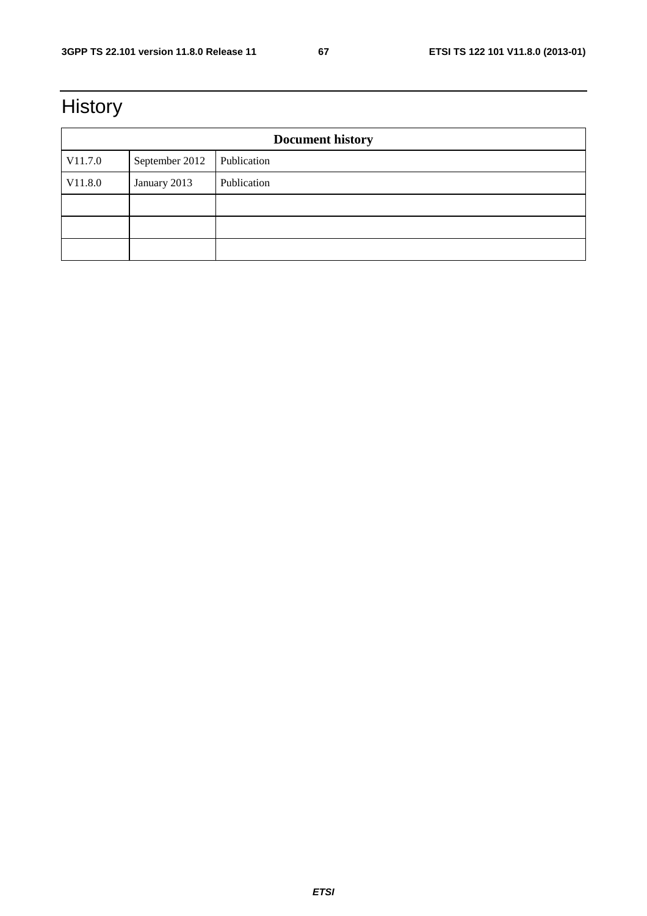# History

| Document history | | |
|---|---|---|
| V11.7.0 | September 2012 | Publication |
| V11.8.0 | January 2013 | Publication |
| | | |
| | | |
| | | |